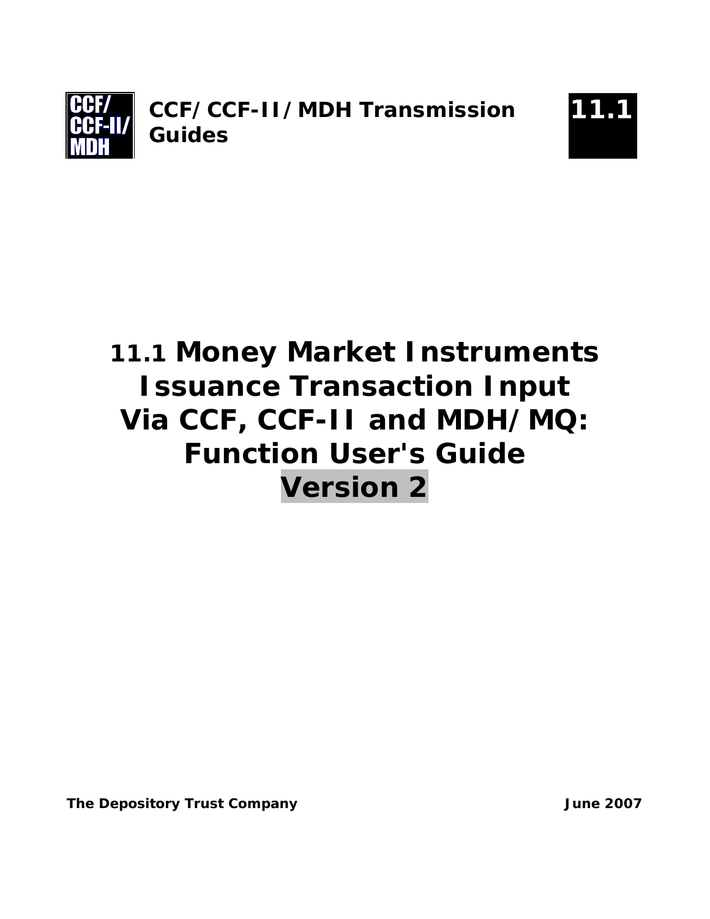CCF/ CCF-II/ MDH

**CCF/CCF-II/MDH Transmission Guides**

**11.1**

# 11.1 Money Market Instruments Issuance Transaction Input Via CCF, CCF-II and MDH/MQ: Function User's Guide Version 2

**The Depository Trust Company**

**June 2007**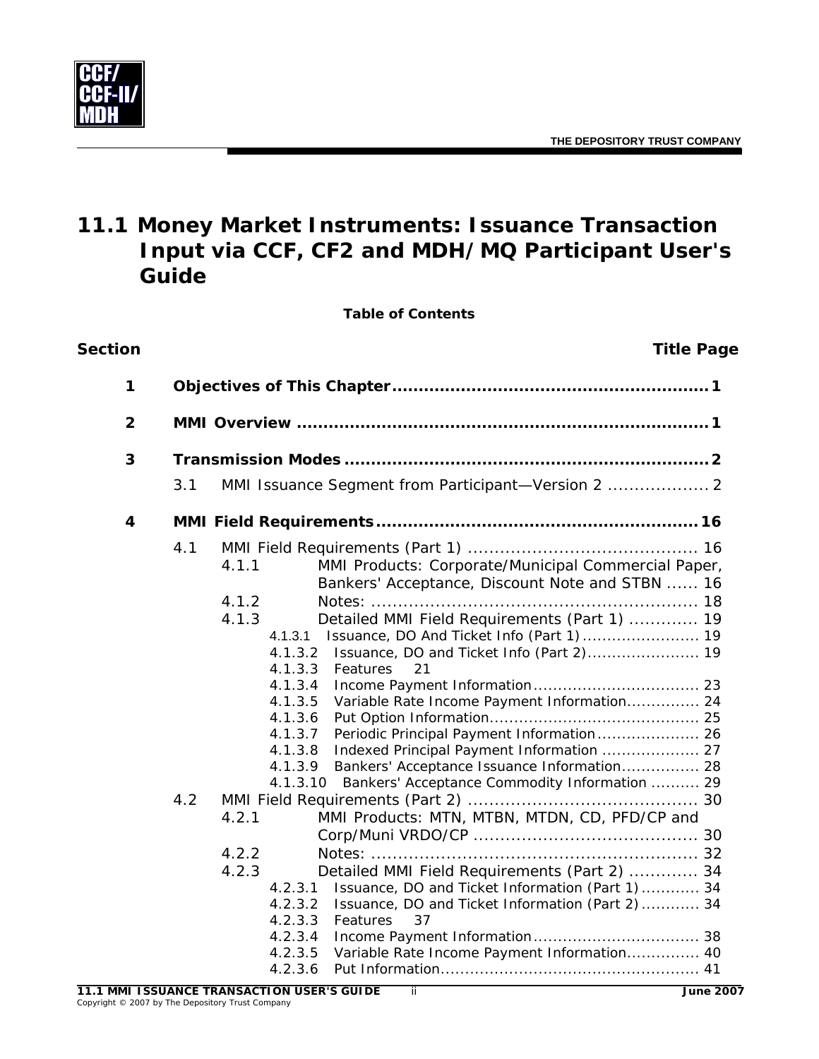# 11.1 Money Market Instruments: Issuance Transaction Input via CCF, CF2 and MDH/MQ Participant User's Guide

**Table of Contents**

| Section | | Title | Page |
|---|---|---|---|
| **1** | | **Objectives of This Chapter** | **1** |
| **2** | | **MMI Overview** | **1** |
| **3** | | **Transmission Modes** | **2** |
| | 3.1 | MMI Issuance Segment from Participant—Version 2 | 2 |
| **4** | | **MMI Field Requirements** | **16** |
| | 4.1 | MMI Field Requirements (Part 1) | 16 |
| | 4.1.1 | MMI Products: Corporate/Municipal Commercial Paper, Bankers' Acceptance, Discount Note and STBN | 16 |
| | 4.1.2 | Notes: | 18 |
| | 4.1.3 | Detailed MMI Field Requirements (Part 1) | 19 |
| | 4.1.3.1 | Issuance, DO And Ticket Info (Part 1) | 19 |
| | 4.1.3.2 | Issuance, DO and Ticket Info (Part 2) | 19 |
| | 4.1.3.3 | Features | 21 |
| | 4.1.3.4 | Income Payment Information | 23 |
| | 4.1.3.5 | Variable Rate Income Payment Information | 24 |
| | 4.1.3.6 | Put Option Information | 25 |
| | 4.1.3.7 | Periodic Principal Payment Information | 26 |
| | 4.1.3.8 | Indexed Principal Payment Information | 27 |
| | 4.1.3.9 | Bankers' Acceptance Issuance Information | 28 |
| | 4.1.3.10 | Bankers' Acceptance Commodity Information | 29 |
| | 4.2 | MMI Field Requirements (Part 2) | 30 |
| | 4.2.1 | MMI Products: MTN, MTBN, MTDN, CD, PFD/CP and Corp/Muni VRDO/CP | 30 |
| | 4.2.2 | Notes: | 32 |
| | 4.2.3 | Detailed MMI Field Requirements (Part 2) | 34 |
| | 4.2.3.1 | Issuance, DO and Ticket Information (Part 1) | 34 |
| | 4.2.3.2 | Issuance, DO and Ticket Information (Part 2) | 34 |
| | 4.2.3.3 | Features | 37 |
| | 4.2.3.4 | Income Payment Information | 38 |
| | 4.2.3.5 | Variable Rate Income Payment Information | 40 |
| | 4.2.3.6 | Put Information | 41 |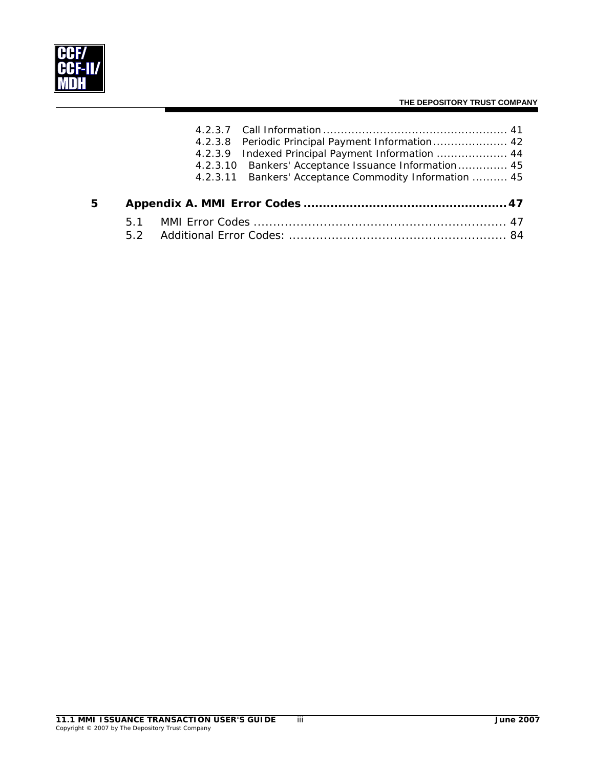4.2.3.7 Call Information ........................................................ 41
4.2.3.8 Periodic Principal Payment Information ..................... 42
4.2.3.9 Indexed Principal Payment Information ..................... 44
4.2.3.10 Bankers' Acceptance Issuance Information .............. 45
4.2.3.11 Bankers' Acceptance Commodity Information .......... 45

**5 Appendix A. MMI Error Codes ................................................... 47**

5.1 MMI Error Codes ................................................................ 47
5.2 Additional Error Codes: ....................................................... 84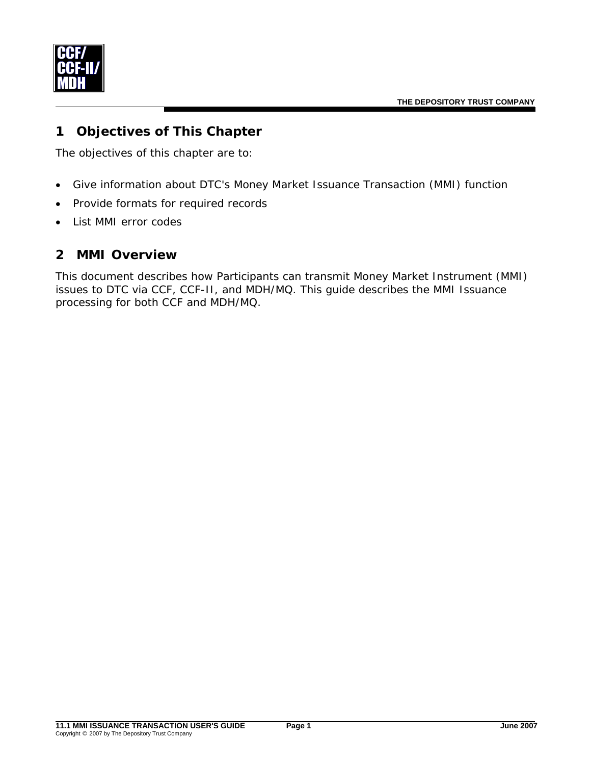# 1 Objectives of This Chapter

The objectives of this chapter are to:

- Give information about DTC's Money Market Issuance Transaction (MMI) function
- Provide formats for required records
- List MMI error codes

# 2 MMI Overview

This document describes how Participants can transmit Money Market Instrument (MMI) issues to DTC via CCF, CCF-II, and MDH/MQ. This guide describes the MMI Issuance processing for both CCF and MDH/MQ.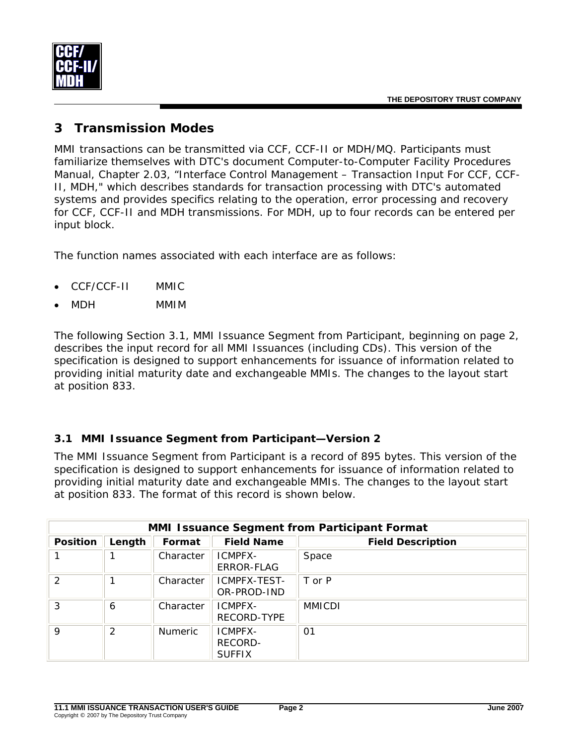# 3 Transmission Modes

MMI transactions can be transmitted via CCF, CCF-II or MDH/MQ. Participants must familiarize themselves with DTC's document Computer-to-Computer Facility Procedures Manual, Chapter 2.03, "Interface Control Management – Transaction Input For CCF, CCF-II, MDH," which describes standards for transaction processing with DTC's automated systems and provides specifics relating to the operation, error processing and recovery for CCF, CCF-II and MDH transmissions. For MDH, up to four records can be entered per input block.

The function names associated with each interface are as follows:

- CCF/CCF-II    MMIC
- MDH    MMIM

The following Section 3.1, MMI Issuance Segment from Participant, beginning on page 2, describes the input record for all MMI Issuances (including CDs). This version of the specification is designed to support enhancements for issuance of information related to providing initial maturity date and exchangeable MMIs. The changes to the layout start at position 833.

## 3.1 MMI Issuance Segment from Participant—Version 2

The MMI Issuance Segment from Participant is a record of 895 bytes. This version of the specification is designed to support enhancements for issuance of information related to providing initial maturity date and exchangeable MMIs. The changes to the layout start at position 833. The format of this record is shown below.

| MMI Issuance Segment from Participant Format | | | | |
|---|---|---|---|---|
| **Position** | **Length** | **Format** | **Field Name** | **Field Description** |
| 1 | 1 | Character | ICMPFX-ERROR-FLAG | Space |
| 2 | 1 | Character | ICMPFX-TEST-OR-PROD-IND | T or P |
| 3 | 6 | Character | ICMPFX-RECORD-TYPE | MMICDI |
| 9 | 2 | Numeric | ICMPFX-RECORD-SUFFIX | 01 |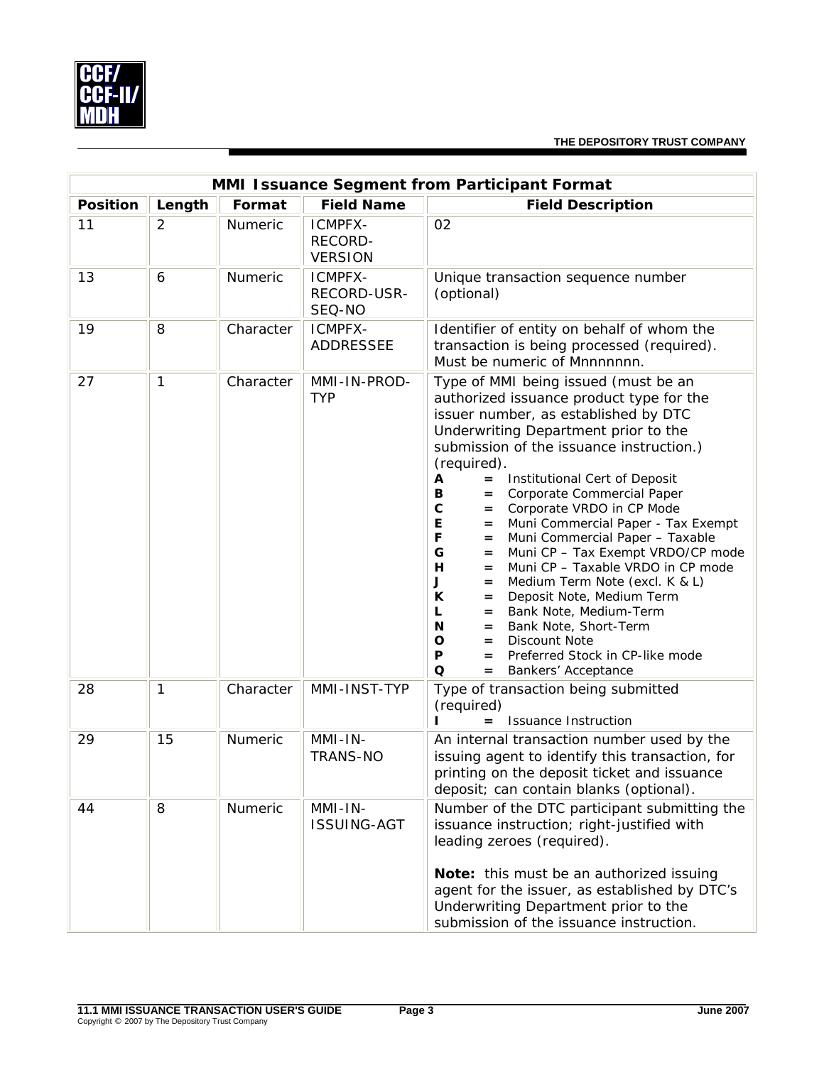| MMI Issuance Segment from Participant Format | | | | |
|---|---|---|---|---|
| **Position** | **Length** | **Format** | **Field Name** | **Field Description** |
| 11 | 2 | Numeric | ICMPFX-RECORD-VERSION | 02 |
| 13 | 6 | Numeric | ICMPFX-RECORD-USR-SEQ-NO | Unique transaction sequence number (optional) |
| 19 | 8 | Character | ICMPFX-ADDRESSEE | Identifier of entity on behalf of whom the transaction is being processed (required). Must be numeric of Mnnnnnnn. |
| 27 | 1 | Character | MMI-IN-PROD-TYP | Type of MMI being issued (must be an authorized issuance product type for the issuer number, as established by DTC Underwriting Department prior to the submission of the issuance instruction.) (required).<br>**A** = Institutional Cert of Deposit<br>**B** = Corporate Commercial Paper<br>**C** = Corporate VRDO in CP Mode<br>**E** = Muni Commercial Paper - Tax Exempt<br>**F** = Muni Commercial Paper – Taxable<br>**G** = Muni CP – Tax Exempt VRDO/CP mode<br>**H** = Muni CP – Taxable VRDO in CP mode<br>**J** = Medium Term Note (excl. K & L)<br>**K** = Deposit Note, Medium Term<br>**L** = Bank Note, Medium-Term<br>**N** = Bank Note, Short-Term<br>**O** = Discount Note<br>**P** = Preferred Stock in CP-like mode<br>**Q** = Bankers' Acceptance |
| 28 | 1 | Character | MMI-INST-TYP | Type of transaction being submitted (required)<br>**I** = Issuance Instruction |
| 29 | 15 | Numeric | MMI-IN-TRANS-NO | An internal transaction number used by the issuing agent to identify this transaction, for printing on the deposit ticket and issuance deposit; can contain blanks (optional). |
| 44 | 8 | Numeric | MMI-IN-ISSUING-AGT | Number of the DTC participant submitting the issuance instruction; right-justified with leading zeroes (required).<br><br>**Note:** this must be an authorized issuing agent for the issuer, as established by DTC's Underwriting Department prior to the submission of the issuance instruction. |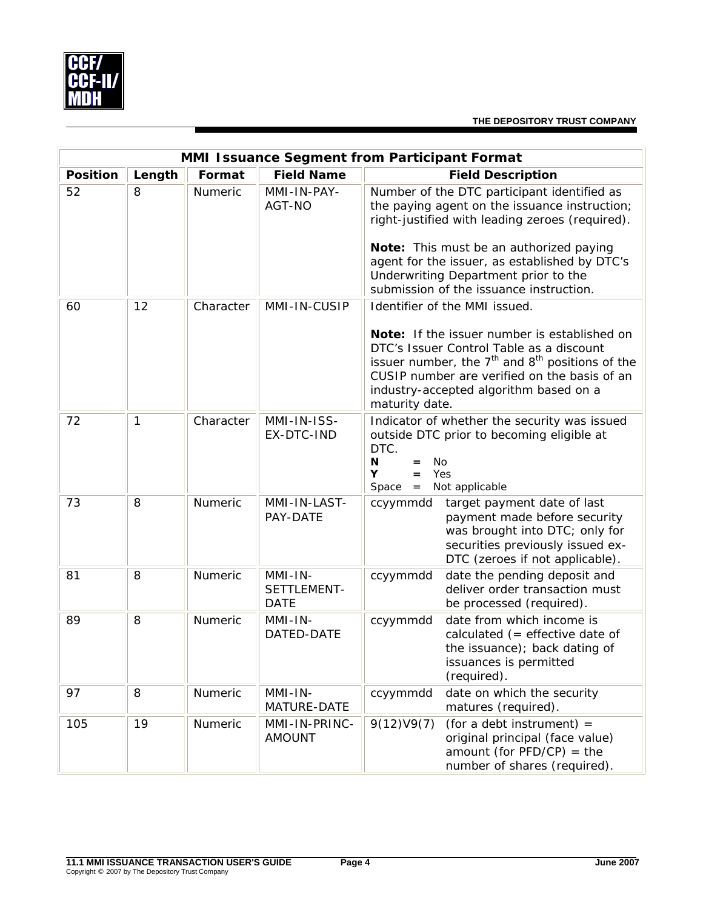| MMI Issuance Segment from Participant Format | | | | |
|---|---|---|---|---|
| **Position** | **Length** | **Format** | **Field Name** | **Field Description** |
| 52 | 8 | Numeric | MMI-IN-PAY-AGT-NO | Number of the DTC participant identified as the paying agent on the issuance instruction; right-justified with leading zeroes (required).<br><br>**Note:** This must be an authorized paying agent for the issuer, as established by DTC's Underwriting Department prior to the submission of the issuance instruction. |
| 60 | 12 | Character | MMI-IN-CUSIP | Identifier of the MMI issued.<br><br>**Note:** If the issuer number is established on DTC's Issuer Control Table as a discount issuer number, the 7th and 8th positions of the CUSIP number are verified on the basis of an industry-accepted algorithm based on a maturity date. |
| 72 | 1 | Character | MMI-IN-ISS-EX-DTC-IND | Indicator of whether the security was issued outside DTC prior to becoming eligible at DTC.<br>**N** = No<br>**Y** = Yes<br>Space = Not applicable |
| 73 | 8 | Numeric | MMI-IN-LAST-PAY-DATE | ccyymmdd target payment date of last payment made before security was brought into DTC; only for securities previously issued ex-DTC (zeroes if not applicable). |
| 81 | 8 | Numeric | MMI-IN-SETTLEMENT-DATE | ccyymmdd date the pending deposit and deliver order transaction must be processed (required). |
| 89 | 8 | Numeric | MMI-IN-DATED-DATE | ccyymmdd date from which income is calculated (= effective date of the issuance); back dating of issuances is permitted (required). |
| 97 | 8 | Numeric | MMI-IN-MATURE-DATE | ccyymmdd date on which the security matures (required). |
| 105 | 19 | Numeric | MMI-IN-PRINC-AMOUNT | 9(12)V9(7) (for a debt instrument) = original principal (face value) amount (for PFD/CP) = the number of shares (required). |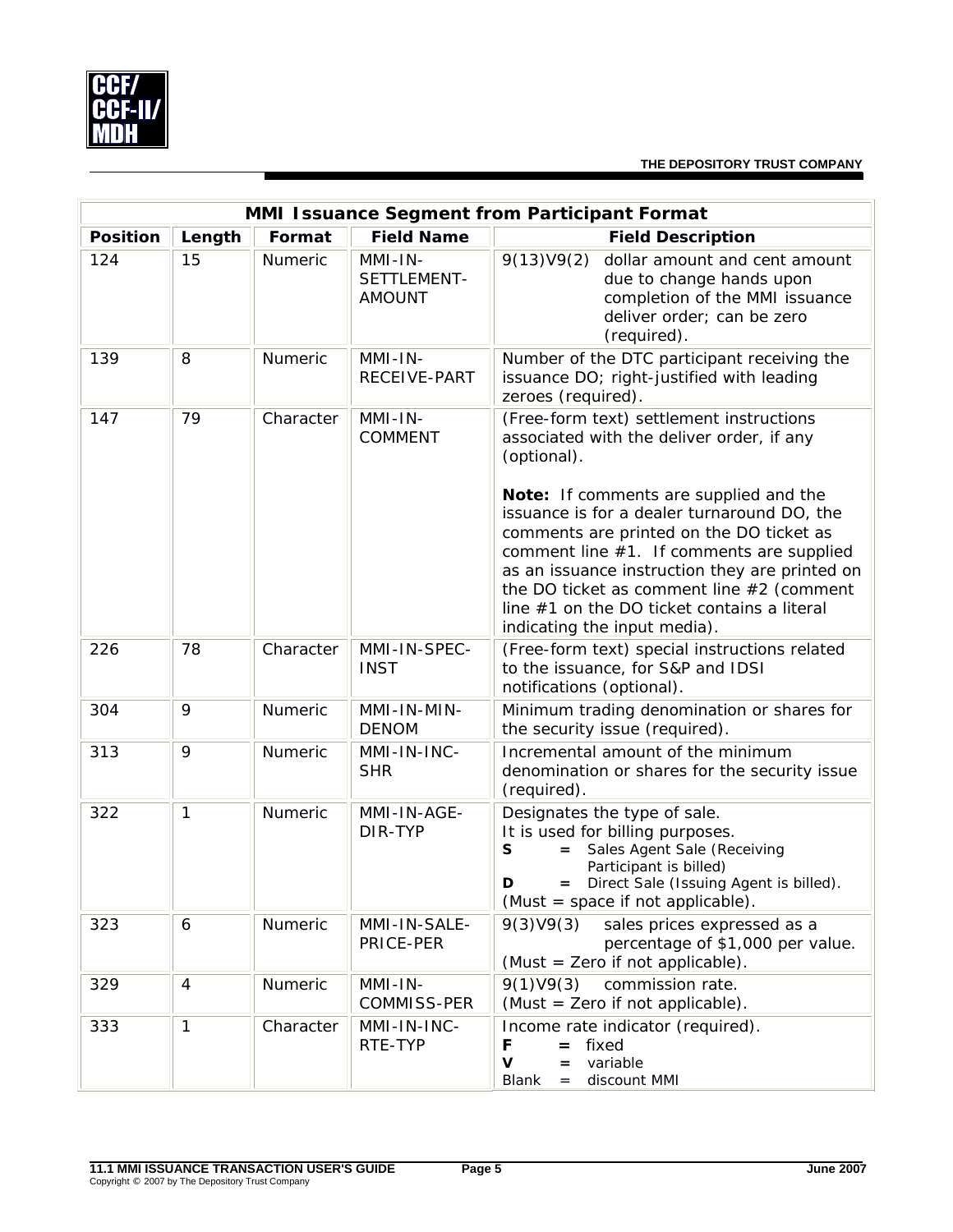| MMI Issuance Segment from Participant Format | | | | |
|---|---|---|---|---|
| **Position** | **Length** | **Format** | **Field Name** | **Field Description** |
| 124 | 15 | Numeric | MMI-IN-SETTLEMENT-AMOUNT | 9(13)V9(2) dollar amount and cent amount due to change hands upon completion of the MMI issuance deliver order; can be zero (required). |
| 139 | 8 | Numeric | MMI-IN-RECEIVE-PART | Number of the DTC participant receiving the issuance DO; right-justified with leading zeroes (required). |
| 147 | 79 | Character | MMI-IN-COMMENT | (Free-form text) settlement instructions associated with the deliver order, if any (optional).<br><br>**Note:** If comments are supplied and the issuance is for a dealer turnaround DO, the comments are printed on the DO ticket as comment line #1. If comments are supplied as an issuance instruction they are printed on the DO ticket as comment line #2 (comment line #1 on the DO ticket contains a literal indicating the input media). |
| 226 | 78 | Character | MMI-IN-SPEC-INST | (Free-form text) special instructions related to the issuance, for S&P and IDSI notifications (optional). |
| 304 | 9 | Numeric | MMI-IN-MIN-DENOM | Minimum trading denomination or shares for the security issue (required). |
| 313 | 9 | Numeric | MMI-IN-INC-SHR | Incremental amount of the minimum denomination or shares for the security issue (required). |
| 322 | 1 | Numeric | MMI-IN-AGE-DIR-TYP | Designates the type of sale.<br>It is used for billing purposes.<br>**S** = Sales Agent Sale (Receiving Participant is billed)<br>**D** = Direct Sale (Issuing Agent is billed).<br>(Must = space if not applicable). |
| 323 | 6 | Numeric | MMI-IN-SALE-PRICE-PER | 9(3)V9(3) sales prices expressed as a percentage of $1,000 per value.<br>(Must = Zero if not applicable). |
| 329 | 4 | Numeric | MMI-IN-COMMISS-PER | 9(1)V9(3) commission rate.<br>(Must = Zero if not applicable). |
| 333 | 1 | Character | MMI-IN-INC-RTE-TYP | Income rate indicator (required).<br>**F** = fixed<br>**V** = variable<br>Blank = discount MMI |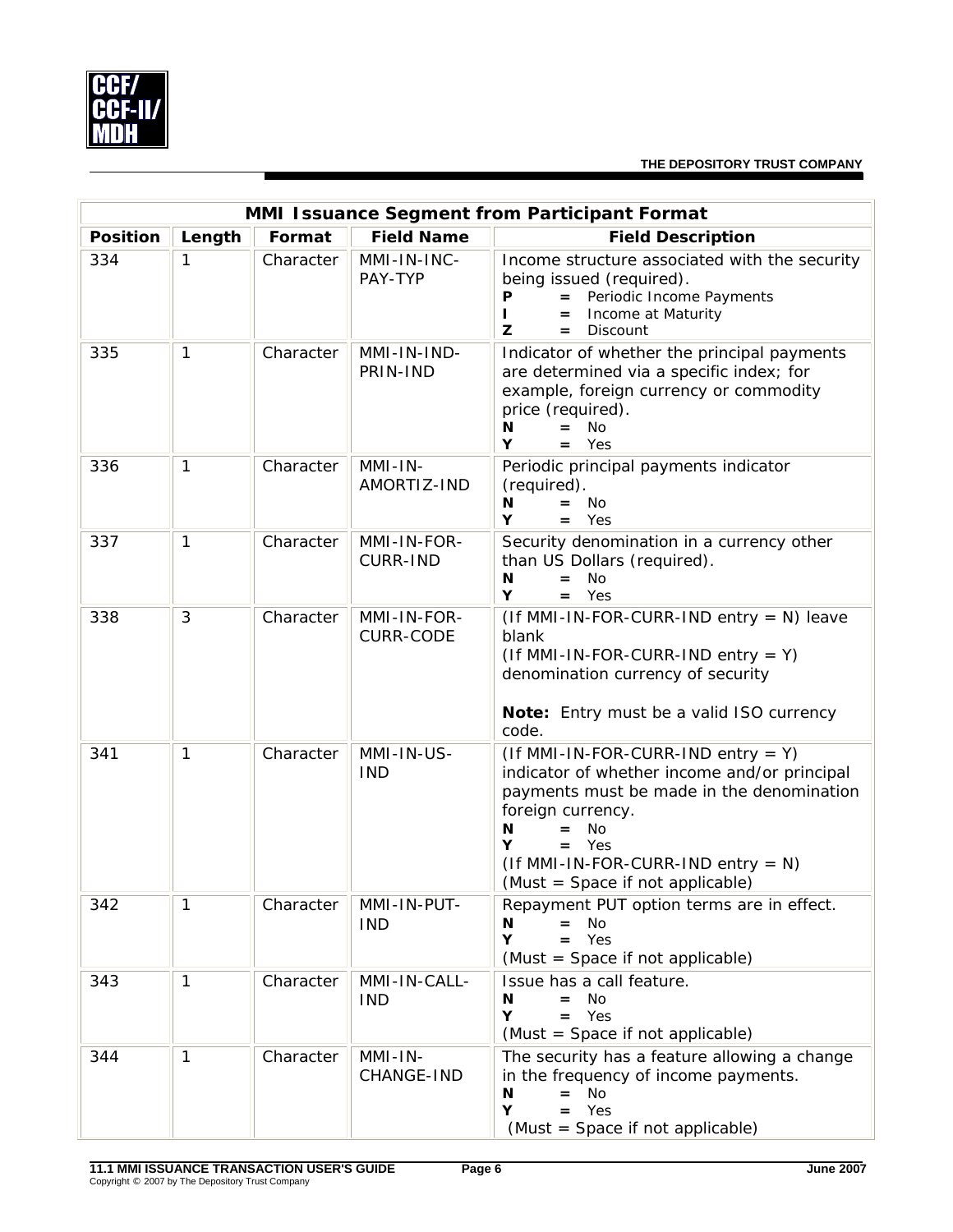| MMI Issuance Segment from Participant Format | | | | |
|---|---|---|---|---|
| **Position** | **Length** | **Format** | **Field Name** | **Field Description** |
| 334 | 1 | Character | MMI-IN-INC-PAY-TYP | Income structure associated with the security being issued (required).<br>**P** = Periodic Income Payments<br>**I** = Income at Maturity<br>**Z** = Discount |
| 335 | 1 | Character | MMI-IN-IND-PRIN-IND | Indicator of whether the principal payments are determined via a specific index; for example, foreign currency or commodity price (required).<br>**N** = No<br>**Y** = Yes |
| 336 | 1 | Character | MMI-IN-AMORTIZ-IND | Periodic principal payments indicator (required).<br>**N** = No<br>**Y** = Yes |
| 337 | 1 | Character | MMI-IN-FOR-CURR-IND | Security denomination in a currency other than US Dollars (required).<br>**N** = No<br>**Y** = Yes |
| 338 | 3 | Character | MMI-IN-FOR-CURR-CODE | (If MMI-IN-FOR-CURR-IND entry = N) leave blank<br>(If MMI-IN-FOR-CURR-IND entry = Y) denomination currency of security<br><br>**Note:** Entry must be a valid ISO currency code. |
| 341 | 1 | Character | MMI-IN-US-IND | (If MMI-IN-FOR-CURR-IND entry = Y) indicator of whether income and/or principal payments must be made in the denomination foreign currency.<br>**N** = No<br>**Y** = Yes<br>(If MMI-IN-FOR-CURR-IND entry = N) (Must = Space if not applicable) |
| 342 | 1 | Character | MMI-IN-PUT-IND | Repayment PUT option terms are in effect.<br>**N** = No<br>**Y** = Yes<br>(Must = Space if not applicable) |
| 343 | 1 | Character | MMI-IN-CALL-IND | Issue has a call feature.<br>**N** = No<br>**Y** = Yes<br>(Must = Space if not applicable) |
| 344 | 1 | Character | MMI-IN-CHANGE-IND | The security has a feature allowing a change in the frequency of income payments.<br>**N** = No<br>**Y** = Yes<br>(Must = Space if not applicable) |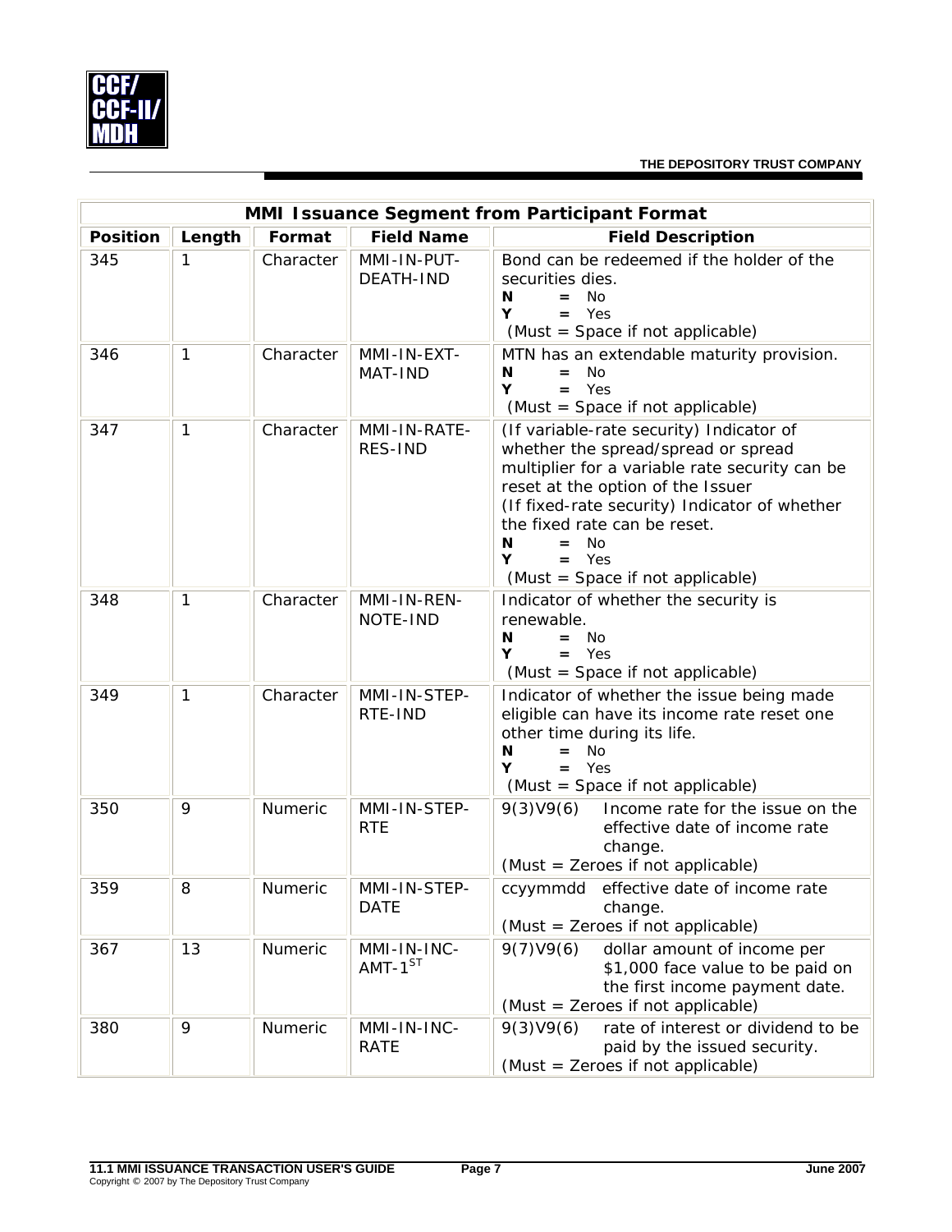| MMI Issuance Segment from Participant Format | | | | |
|---|---|---|---|---|
| **Position** | **Length** | **Format** | **Field Name** | **Field Description** |
| 345 | 1 | Character | MMI-IN-PUT-DEATH-IND | Bond can be redeemed if the holder of the securities dies.<br>**N** = No<br>**Y** = Yes<br>(Must = Space if not applicable) |
| 346 | 1 | Character | MMI-IN-EXT-MAT-IND | MTN has an extendable maturity provision.<br>**N** = No<br>**Y** = Yes<br>(Must = Space if not applicable) |
| 347 | 1 | Character | MMI-IN-RATE-RES-IND | (If variable-rate security) Indicator of whether the spread/spread or spread multiplier for a variable rate security can be reset at the option of the Issuer<br>(If fixed-rate security) Indicator of whether the fixed rate can be reset.<br>**N** = No<br>**Y** = Yes<br>(Must = Space if not applicable) |
| 348 | 1 | Character | MMI-IN-REN-NOTE-IND | Indicator of whether the security is renewable.<br>**N** = No<br>**Y** = Yes<br>(Must = Space if not applicable) |
| 349 | 1 | Character | MMI-IN-STEP-RTE-IND | Indicator of whether the issue being made eligible can have its income rate reset one other time during its life.<br>**N** = No<br>**Y** = Yes<br>(Must = Space if not applicable) |
| 350 | 9 | Numeric | MMI-IN-STEP-RTE | 9(3)V9(6) Income rate for the issue on the effective date of income rate change.<br>(Must = Zeroes if not applicable) |
| 359 | 8 | Numeric | MMI-IN-STEP-DATE | ccyymmdd effective date of income rate change.<br>(Must = Zeroes if not applicable) |
| 367 | 13 | Numeric | MMI-IN-INC-AMT-1ST | 9(7)V9(6) dollar amount of income per $1,000 face value to be paid on the first income payment date.<br>(Must = Zeroes if not applicable) |
| 380 | 9 | Numeric | MMI-IN-INC-RATE | 9(3)V9(6) rate of interest or dividend to be paid by the issued security.<br>(Must = Zeroes if not applicable) |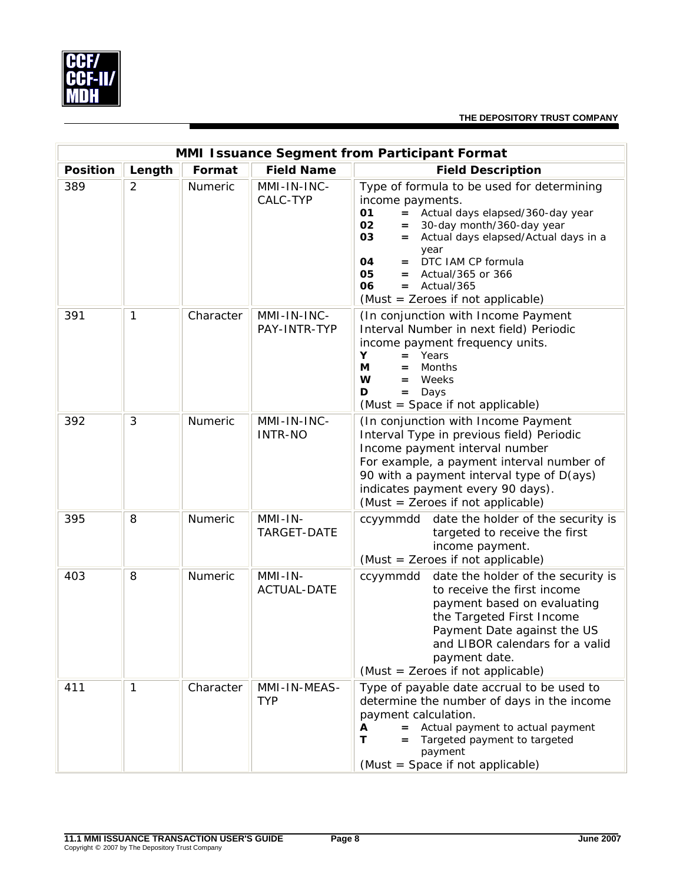| MMI Issuance Segment from Participant Format | | | | |
|---|---|---|---|---|
| **Position** | **Length** | **Format** | **Field Name** | **Field Description** |
| 389 | 2 | Numeric | MMI-IN-INC-CALC-TYP | Type of formula to be used for determining income payments.<br>**01** = Actual days elapsed/360-day year<br>**02** = 30-day month/360-day year<br>**03** = Actual days elapsed/Actual days in a year<br>**04** = DTC IAM CP formula<br>**05** = Actual/365 or 366<br>**06** = Actual/365<br>(Must = Zeroes if not applicable) |
| 391 | 1 | Character | MMI-IN-INC-PAY-INTR-TYP | (In conjunction with Income Payment Interval Number in next field) Periodic income payment frequency units.<br>**Y** = Years<br>**M** = Months<br>**W** = Weeks<br>**D** = Days<br>(Must = Space if not applicable) |
| 392 | 3 | Numeric | MMI-IN-INC-INTR-NO | (In conjunction with Income Payment Interval Type in previous field) Periodic Income payment interval number<br>For example, a payment interval number of 90 with a payment interval type of D(ays) indicates payment every 90 days).<br>(Must = Zeroes if not applicable) |
| 395 | 8 | Numeric | MMI-IN-TARGET-DATE | ccyymmdd date the holder of the security is targeted to receive the first income payment.<br>(Must = Zeroes if not applicable) |
| 403 | 8 | Numeric | MMI-IN-ACTUAL-DATE | ccyymmdd date the holder of the security is to receive the first income payment based on evaluating the Targeted First Income Payment Date against the US and LIBOR calendars for a valid payment date.<br>(Must = Zeroes if not applicable) |
| 411 | 1 | Character | MMI-IN-MEAS-TYP | Type of payable date accrual to be used to determine the number of days in the income payment calculation.<br>**A** = Actual payment to actual payment<br>**T** = Targeted payment to targeted payment<br>(Must = Space if not applicable) |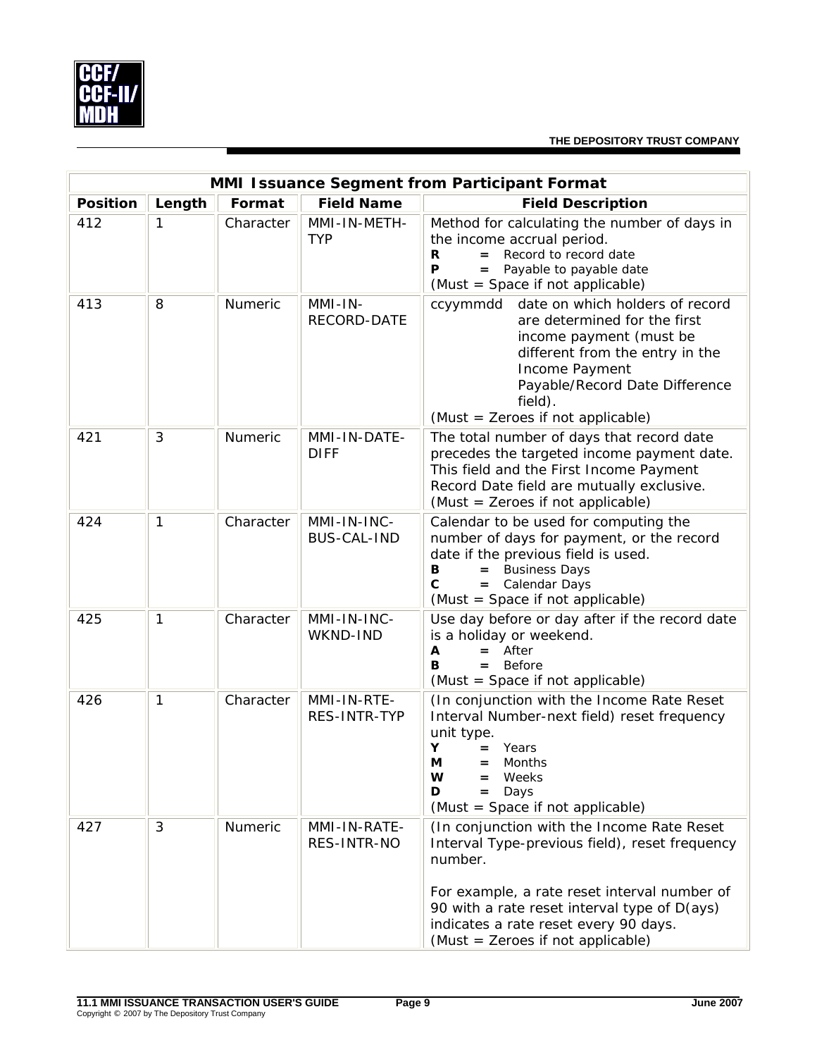| MMI Issuance Segment from Participant Format | | | | |
|---|---|---|---|---|
| **Position** | **Length** | **Format** | **Field Name** | **Field Description** |
| 412 | 1 | Character | MMI-IN-METH-TYP | Method for calculating the number of days in the income accrual period.<br>**R** **=** Record to record date<br>**P** **=** Payable to payable date<br>(Must = Space if not applicable) |
| 413 | 8 | Numeric | MMI-IN-RECORD-DATE | ccyymmdd date on which holders of record are determined for the first income payment (must be different from the entry in the Income Payment Payable/Record Date Difference field).<br>(Must = Zeroes if not applicable) |
| 421 | 3 | Numeric | MMI-IN-DATE-DIFF | The total number of days that record date precedes the targeted income payment date. This field and the First Income Payment Record Date field are mutually exclusive.<br>(Must = Zeroes if not applicable) |
| 424 | 1 | Character | MMI-IN-INC-BUS-CAL-IND | Calendar to be used for computing the number of days for payment, or the record date if the previous field is used.<br>**B** **=** Business Days<br>**C** **=** Calendar Days<br>(Must = Space if not applicable) |
| 425 | 1 | Character | MMI-IN-INC-WKND-IND | Use day before or day after if the record date is a holiday or weekend.<br>**A** **=** After<br>**B** **=** Before<br>(Must = Space if not applicable) |
| 426 | 1 | Character | MMI-IN-RTE-RES-INTR-TYP | (In conjunction with the Income Rate Reset Interval Number-next field) reset frequency unit type.<br>**Y** **=** Years<br>**M** **=** Months<br>**W** **=** Weeks<br>**D** **=** Days<br>(Must = Space if not applicable) |
| 427 | 3 | Numeric | MMI-IN-RATE-RES-INTR-NO | (In conjunction with the Income Rate Reset Interval Type-previous field), reset frequency number.<br><br>For example, a rate reset interval number of 90 with a rate reset interval type of D(ays) indicates a rate reset every 90 days.<br>(Must = Zeroes if not applicable) |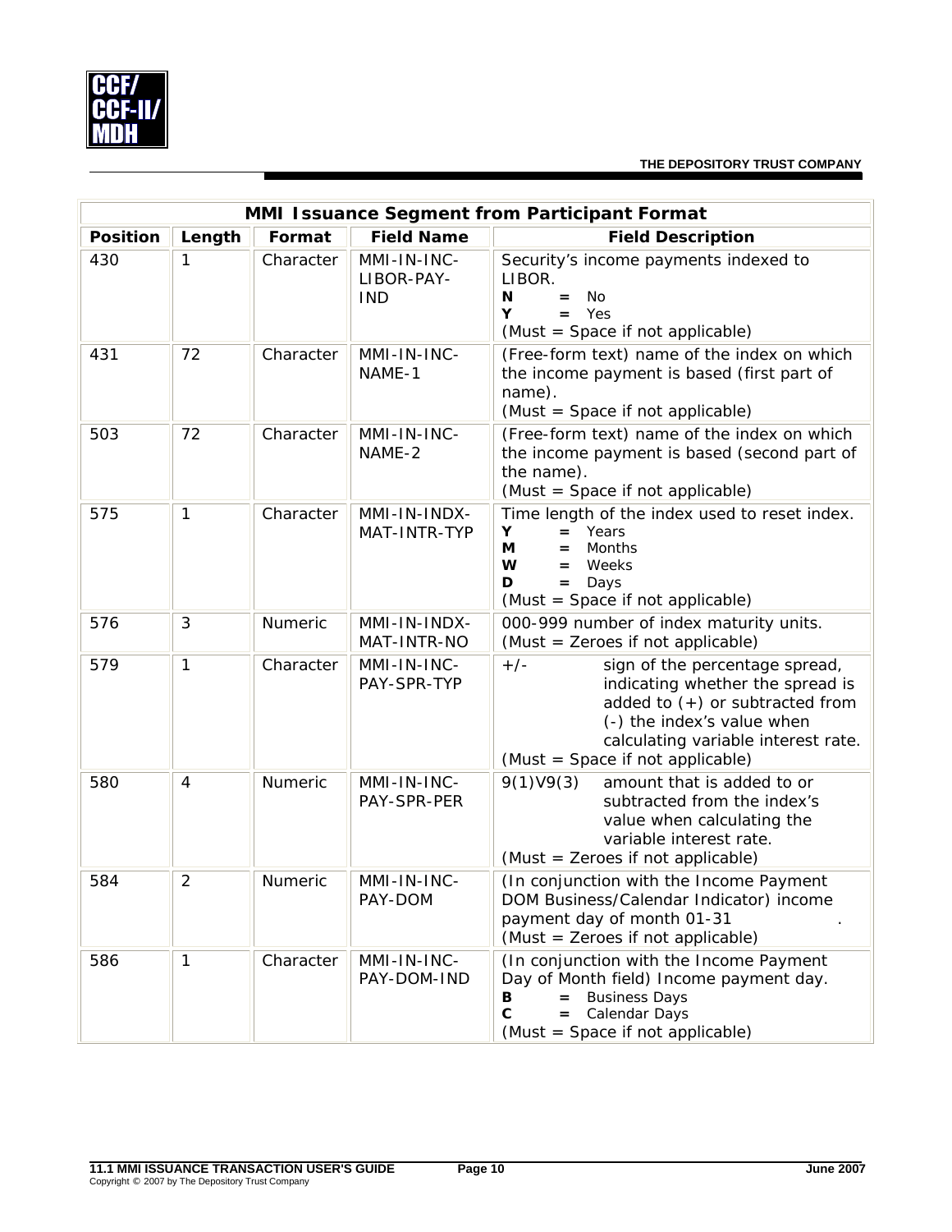| MMI Issuance Segment from Participant Format | | | | |
|---|---|---|---|---|
| **Position** | **Length** | **Format** | **Field Name** | **Field Description** |
| 430 | 1 | Character | MMI-IN-INC-LIBOR-PAY-IND | Security's income payments indexed to LIBOR.<br>**N** **=** No<br>**Y** **=** Yes<br>(Must = Space if not applicable) |
| 431 | 72 | Character | MMI-IN-INC-NAME-1 | (Free-form text) name of the index on which the income payment is based (first part of name).<br>(Must = Space if not applicable) |
| 503 | 72 | Character | MMI-IN-INC-NAME-2 | (Free-form text) name of the index on which the income payment is based (second part of the name).<br>(Must = Space if not applicable) |
| 575 | 1 | Character | MMI-IN-INDX-MAT-INTR-TYP | Time length of the index used to reset index.<br>**Y** **=** Years<br>**M** **=** Months<br>**W** **=** Weeks<br>**D** **=** Days<br>(Must = Space if not applicable) |
| 576 | 3 | Numeric | MMI-IN-INDX-MAT-INTR-NO | 000-999 number of index maturity units.<br>(Must = Zeroes if not applicable) |
| 579 | 1 | Character | MMI-IN-INC-PAY-SPR-TYP | +/- sign of the percentage spread, indicating whether the spread is added to (+) or subtracted from (-) the index's value when calculating variable interest rate.<br>(Must = Space if not applicable) |
| 580 | 4 | Numeric | MMI-IN-INC-PAY-SPR-PER | 9(1)V9(3) amount that is added to or subtracted from the index's value when calculating the variable interest rate.<br>(Must = Zeroes if not applicable) |
| 584 | 2 | Numeric | MMI-IN-INC-PAY-DOM | (In conjunction with the Income Payment DOM Business/Calendar Indicator) income payment day of month 01-31 .<br>(Must = Zeroes if not applicable) |
| 586 | 1 | Character | MMI-IN-INC-PAY-DOM-IND | (In conjunction with the Income Payment Day of Month field) Income payment day.<br>**B** **=** Business Days<br>**C** **=** Calendar Days<br>(Must = Space if not applicable) |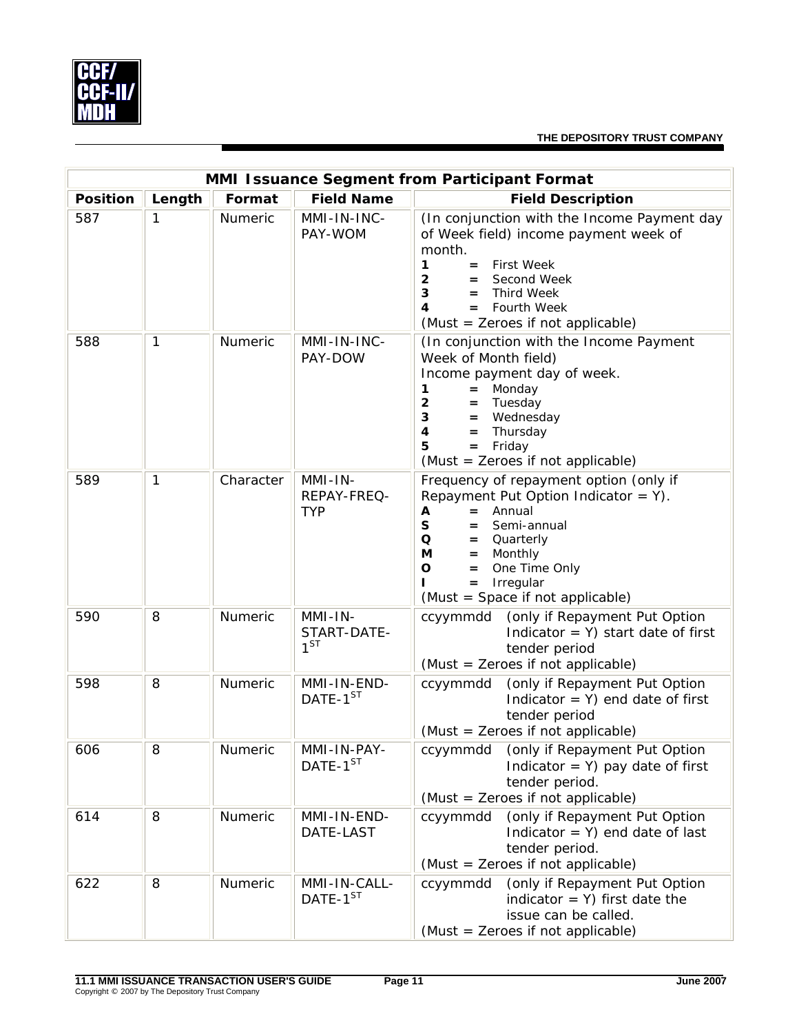| MMI Issuance Segment from Participant Format | | | | |
|---|---|---|---|---|
| **Position** | **Length** | **Format** | **Field Name** | **Field Description** |
| 587 | 1 | Numeric | MMI-IN-INC-PAY-WOM | (In conjunction with the Income Payment day of Week field) income payment week of month.<br>**1** = First Week<br>**2** = Second Week<br>**3** = Third Week<br>**4** = Fourth Week<br>(Must = Zeroes if not applicable) |
| 588 | 1 | Numeric | MMI-IN-INC-PAY-DOW | (In conjunction with the Income Payment Week of Month field)<br>Income payment day of week.<br>**1** = Monday<br>**2** = Tuesday<br>**3** = Wednesday<br>**4** = Thursday<br>**5** = Friday<br>(Must = Zeroes if not applicable) |
| 589 | 1 | Character | MMI-IN-REPAY-FREQ-TYP | Frequency of repayment option (only if Repayment Put Option Indicator = Y).<br>**A** = Annual<br>**S** = Semi-annual<br>**Q** = Quarterly<br>**M** = Monthly<br>**O** = One Time Only<br>**I** = Irregular<br>(Must = Space if not applicable) |
| 590 | 8 | Numeric | MMI-IN-START-DATE-1ST | ccyymmdd (only if Repayment Put Option Indicator = Y) start date of first tender period<br>(Must = Zeroes if not applicable) |
| 598 | 8 | Numeric | MMI-IN-END-DATE-1ST | ccyymmdd (only if Repayment Put Option Indicator = Y) end date of first tender period<br>(Must = Zeroes if not applicable) |
| 606 | 8 | Numeric | MMI-IN-PAY-DATE-1ST | ccyymmdd (only if Repayment Put Option Indicator = Y) pay date of first tender period.<br>(Must = Zeroes if not applicable) |
| 614 | 8 | Numeric | MMI-IN-END-DATE-LAST | ccyymmdd (only if Repayment Put Option Indicator = Y) end date of last tender period.<br>(Must = Zeroes if not applicable) |
| 622 | 8 | Numeric | MMI-IN-CALL-DATE-1ST | ccyymmdd (only if Repayment Put Option indicator = Y) first date the issue can be called.<br>(Must = Zeroes if not applicable) |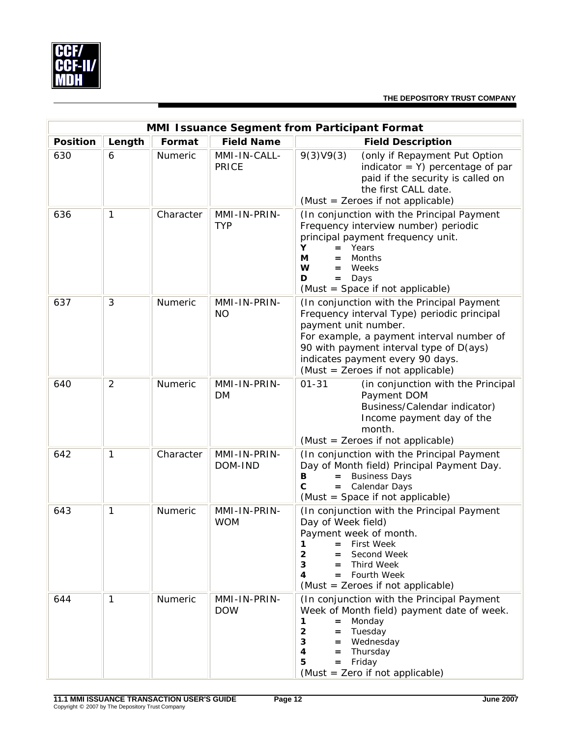| MMI Issuance Segment from Participant Format | | | | |
|---|---|---|---|---|
| **Position** | **Length** | **Format** | **Field Name** | **Field Description** |
| 630 | 6 | Numeric | MMI-IN-CALL-PRICE | 9(3)V9(3) (only if Repayment Put Option indicator = Y) percentage of par paid if the security is called on the first CALL date.<br>(Must = Zeroes if not applicable) |
| 636 | 1 | Character | MMI-IN-PRIN-TYP | (In conjunction with the Principal Payment Frequency interview number) periodic principal payment frequency unit.<br>**Y** = Years<br>**M** = Months<br>**W** = Weeks<br>**D** = Days<br>(Must = Space if not applicable) |
| 637 | 3 | Numeric | MMI-IN-PRIN-NO | (In conjunction with the Principal Payment Frequency interval Type) periodic principal payment unit number.<br>For example, a payment interval number of 90 with payment interval type of D(ays) indicates payment every 90 days.<br>(Must = Zeroes if not applicable) |
| 640 | 2 | Numeric | MMI-IN-PRIN-DM | 01-31 (in conjunction with the Principal Payment DOM Business/Calendar indicator) Income payment day of the month.<br>(Must = Zeroes if not applicable) |
| 642 | 1 | Character | MMI-IN-PRIN-DOM-IND | (In conjunction with the Principal Payment Day of Month field) Principal Payment Day.<br>**B** = Business Days<br>**C** = Calendar Days<br>(Must = Space if not applicable) |
| 643 | 1 | Numeric | MMI-IN-PRIN-WOM | (In conjunction with the Principal Payment Day of Week field)<br>Payment week of month.<br>**1** = First Week<br>**2** = Second Week<br>**3** = Third Week<br>**4** = Fourth Week<br>(Must = Zeroes if not applicable) |
| 644 | 1 | Numeric | MMI-IN-PRIN-DOW | (In conjunction with the Principal Payment Week of Month field) payment date of week.<br>**1** = Monday<br>**2** = Tuesday<br>**3** = Wednesday<br>**4** = Thursday<br>**5** = Friday<br>(Must = Zero if not applicable) |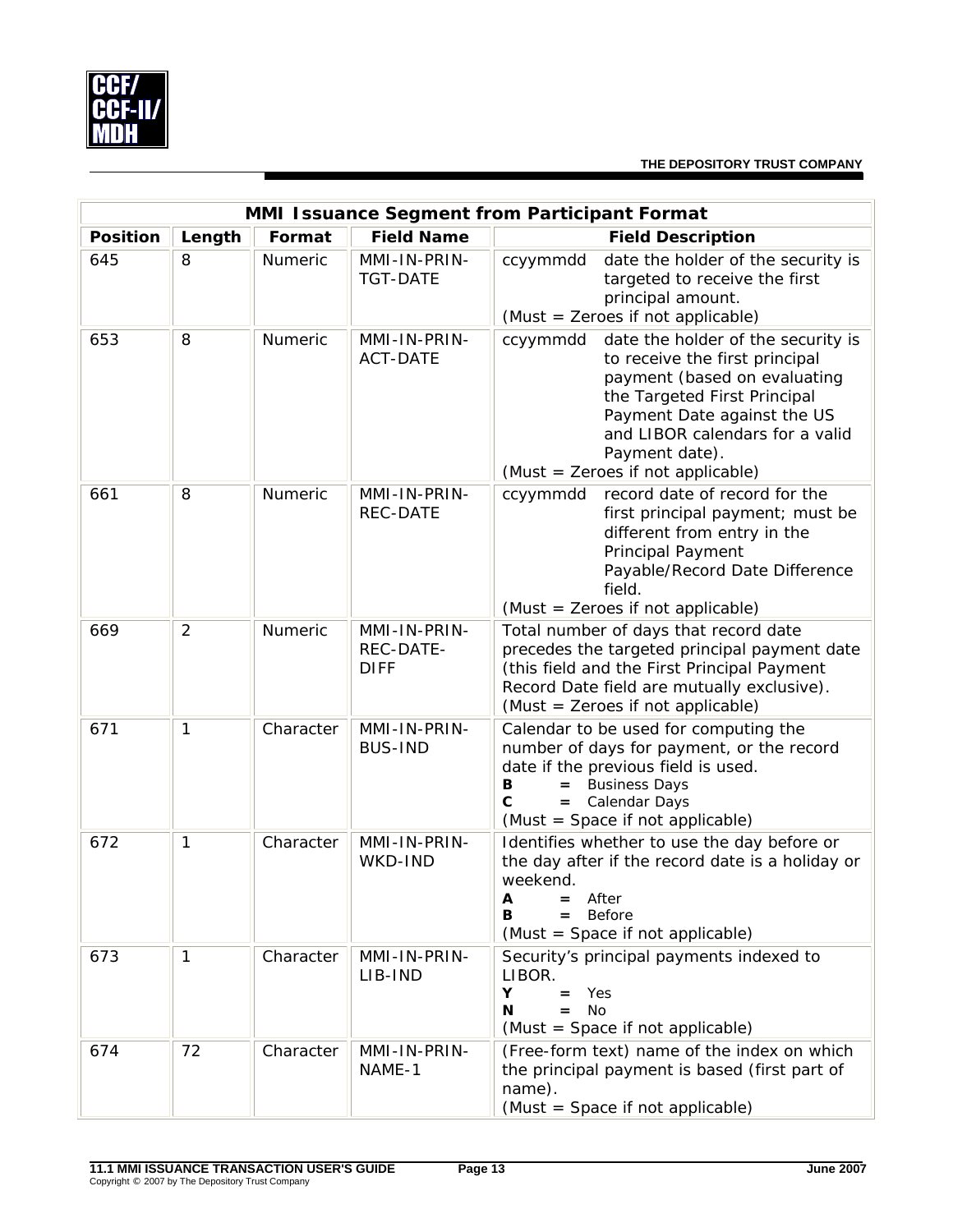| MMI Issuance Segment from Participant Format | | | | |
|---|---|---|---|---|
| **Position** | **Length** | **Format** | **Field Name** | **Field Description** |
| 645 | 8 | Numeric | MMI-IN-PRIN-TGT-DATE | ccyymmdd date the holder of the security is targeted to receive the first principal amount.<br>(Must = Zeroes if not applicable) |
| 653 | 8 | Numeric | MMI-IN-PRIN-ACT-DATE | ccyymmdd date the holder of the security is to receive the first principal payment (based on evaluating the Targeted First Principal Payment Date against the US and LIBOR calendars for a valid Payment date).<br>(Must = Zeroes if not applicable) |
| 661 | 8 | Numeric | MMI-IN-PRIN-REC-DATE | ccyymmdd record date of record for the first principal payment; must be different from entry in the Principal Payment Payable/Record Date Difference field.<br>(Must = Zeroes if not applicable) |
| 669 | 2 | Numeric | MMI-IN-PRIN-REC-DATE-DIFF | Total number of days that record date precedes the targeted principal payment date (this field and the First Principal Payment Record Date field are mutually exclusive).<br>(Must = Zeroes if not applicable) |
| 671 | 1 | Character | MMI-IN-PRIN-BUS-IND | Calendar to be used for computing the number of days for payment, or the record date if the previous field is used.<br>**B** **=** Business Days<br>**C** **=** Calendar Days<br>(Must = Space if not applicable) |
| 672 | 1 | Character | MMI-IN-PRIN-WKD-IND | Identifies whether to use the day before or the day after if the record date is a holiday or weekend.<br>**A** **=** After<br>**B** **=** Before<br>(Must = Space if not applicable) |
| 673 | 1 | Character | MMI-IN-PRIN-LIB-IND | Security's principal payments indexed to LIBOR.<br>**Y** **=** Yes<br>**N** **=** No<br>(Must = Space if not applicable) |
| 674 | 72 | Character | MMI-IN-PRIN-NAME-1 | (Free-form text) name of the index on which the principal payment is based (first part of name).<br>(Must = Space if not applicable) |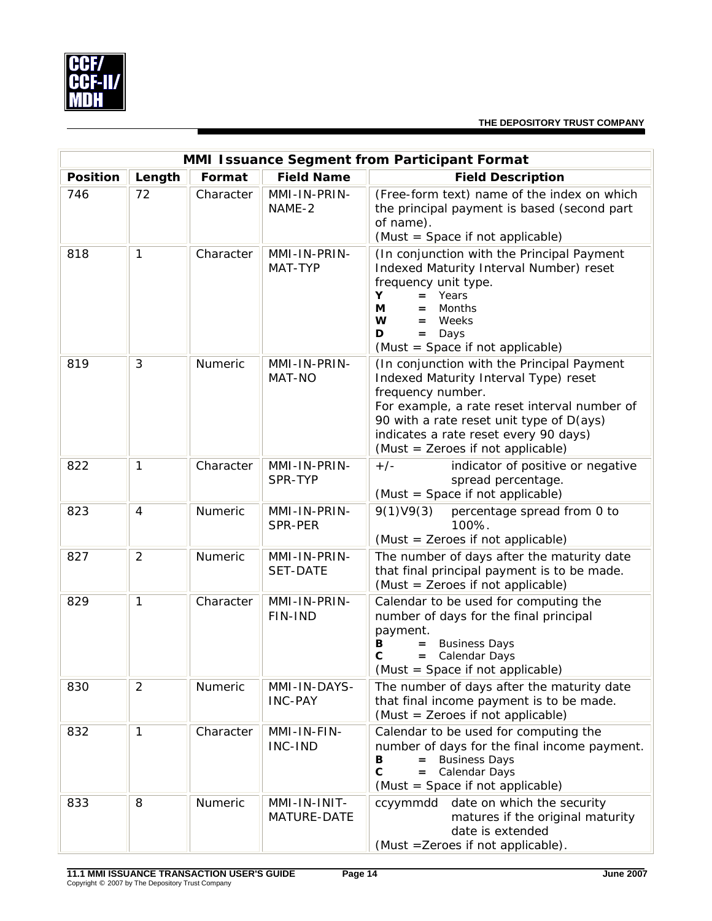| MMI Issuance Segment from Participant Format | | | | |
|---|---|---|---|---|
| **Position** | **Length** | **Format** | **Field Name** | **Field Description** |
| 746 | 72 | Character | MMI-IN-PRIN-NAME-2 | (Free-form text) name of the index on which the principal payment is based (second part of name).<br>(Must = Space if not applicable) |
| 818 | 1 | Character | MMI-IN-PRIN-MAT-TYP | (In conjunction with the Principal Payment Indexed Maturity Interval Number) reset frequency unit type.<br>**Y** = Years<br>**M** = Months<br>**W** = Weeks<br>**D** = Days<br>(Must = Space if not applicable) |
| 819 | 3 | Numeric | MMI-IN-PRIN-MAT-NO | (In conjunction with the Principal Payment Indexed Maturity Interval Type) reset frequency number.<br>For example, a rate reset interval number of 90 with a rate reset unit type of D(ays) indicates a rate reset every 90 days)<br>(Must = Zeroes if not applicable) |
| 822 | 1 | Character | MMI-IN-PRIN-SPR-TYP | +/- indicator of positive or negative spread percentage.<br>(Must = Space if not applicable) |
| 823 | 4 | Numeric | MMI-IN-PRIN-SPR-PER | 9(1)V9(3) percentage spread from 0 to 100%.<br>(Must = Zeroes if not applicable) |
| 827 | 2 | Numeric | MMI-IN-PRIN-SET-DATE | The number of days after the maturity date that final principal payment is to be made.<br>(Must = Zeroes if not applicable) |
| 829 | 1 | Character | MMI-IN-PRIN-FIN-IND | Calendar to be used for computing the number of days for the final principal payment.<br>**B** = Business Days<br>**C** = Calendar Days<br>(Must = Space if not applicable) |
| 830 | 2 | Numeric | MMI-IN-DAYS-INC-PAY | The number of days after the maturity date that final income payment is to be made.<br>(Must = Zeroes if not applicable) |
| 832 | 1 | Character | MMI-IN-FIN-INC-IND | Calendar to be used for computing the number of days for the final income payment.<br>**B** = Business Days<br>**C** = Calendar Days<br>(Must = Space if not applicable) |
| 833 | 8 | Numeric | MMI-IN-INIT-MATURE-DATE | ccyymmdd date on which the security matures if the original maturity date is extended<br>(Must =Zeroes if not applicable). |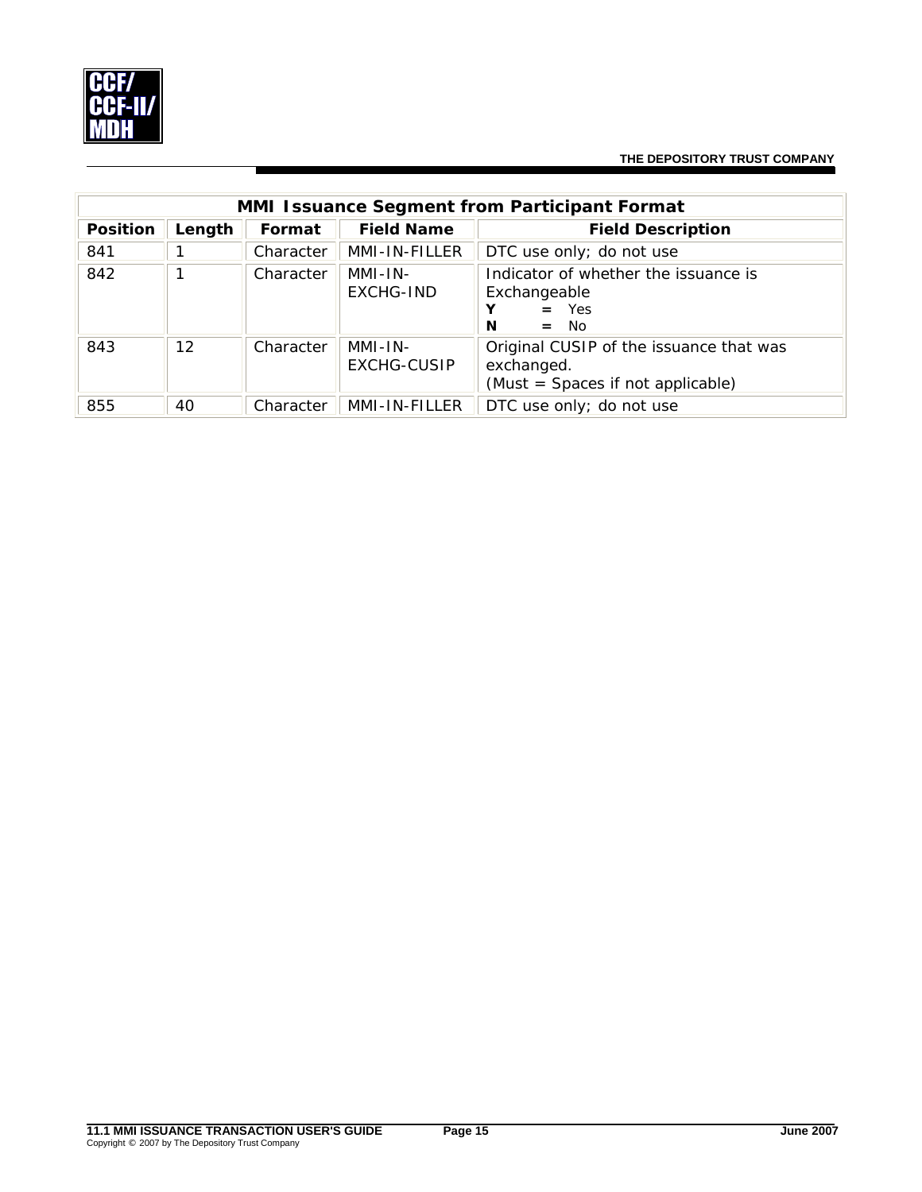| MMI Issuance Segment from Participant Format | | | | |
|---|---|---|---|---|
| **Position** | **Length** | **Format** | **Field Name** | **Field Description** |
| 841 | 1 | Character | MMI-IN-FILLER | DTC use only; do not use |
| 842 | 1 | Character | MMI-IN-EXCHG-IND | Indicator of whether the issuance is Exchangeable<br>**Y** **=** Yes<br>**N** **=** No |
| 843 | 12 | Character | MMI-IN-EXCHG-CUSIP | Original CUSIP of the issuance that was exchanged.<br>(Must = Spaces if not applicable) |
| 855 | 40 | Character | MMI-IN-FILLER | DTC use only; do not use |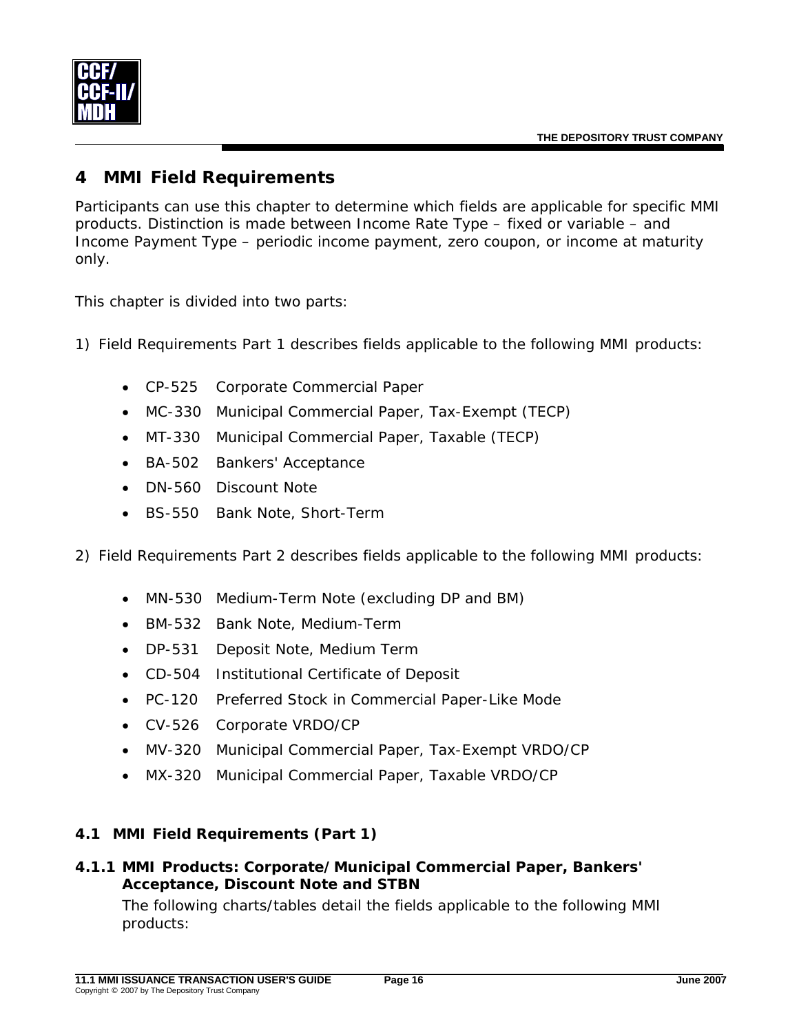# 4 MMI Field Requirements

Participants can use this chapter to determine which fields are applicable for specific MMI products. Distinction is made between Income Rate Type – fixed or variable – and Income Payment Type – periodic income payment, zero coupon, or income at maturity only.

This chapter is divided into two parts:

1) Field Requirements Part 1 describes fields applicable to the following MMI products:

- CP-525 Corporate Commercial Paper
- MC-330 Municipal Commercial Paper, Tax-Exempt (TECP)
- MT-330 Municipal Commercial Paper, Taxable (TECP)
- BA-502 Bankers' Acceptance
- DN-560 Discount Note
- BS-550 Bank Note, Short-Term

2) Field Requirements Part 2 describes fields applicable to the following MMI products:

- MN-530 Medium-Term Note (excluding DP and BM)
- BM-532 Bank Note, Medium-Term
- DP-531 Deposit Note, Medium Term
- CD-504 Institutional Certificate of Deposit
- PC-120 Preferred Stock in Commercial Paper-Like Mode
- CV-526 Corporate VRDO/CP
- MV-320 Municipal Commercial Paper, Tax-Exempt VRDO/CP
- MX-320 Municipal Commercial Paper, Taxable VRDO/CP

## 4.1 MMI Field Requirements (Part 1)

### 4.1.1 MMI Products: Corporate/Municipal Commercial Paper, Bankers' Acceptance, Discount Note and STBN

The following charts/tables detail the fields applicable to the following MMI products: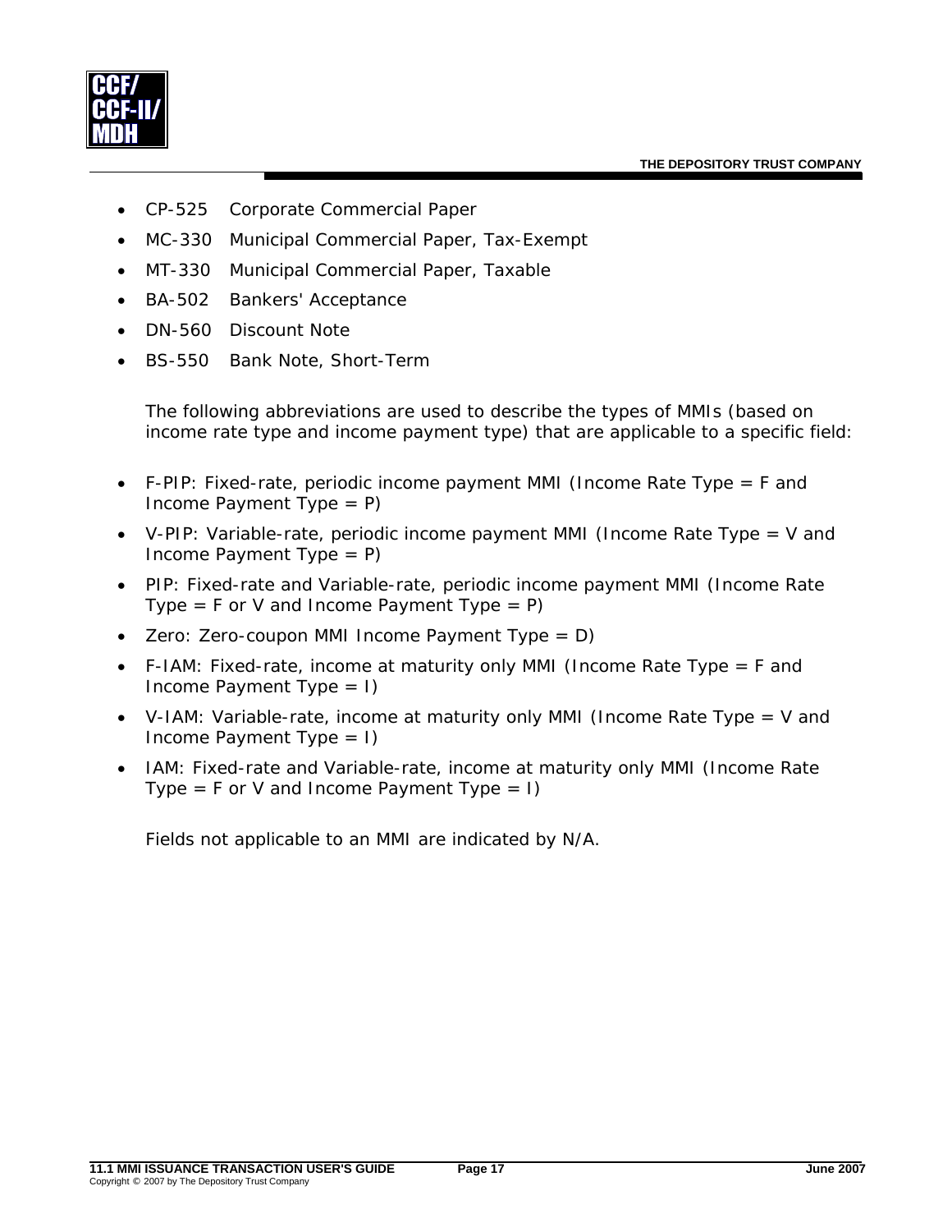- CP-525 Corporate Commercial Paper
- MC-330 Municipal Commercial Paper, Tax-Exempt
- MT-330 Municipal Commercial Paper, Taxable
- BA-502 Bankers' Acceptance
- DN-560 Discount Note
- BS-550 Bank Note, Short-Term

The following abbreviations are used to describe the types of MMIs (based on income rate type and income payment type) that are applicable to a specific field:

- F-PIP: Fixed-rate, periodic income payment MMI (Income Rate Type = F and Income Payment Type = P)
- V-PIP: Variable-rate, periodic income payment MMI (Income Rate Type = V and Income Payment Type = P)
- PIP: Fixed-rate and Variable-rate, periodic income payment MMI (Income Rate Type = F or V and Income Payment Type = P)
- Zero: Zero-coupon MMI Income Payment Type = D)
- F-IAM: Fixed-rate, income at maturity only MMI (Income Rate Type = F and Income Payment Type = I)
- V-IAM: Variable-rate, income at maturity only MMI (Income Rate Type = V and Income Payment Type = I)
- IAM: Fixed-rate and Variable-rate, income at maturity only MMI (Income Rate Type = F or V and Income Payment Type = I)

Fields not applicable to an MMI are indicated by N/A.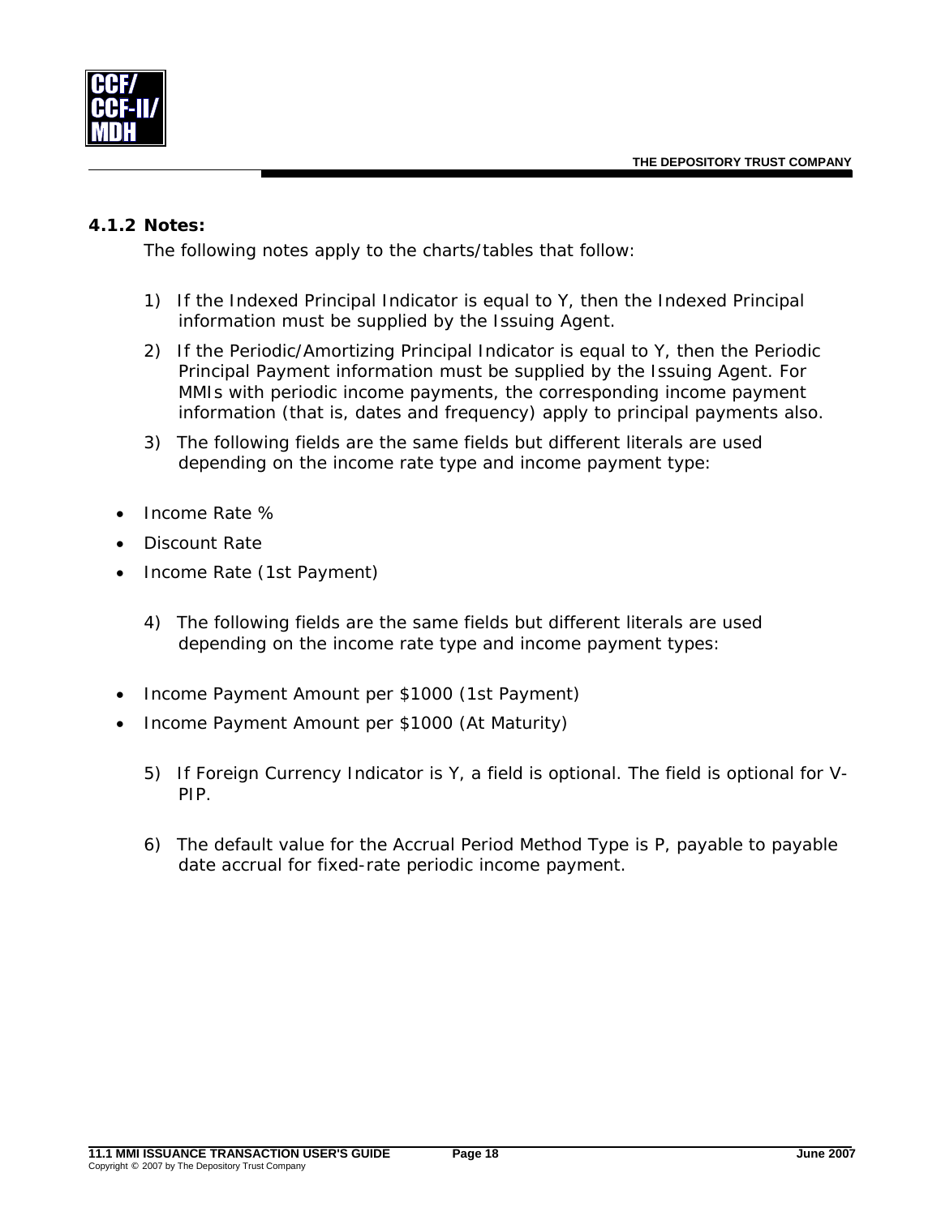### 4.1.2 Notes:

The following notes apply to the charts/tables that follow:

1) If the Indexed Principal Indicator is equal to Y, then the Indexed Principal information must be supplied by the Issuing Agent.
2) If the Periodic/Amortizing Principal Indicator is equal to Y, then the Periodic Principal Payment information must be supplied by the Issuing Agent. For MMIs with periodic income payments, the corresponding income payment information (that is, dates and frequency) apply to principal payments also.
3) The following fields are the same fields but different literals are used depending on the income rate type and income payment type:

- Income Rate %
- Discount Rate
- Income Rate (1st Payment)

4) The following fields are the same fields but different literals are used depending on the income rate type and income payment types:

- Income Payment Amount per $1000 (1st Payment)
- Income Payment Amount per $1000 (At Maturity)

5) If Foreign Currency Indicator is Y, a field is optional. The field is optional for V-PIP.

6) The default value for the Accrual Period Method Type is P, payable to payable date accrual for fixed-rate periodic income payment.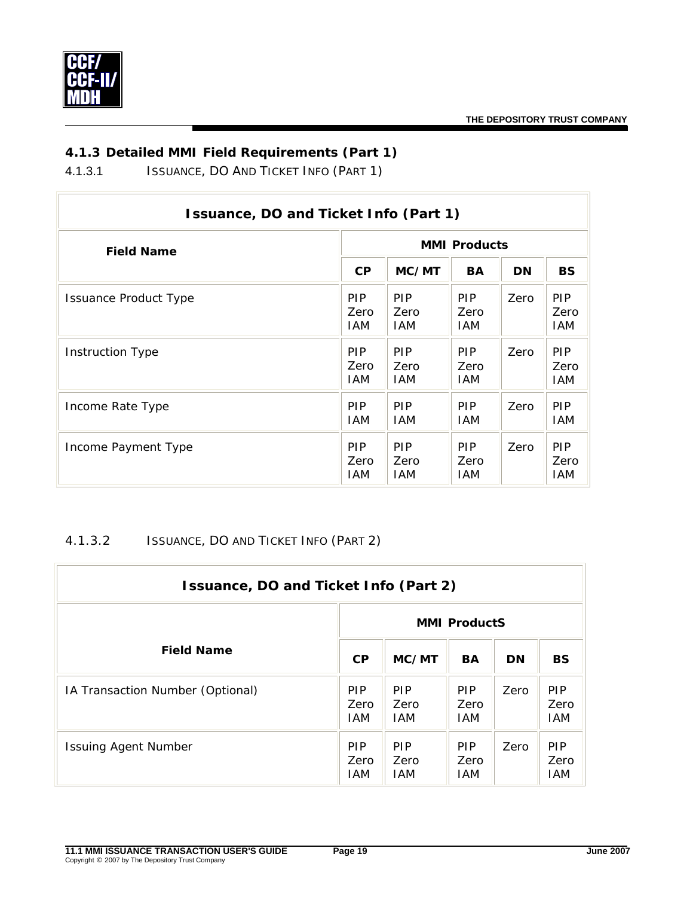### 4.1.3 Detailed MMI Field Requirements (Part 1)

4.1.3.1 ISSUANCE, DO AND TICKET INFO (PART 1)

| Issuance, DO and Ticket Info (Part 1) | | | | | |
|---|---|---|---|---|---|
| **Field Name** | **MMI Products** | | | | |
| | **CP** | **MC/MT** | **BA** | **DN** | **BS** |
| Issuance Product Type | PIP Zero IAM | PIP Zero IAM | PIP Zero IAM | Zero | PIP Zero IAM |
| Instruction Type | PIP Zero IAM | PIP Zero IAM | PIP Zero IAM | Zero | PIP Zero IAM |
| Income Rate Type | PIP IAM | PIP IAM | PIP IAM | Zero | PIP IAM |
| Income Payment Type | PIP Zero IAM | PIP Zero IAM | PIP Zero IAM | Zero | PIP Zero IAM |

4.1.3.2 ISSUANCE, DO AND TICKET INFO (PART 2)

| Issuance, DO and Ticket Info (Part 2) | | | | | |
|---|---|---|---|---|---|
| **Field Name** | **MMI ProductS** | | | | |
| | **CP** | **MC/MT** | **BA** | **DN** | **BS** |
| IA Transaction Number (Optional) | PIP Zero IAM | PIP Zero IAM | PIP Zero IAM | Zero | PIP Zero IAM |
| Issuing Agent Number | PIP Zero IAM | PIP Zero IAM | PIP Zero IAM | Zero | PIP Zero IAM |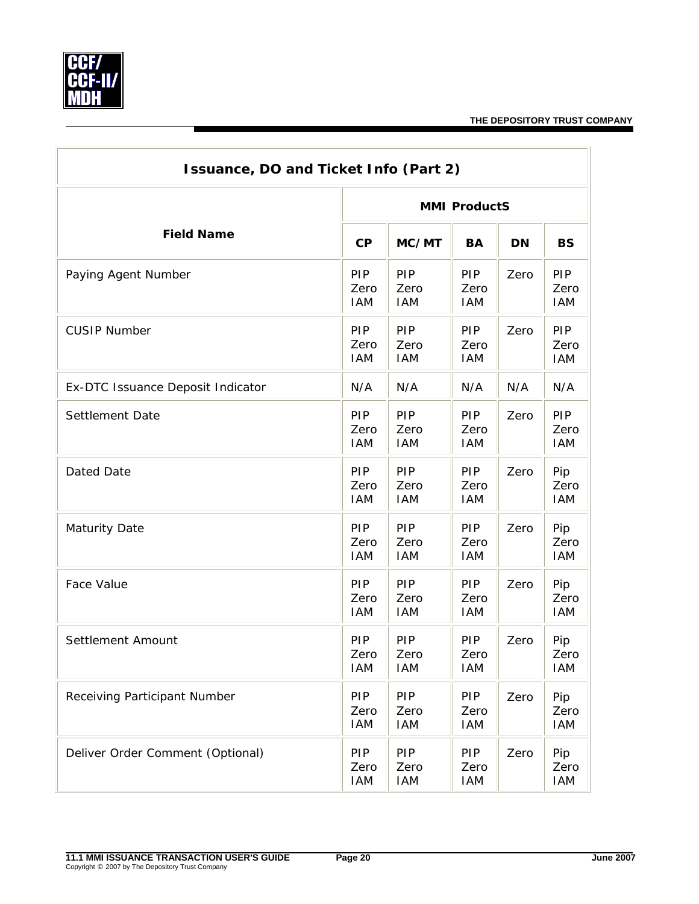| Issuance, DO and Ticket Info (Part 2) | | | | | |
|---|---|---|---|---|---|
| **Field Name** | **MMI ProductS** | | | | |
| | **CP** | **MC/MT** | **BA** | **DN** | **BS** |
| Paying Agent Number | PIP Zero IAM | PIP Zero IAM | PIP Zero IAM | Zero | PIP Zero IAM |
| CUSIP Number | PIP Zero IAM | PIP Zero IAM | PIP Zero IAM | Zero | PIP Zero IAM |
| Ex-DTC Issuance Deposit Indicator | N/A | N/A | N/A | N/A | N/A |
| Settlement Date | PIP Zero IAM | PIP Zero IAM | PIP Zero IAM | Zero | PIP Zero IAM |
| Dated Date | PIP Zero IAM | PIP Zero IAM | PIP Zero IAM | Zero | Pip Zero IAM |
| Maturity Date | PIP Zero IAM | PIP Zero IAM | PIP Zero IAM | Zero | Pip Zero IAM |
| Face Value | PIP Zero IAM | PIP Zero IAM | PIP Zero IAM | Zero | Pip Zero IAM |
| Settlement Amount | PIP Zero IAM | PIP Zero IAM | PIP Zero IAM | Zero | Pip Zero IAM |
| Receiving Participant Number | PIP Zero IAM | PIP Zero IAM | PIP Zero IAM | Zero | Pip Zero IAM |
| Deliver Order Comment (Optional) | PIP Zero IAM | PIP Zero IAM | PIP Zero IAM | Zero | Pip Zero IAM |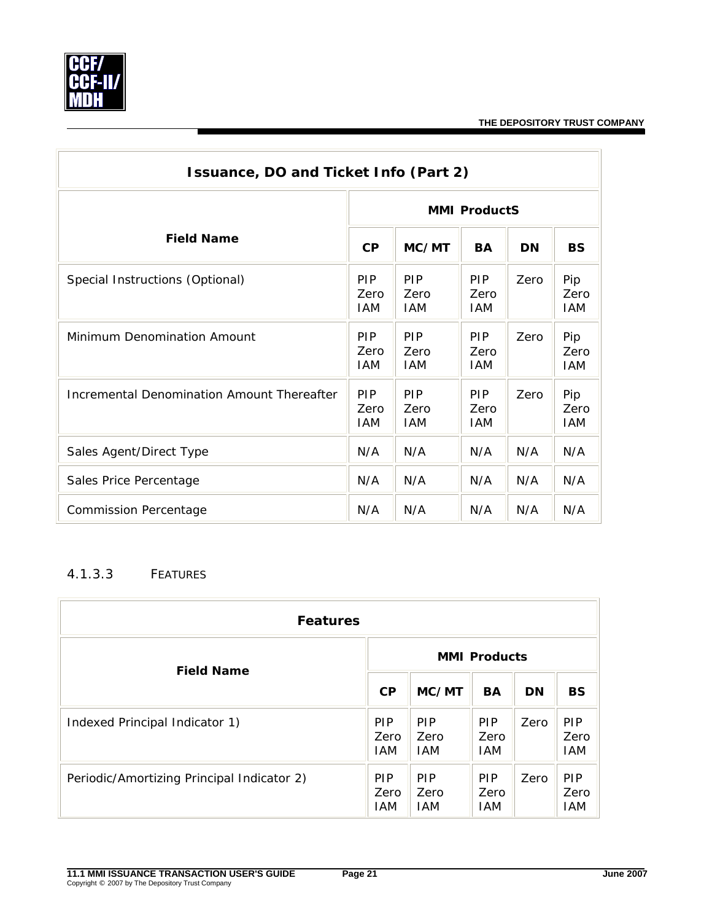| **Issuance, DO and Ticket Info (Part 2)** | | | | | |
|---|---|---|---|---|---|
| **Field Name** | **MMI ProductS** | | | | |
| | **CP** | **MC/MT** | **BA** | **DN** | **BS** |
| Special Instructions (Optional) | PIP Zero IAM | PIP Zero IAM | PIP Zero IAM | Zero | Pip Zero IAM |
| Minimum Denomination Amount | PIP Zero IAM | PIP Zero IAM | PIP Zero IAM | Zero | Pip Zero IAM |
| Incremental Denomination Amount Thereafter | PIP Zero IAM | PIP Zero IAM | PIP Zero IAM | Zero | Pip Zero IAM |
| Sales Agent/Direct Type | N/A | N/A | N/A | N/A | N/A |
| Sales Price Percentage | N/A | N/A | N/A | N/A | N/A |
| Commission Percentage | N/A | N/A | N/A | N/A | N/A |

### 4.1.3.3 FEATURES

| **Features** | | | | | |
|---|---|---|---|---|---|
| **Field Name** | **MMI Products** | | | | |
| | **CP** | **MC/MT** | **BA** | **DN** | **BS** |
| Indexed Principal Indicator 1) | PIP Zero IAM | PIP Zero IAM | PIP Zero IAM | Zero | PIP Zero IAM |
| Periodic/Amortizing Principal Indicator 2) | PIP Zero IAM | PIP Zero IAM | PIP Zero IAM | Zero | PIP Zero IAM |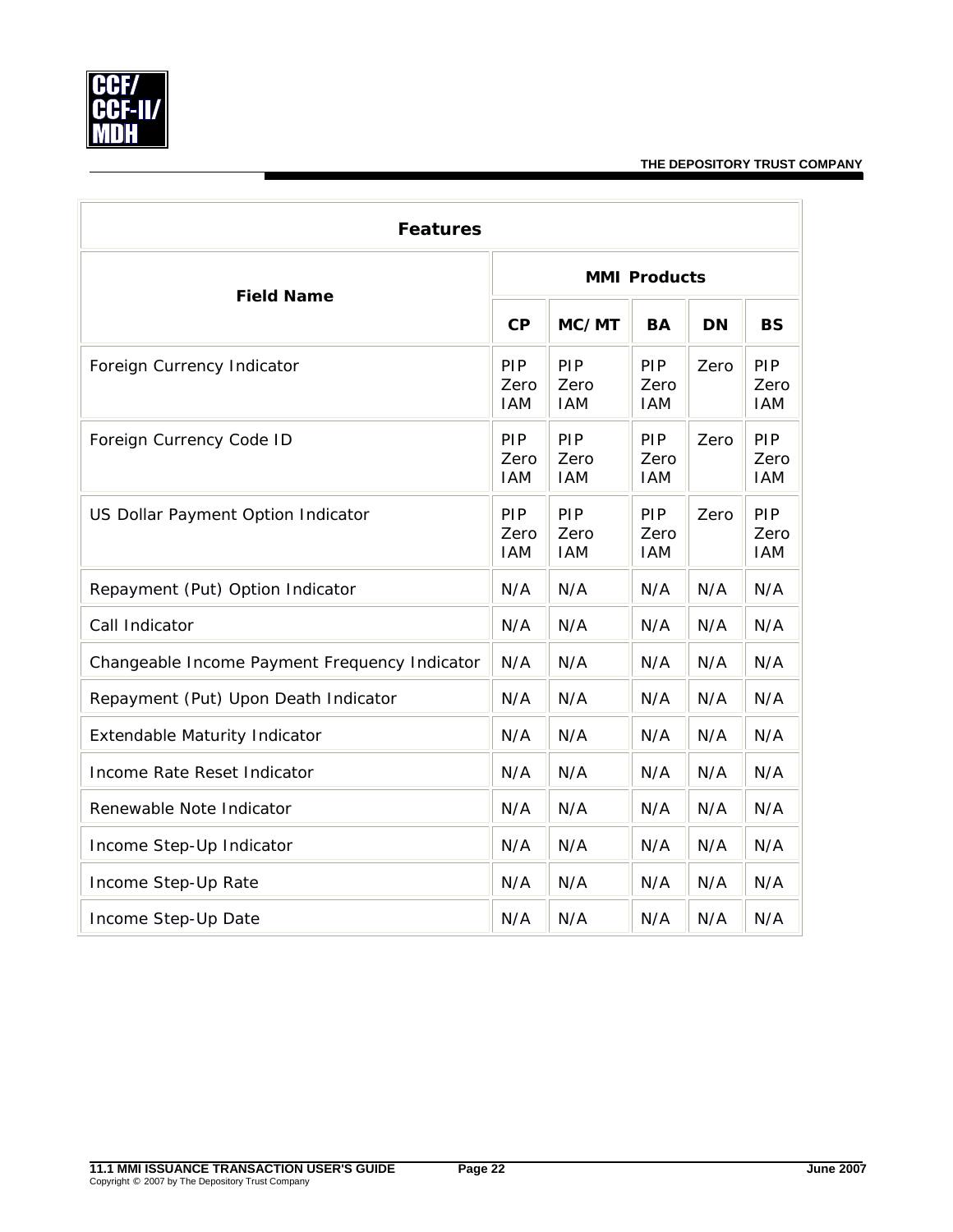| Features | | | | | |
|---|---|---|---|---|---|
| **Field Name** | **MMI Products** | | | | |
| | **CP** | **MC/MT** | **BA** | **DN** | **BS** |
| Foreign Currency Indicator | PIP Zero IAM | PIP Zero IAM | PIP Zero IAM | Zero | PIP Zero IAM |
| Foreign Currency Code ID | PIP Zero IAM | PIP Zero IAM | PIP Zero IAM | Zero | PIP Zero IAM |
| US Dollar Payment Option Indicator | PIP Zero IAM | PIP Zero IAM | PIP Zero IAM | Zero | PIP Zero IAM |
| Repayment (Put) Option Indicator | N/A | N/A | N/A | N/A | N/A |
| Call Indicator | N/A | N/A | N/A | N/A | N/A |
| Changeable Income Payment Frequency Indicator | N/A | N/A | N/A | N/A | N/A |
| Repayment (Put) Upon Death Indicator | N/A | N/A | N/A | N/A | N/A |
| Extendable Maturity Indicator | N/A | N/A | N/A | N/A | N/A |
| Income Rate Reset Indicator | N/A | N/A | N/A | N/A | N/A |
| Renewable Note Indicator | N/A | N/A | N/A | N/A | N/A |
| Income Step-Up Indicator | N/A | N/A | N/A | N/A | N/A |
| Income Step-Up Rate | N/A | N/A | N/A | N/A | N/A |
| Income Step-Up Date | N/A | N/A | N/A | N/A | N/A |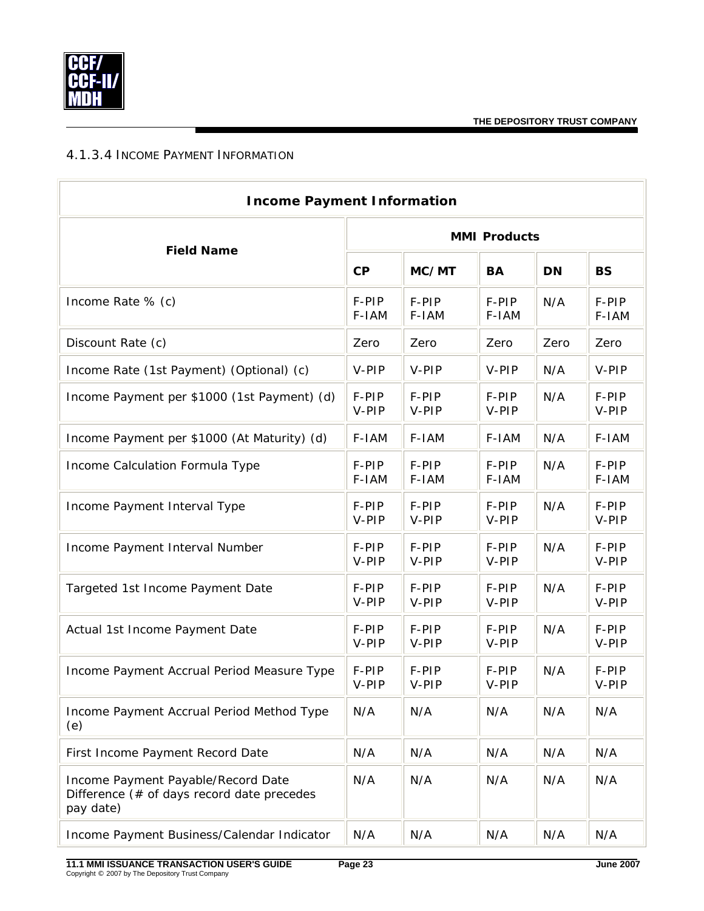### 4.1.3.4 INCOME PAYMENT INFORMATION

| Income Payment Information | | | | | |
|---|---|---|---|---|---|
| **Field Name** | **MMI Products** | | | | |
| | **CP** | **MC/MT** | **BA** | **DN** | **BS** |
| Income Rate % (c) | F-PIP F-IAM | F-PIP F-IAM | F-PIP F-IAM | N/A | F-PIP F-IAM |
| Discount Rate (c) | Zero | Zero | Zero | Zero | Zero |
| Income Rate (1st Payment) (Optional) (c) | V-PIP | V-PIP | V-PIP | N/A | V-PIP |
| Income Payment per $1000 (1st Payment) (d) | F-PIP V-PIP | F-PIP V-PIP | F-PIP V-PIP | N/A | F-PIP V-PIP |
| Income Payment per $1000 (At Maturity) (d) | F-IAM | F-IAM | F-IAM | N/A | F-IAM |
| Income Calculation Formula Type | F-PIP F-IAM | F-PIP F-IAM | F-PIP F-IAM | N/A | F-PIP F-IAM |
| Income Payment Interval Type | F-PIP V-PIP | F-PIP V-PIP | F-PIP V-PIP | N/A | F-PIP V-PIP |
| Income Payment Interval Number | F-PIP V-PIP | F-PIP V-PIP | F-PIP V-PIP | N/A | F-PIP V-PIP |
| Targeted 1st Income Payment Date | F-PIP V-PIP | F-PIP V-PIP | F-PIP V-PIP | N/A | F-PIP V-PIP |
| Actual 1st Income Payment Date | F-PIP V-PIP | F-PIP V-PIP | F-PIP V-PIP | N/A | F-PIP V-PIP |
| Income Payment Accrual Period Measure Type | F-PIP V-PIP | F-PIP V-PIP | F-PIP V-PIP | N/A | F-PIP V-PIP |
| Income Payment Accrual Period Method Type (e) | N/A | N/A | N/A | N/A | N/A |
| First Income Payment Record Date | N/A | N/A | N/A | N/A | N/A |
| Income Payment Payable/Record Date Difference (# of days record date precedes pay date) | N/A | N/A | N/A | N/A | N/A |
| Income Payment Business/Calendar Indicator | N/A | N/A | N/A | N/A | N/A |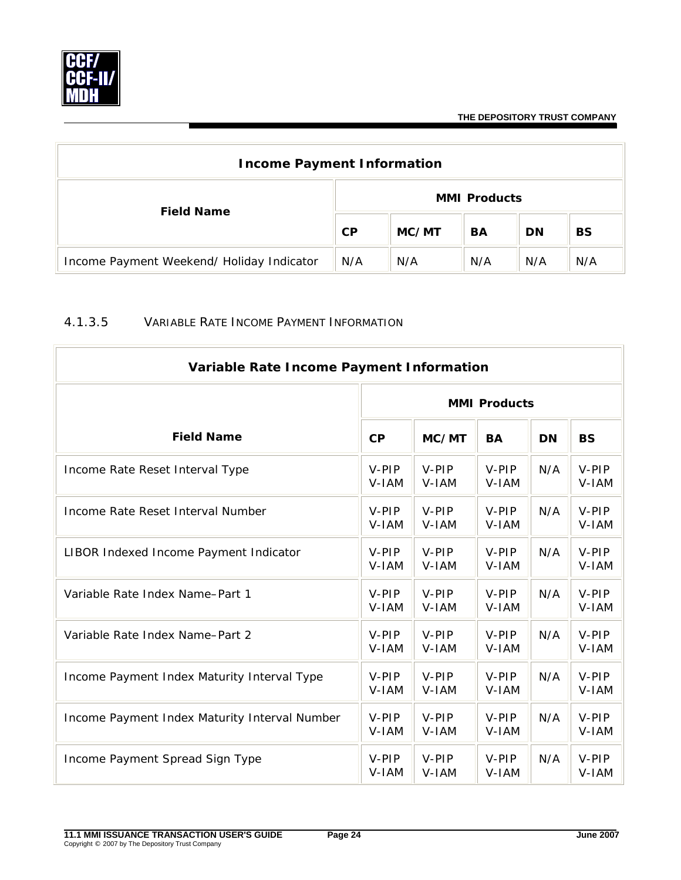| Income Payment Information | | | | | |
|---|---|---|---|---|---|
| **Field Name** | **MMI Products** | | | | |
| | **CP** | **MC/MT** | **BA** | **DN** | **BS** |
| Income Payment Weekend/ Holiday Indicator | N/A | N/A | N/A | N/A | N/A |

#### 4.1.3.5 VARIABLE RATE INCOME PAYMENT INFORMATION

| Variable Rate Income Payment Information | | | | | |
|---|---|---|---|---|---|
| **Field Name** | **MMI Products** | | | | |
| | **CP** | **MC/MT** | **BA** | **DN** | **BS** |
| Income Rate Reset Interval Type | V-PIP V-IAM | V-PIP V-IAM | V-PIP V-IAM | N/A | V-PIP V-IAM |
| Income Rate Reset Interval Number | V-PIP V-IAM | V-PIP V-IAM | V-PIP V-IAM | N/A | V-PIP V-IAM |
| LIBOR Indexed Income Payment Indicator | V-PIP V-IAM | V-PIP V-IAM | V-PIP V-IAM | N/A | V-PIP V-IAM |
| Variable Rate Index Name–Part 1 | V-PIP V-IAM | V-PIP V-IAM | V-PIP V-IAM | N/A | V-PIP V-IAM |
| Variable Rate Index Name–Part 2 | V-PIP V-IAM | V-PIP V-IAM | V-PIP V-IAM | N/A | V-PIP V-IAM |
| Income Payment Index Maturity Interval Type | V-PIP V-IAM | V-PIP V-IAM | V-PIP V-IAM | N/A | V-PIP V-IAM |
| Income Payment Index Maturity Interval Number | V-PIP V-IAM | V-PIP V-IAM | V-PIP V-IAM | N/A | V-PIP V-IAM |
| Income Payment Spread Sign Type | V-PIP V-IAM | V-PIP V-IAM | V-PIP V-IAM | N/A | V-PIP V-IAM |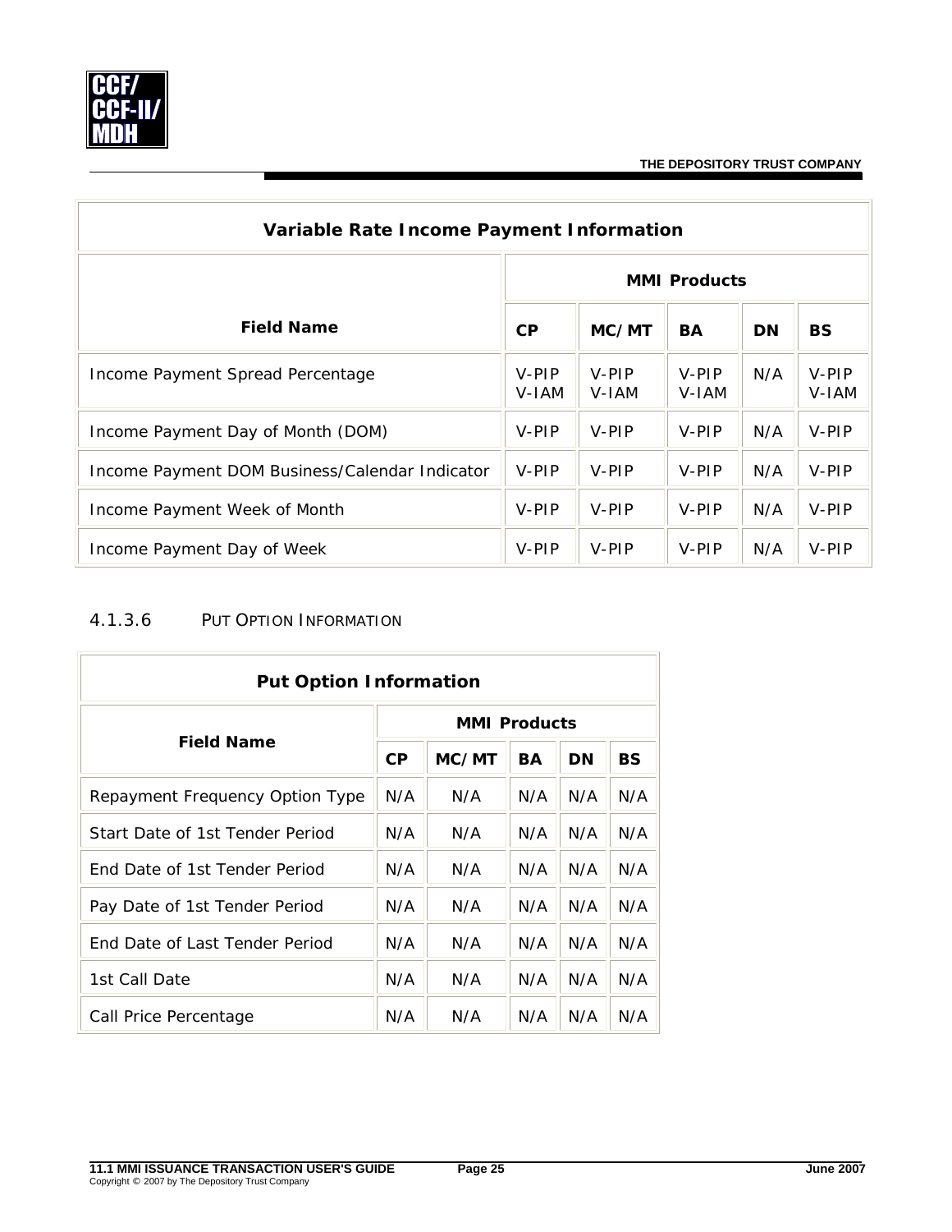| Variable Rate Income Payment Information | | | | | |
|---|---|---|---|---|---|
| **Field Name** | **MMI Products** | | | | |
| | **CP** | **MC/MT** | **BA** | **DN** | **BS** |
| Income Payment Spread Percentage | V-PIP V-IAM | V-PIP V-IAM | V-PIP V-IAM | N/A | V-PIP V-IAM |
| Income Payment Day of Month (DOM) | V-PIP | V-PIP | V-PIP | N/A | V-PIP |
| Income Payment DOM Business/Calendar Indicator | V-PIP | V-PIP | V-PIP | N/A | V-PIP |
| Income Payment Week of Month | V-PIP | V-PIP | V-PIP | N/A | V-PIP |
| Income Payment Day of Week | V-PIP | V-PIP | V-PIP | N/A | V-PIP |

#### 4.1.3.6 PUT OPTION INFORMATION

| Put Option Information | | | | | |
|---|---|---|---|---|---|
| **Field Name** | **MMI Products** | | | | |
| | **CP** | **MC/MT** | **BA** | **DN** | **BS** |
| Repayment Frequency Option Type | N/A | N/A | N/A | N/A | N/A |
| Start Date of 1st Tender Period | N/A | N/A | N/A | N/A | N/A |
| End Date of 1st Tender Period | N/A | N/A | N/A | N/A | N/A |
| Pay Date of 1st Tender Period | N/A | N/A | N/A | N/A | N/A |
| End Date of Last Tender Period | N/A | N/A | N/A | N/A | N/A |
| 1st Call Date | N/A | N/A | N/A | N/A | N/A |
| Call Price Percentage | N/A | N/A | N/A | N/A | N/A |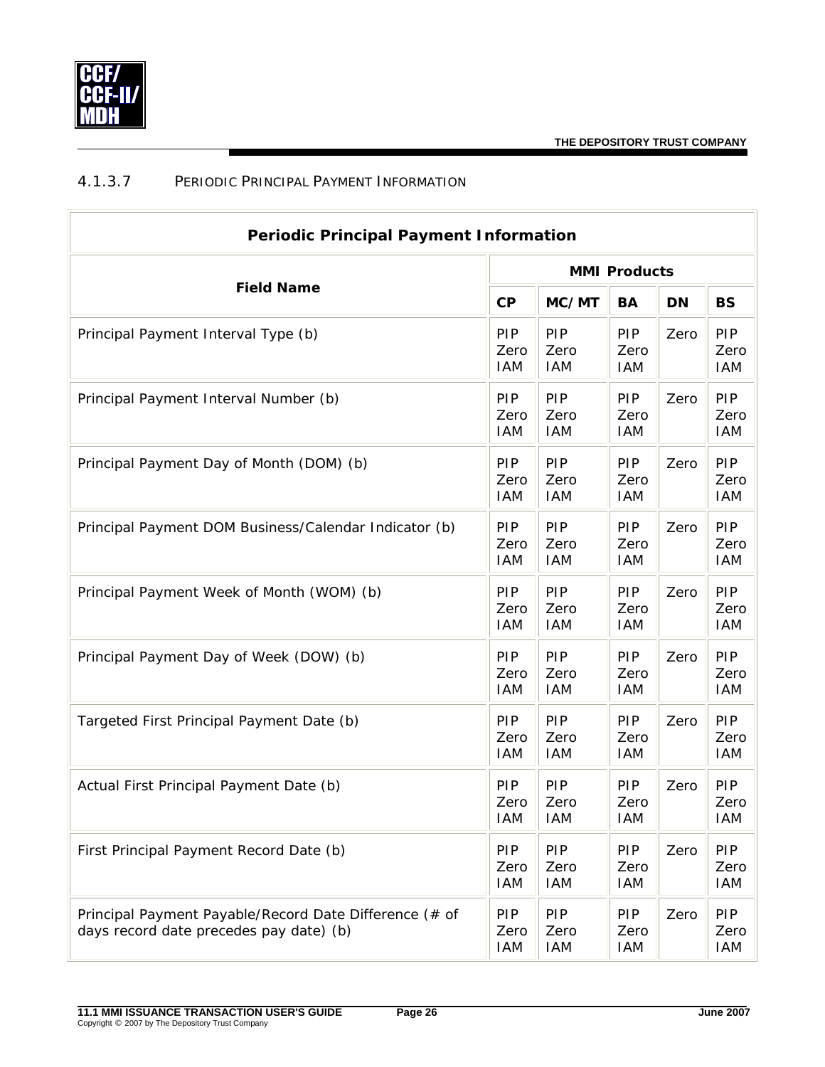### 4.1.3.7 Periodic Principal Payment Information

| Periodic Principal Payment Information | | | | | |
|---|---|---|---|---|---|
| **Field Name** | **MMI Products** | | | | |
| | **CP** | **MC/MT** | **BA** | **DN** | **BS** |
| Principal Payment Interval Type (b) | PIP Zero IAM | PIP Zero IAM | PIP Zero IAM | Zero | PIP Zero IAM |
| Principal Payment Interval Number (b) | PIP Zero IAM | PIP Zero IAM | PIP Zero IAM | Zero | PIP Zero IAM |
| Principal Payment Day of Month (DOM) (b) | PIP Zero IAM | PIP Zero IAM | PIP Zero IAM | Zero | PIP Zero IAM |
| Principal Payment DOM Business/Calendar Indicator (b) | PIP Zero IAM | PIP Zero IAM | PIP Zero IAM | Zero | PIP Zero IAM |
| Principal Payment Week of Month (WOM) (b) | PIP Zero IAM | PIP Zero IAM | PIP Zero IAM | Zero | PIP Zero IAM |
| Principal Payment Day of Week (DOW) (b) | PIP Zero IAM | PIP Zero IAM | PIP Zero IAM | Zero | PIP Zero IAM |
| Targeted First Principal Payment Date (b) | PIP Zero IAM | PIP Zero IAM | PIP Zero IAM | Zero | PIP Zero IAM |
| Actual First Principal Payment Date (b) | PIP Zero IAM | PIP Zero IAM | PIP Zero IAM | Zero | PIP Zero IAM |
| First Principal Payment Record Date (b) | PIP Zero IAM | PIP Zero IAM | PIP Zero IAM | Zero | PIP Zero IAM |
| Principal Payment Payable/Record Date Difference (# of days record date precedes pay date) (b) | PIP Zero IAM | PIP Zero IAM | PIP Zero IAM | Zero | PIP Zero IAM |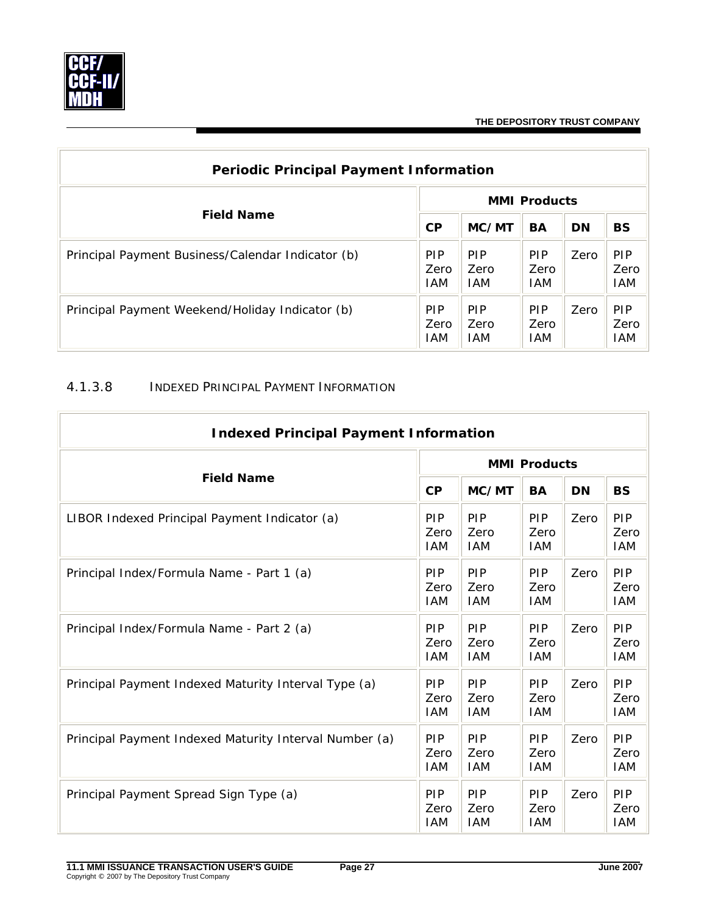| Periodic Principal Payment Information | | | | | |
|---|---|---|---|---|---|
| **Field Name** | **MMI Products** | | | | |
| | **CP** | **MC/MT** | **BA** | **DN** | **BS** |
| Principal Payment Business/Calendar Indicator (b) | PIP Zero IAM | PIP Zero IAM | PIP Zero IAM | Zero | PIP Zero IAM |
| Principal Payment Weekend/Holiday Indicator (b) | PIP Zero IAM | PIP Zero IAM | PIP Zero IAM | Zero | PIP Zero IAM |

### 4.1.3.8 INDEXED PRINCIPAL PAYMENT INFORMATION

| Indexed Principal Payment Information | | | | | |
|---|---|---|---|---|---|
| **Field Name** | **MMI Products** | | | | |
| | **CP** | **MC/MT** | **BA** | **DN** | **BS** |
| LIBOR Indexed Principal Payment Indicator (a) | PIP Zero IAM | PIP Zero IAM | PIP Zero IAM | Zero | PIP Zero IAM |
| Principal Index/Formula Name - Part 1 (a) | PIP Zero IAM | PIP Zero IAM | PIP Zero IAM | Zero | PIP Zero IAM |
| Principal Index/Formula Name - Part 2 (a) | PIP Zero IAM | PIP Zero IAM | PIP Zero IAM | Zero | PIP Zero IAM |
| Principal Payment Indexed Maturity Interval Type (a) | PIP Zero IAM | PIP Zero IAM | PIP Zero IAM | Zero | PIP Zero IAM |
| Principal Payment Indexed Maturity Interval Number (a) | PIP Zero IAM | PIP Zero IAM | PIP Zero IAM | Zero | PIP Zero IAM |
| Principal Payment Spread Sign Type (a) | PIP Zero IAM | PIP Zero IAM | PIP Zero IAM | Zero | PIP Zero IAM |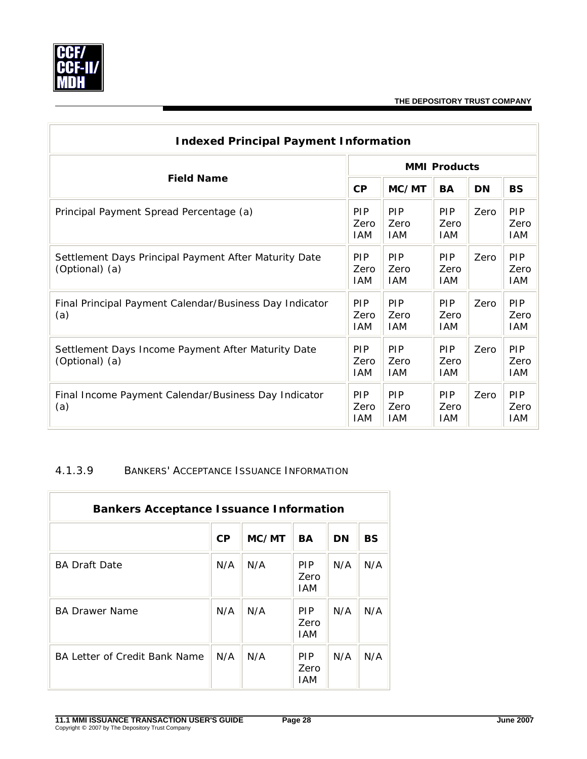| Indexed Principal Payment Information | | | | | |
|---|---|---|---|---|---|
| **Field Name** | **MMI Products** | | | | |
| | **CP** | **MC/MT** | **BA** | **DN** | **BS** |
| Principal Payment Spread Percentage (a) | PIP Zero IAM | PIP Zero IAM | PIP Zero IAM | Zero | PIP Zero IAM |
| Settlement Days Principal Payment After Maturity Date (Optional) (a) | PIP Zero IAM | PIP Zero IAM | PIP Zero IAM | Zero | PIP Zero IAM |
| Final Principal Payment Calendar/Business Day Indicator (a) | PIP Zero IAM | PIP Zero IAM | PIP Zero IAM | Zero | PIP Zero IAM |
| Settlement Days Income Payment After Maturity Date (Optional) (a) | PIP Zero IAM | PIP Zero IAM | PIP Zero IAM | Zero | PIP Zero IAM |
| Final Income Payment Calendar/Business Day Indicator (a) | PIP Zero IAM | PIP Zero IAM | PIP Zero IAM | Zero | PIP Zero IAM |

#### 4.1.3.9 BANKERS' ACCEPTANCE ISSUANCE INFORMATION

| Bankers Acceptance Issuance Information | | | | | |
|---|---|---|---|---|---|
| | **CP** | **MC/MT** | **BA** | **DN** | **BS** |
| BA Draft Date | N/A | N/A | PIP Zero IAM | N/A | N/A |
| BA Drawer Name | N/A | N/A | PIP Zero IAM | N/A | N/A |
| BA Letter of Credit Bank Name | N/A | N/A | PIP Zero IAM | N/A | N/A |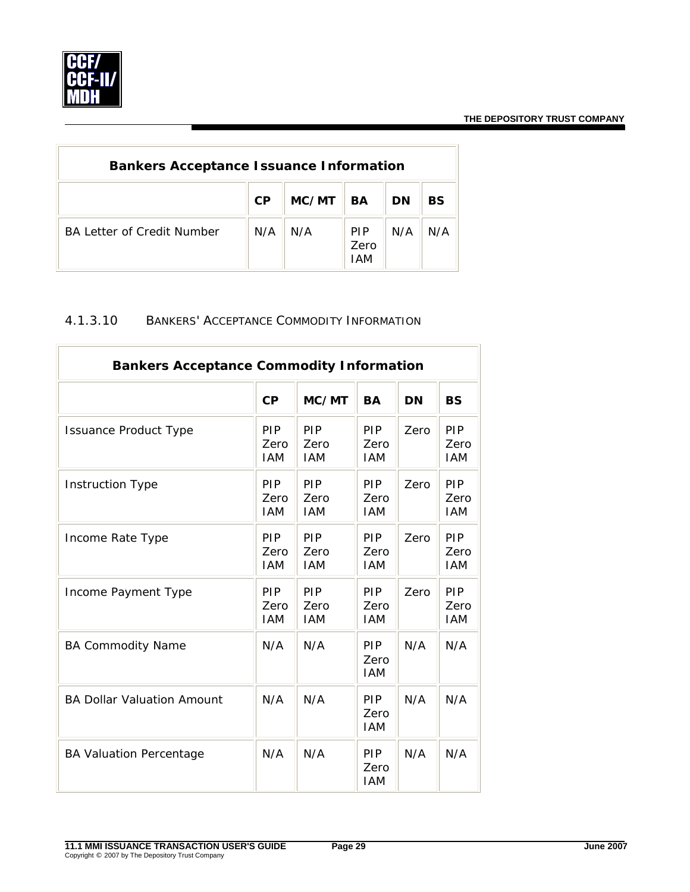| Bankers Acceptance Issuance Information | | | | | |
|---|---|---|---|---|---|
| | CP | MC/MT | BA | DN | BS |
| BA Letter of Credit Number | N/A | N/A | PIP Zero IAM | N/A | N/A |

#### 4.1.3.10 BANKERS' ACCEPTANCE COMMODITY INFORMATION

| Bankers Acceptance Commodity Information | | | | | |
|---|---|---|---|---|---|
| | CP | MC/MT | BA | DN | BS |
| Issuance Product Type | PIP Zero IAM | PIP Zero IAM | PIP Zero IAM | Zero | PIP Zero IAM |
| Instruction Type | PIP Zero IAM | PIP Zero IAM | PIP Zero IAM | Zero | PIP Zero IAM |
| Income Rate Type | PIP Zero IAM | PIP Zero IAM | PIP Zero IAM | Zero | PIP Zero IAM |
| Income Payment Type | PIP Zero IAM | PIP Zero IAM | PIP Zero IAM | Zero | PIP Zero IAM |
| BA Commodity Name | N/A | N/A | PIP Zero IAM | N/A | N/A |
| BA Dollar Valuation Amount | N/A | N/A | PIP Zero IAM | N/A | N/A |
| BA Valuation Percentage | N/A | N/A | PIP Zero IAM | N/A | N/A |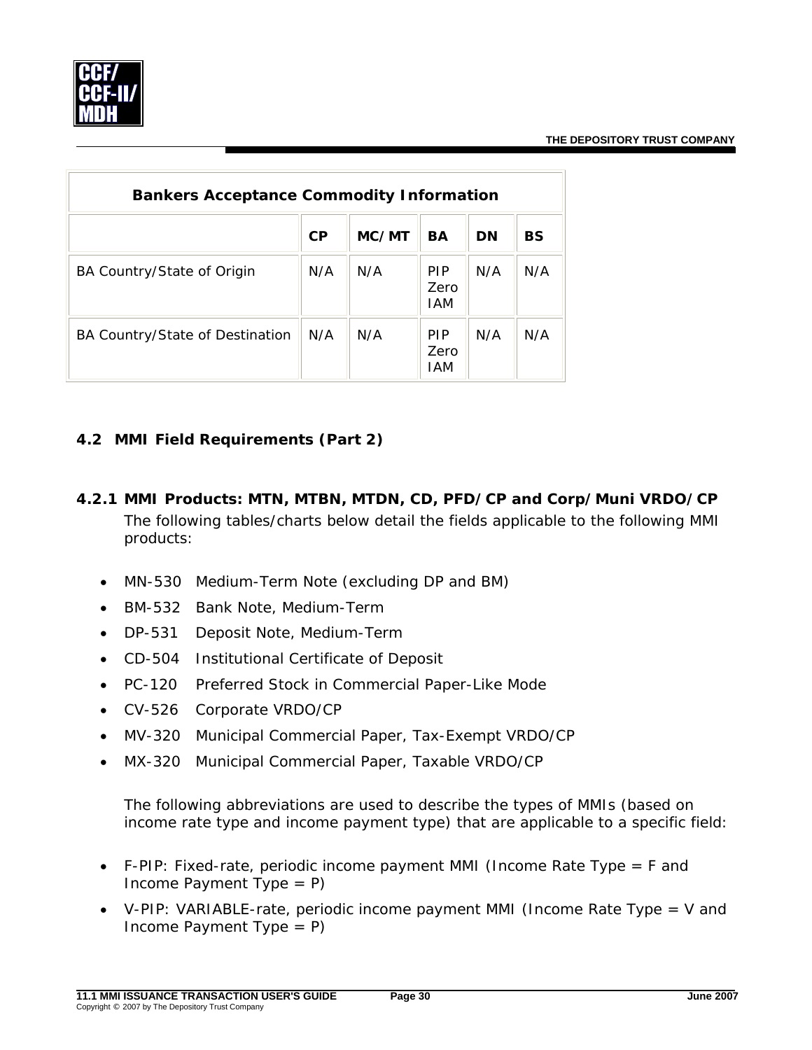| Bankers Acceptance Commodity Information | | | | | |
|---|---|---|---|---|---|
| | CP | MC/MT | BA | DN | BS |
| BA Country/State of Origin | N/A | N/A | PIP Zero IAM | N/A | N/A |
| BA Country/State of Destination | N/A | N/A | PIP Zero IAM | N/A | N/A |

## 4.2 MMI Field Requirements (Part 2)

### 4.2.1 MMI Products: MTN, MTBN, MTDN, CD, PFD/CP and Corp/Muni VRDO/CP

The following tables/charts below detail the fields applicable to the following MMI products:

- MN-530 Medium-Term Note (excluding DP and BM)
- BM-532 Bank Note, Medium-Term
- DP-531 Deposit Note, Medium-Term
- CD-504 Institutional Certificate of Deposit
- PC-120 Preferred Stock in Commercial Paper-Like Mode
- CV-526 Corporate VRDO/CP
- MV-320 Municipal Commercial Paper, Tax-Exempt VRDO/CP
- MX-320 Municipal Commercial Paper, Taxable VRDO/CP

The following abbreviations are used to describe the types of MMIs (based on income rate type and income payment type) that are applicable to a specific field:

- F-PIP: Fixed-rate, periodic income payment MMI (Income Rate Type = F and Income Payment Type = P)
- V-PIP: VARIABLE-rate, periodic income payment MMI (Income Rate Type = V and Income Payment Type = P)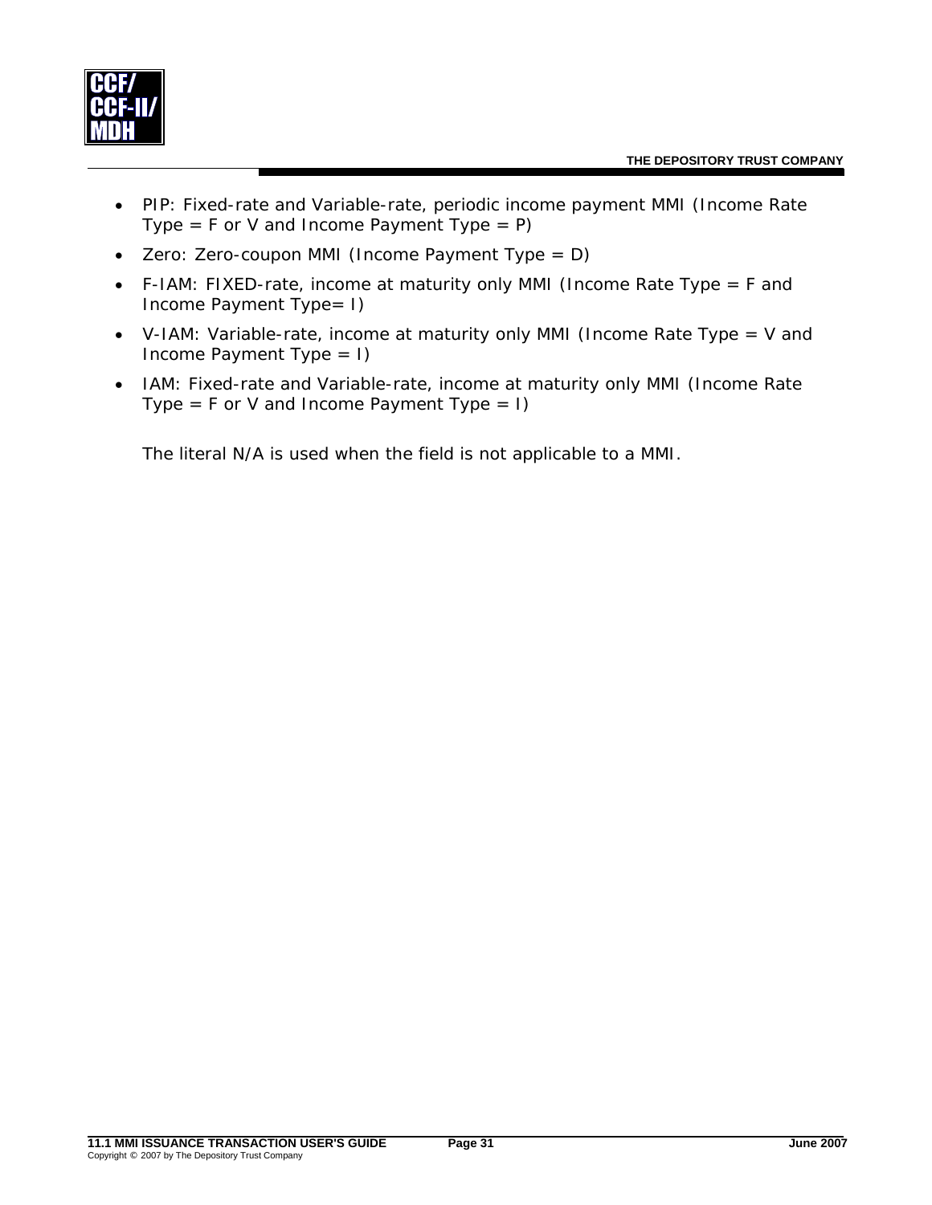- PIP: Fixed-rate and Variable-rate, periodic income payment MMI (Income Rate Type = F or V and Income Payment Type = P)
- Zero: Zero-coupon MMI (Income Payment Type = D)
- F-IAM: FIXED-rate, income at maturity only MMI (Income Rate Type = F and Income Payment Type= I)
- V-IAM: Variable-rate, income at maturity only MMI (Income Rate Type = V and Income Payment Type = I)
- IAM: Fixed-rate and Variable-rate, income at maturity only MMI (Income Rate Type = F or V and Income Payment Type = I)

The literal N/A is used when the field is not applicable to a MMI.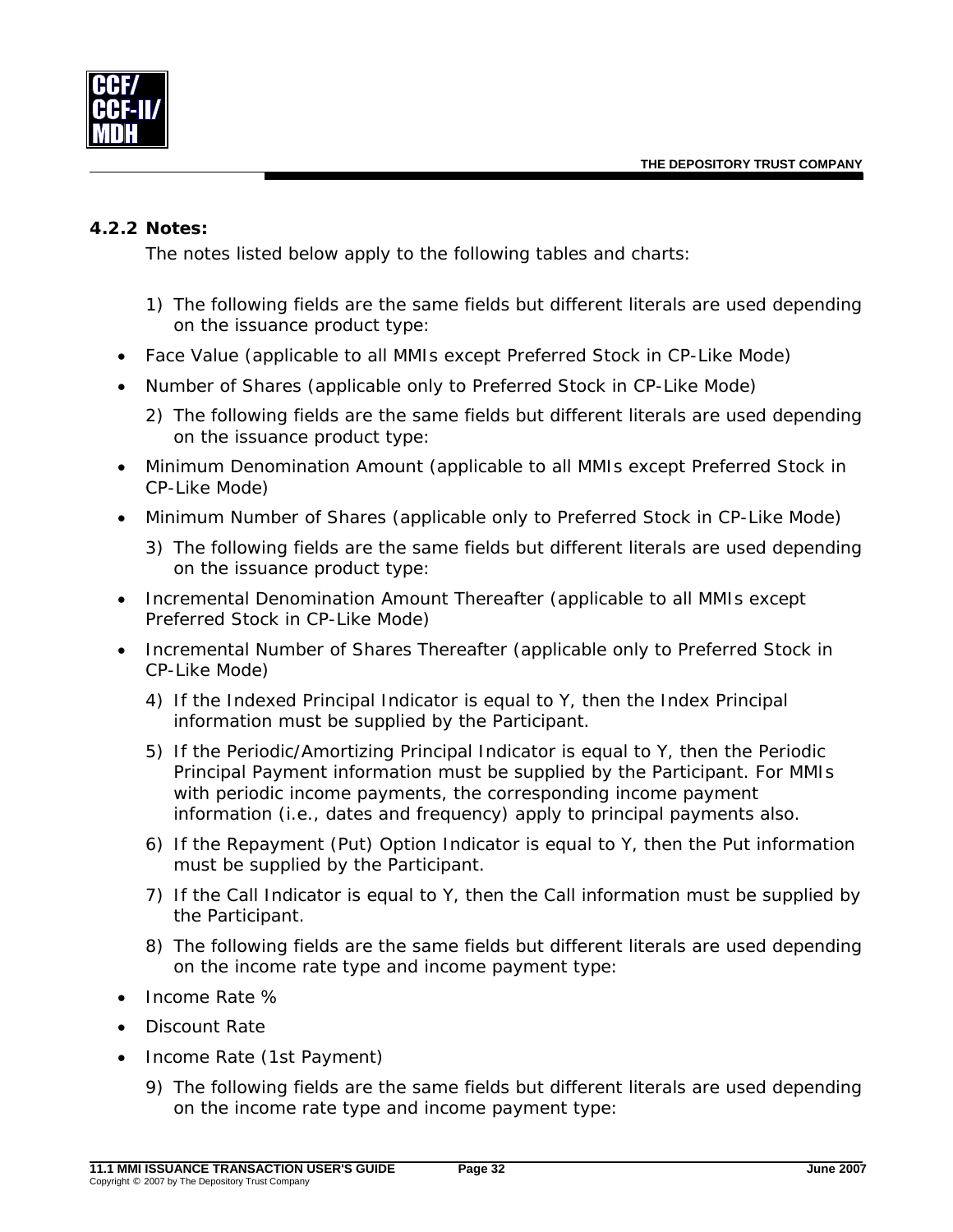### 4.2.2 Notes:

The notes listed below apply to the following tables and charts:

1) The following fields are the same fields but different literals are used depending on the issuance product type:

- Face Value (applicable to all MMIs except Preferred Stock in CP-Like Mode)
- Number of Shares (applicable only to Preferred Stock in CP-Like Mode)

2) The following fields are the same fields but different literals are used depending on the issuance product type:

- Minimum Denomination Amount (applicable to all MMIs except Preferred Stock in CP-Like Mode)
- Minimum Number of Shares (applicable only to Preferred Stock in CP-Like Mode)

3) The following fields are the same fields but different literals are used depending on the issuance product type:

- Incremental Denomination Amount Thereafter (applicable to all MMIs except Preferred Stock in CP-Like Mode)
- Incremental Number of Shares Thereafter (applicable only to Preferred Stock in CP-Like Mode)

4) If the Indexed Principal Indicator is equal to Y, then the Index Principal information must be supplied by the Participant.

5) If the Periodic/Amortizing Principal Indicator is equal to Y, then the Periodic Principal Payment information must be supplied by the Participant. For MMIs with periodic income payments, the corresponding income payment information (i.e., dates and frequency) apply to principal payments also.

6) If the Repayment (Put) Option Indicator is equal to Y, then the Put information must be supplied by the Participant.

7) If the Call Indicator is equal to Y, then the Call information must be supplied by the Participant.

8) The following fields are the same fields but different literals are used depending on the income rate type and income payment type:

- Income Rate %
- Discount Rate
- Income Rate (1st Payment)

9) The following fields are the same fields but different literals are used depending on the income rate type and income payment type: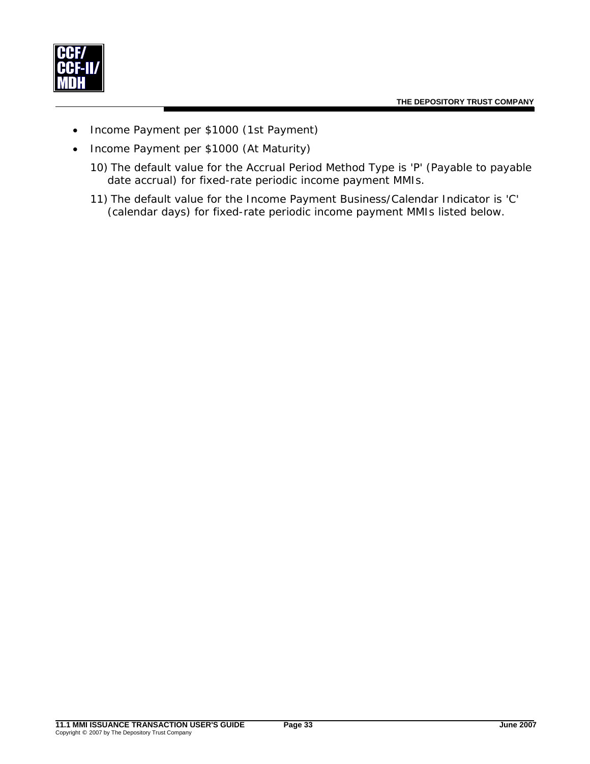- Income Payment per $1000 (1st Payment)
- Income Payment per $1000 (At Maturity)

10) The default value for the Accrual Period Method Type is 'P' (Payable to payable date accrual) for fixed-rate periodic income payment MMIs.

11) The default value for the Income Payment Business/Calendar Indicator is 'C' (calendar days) for fixed-rate periodic income payment MMIs listed below.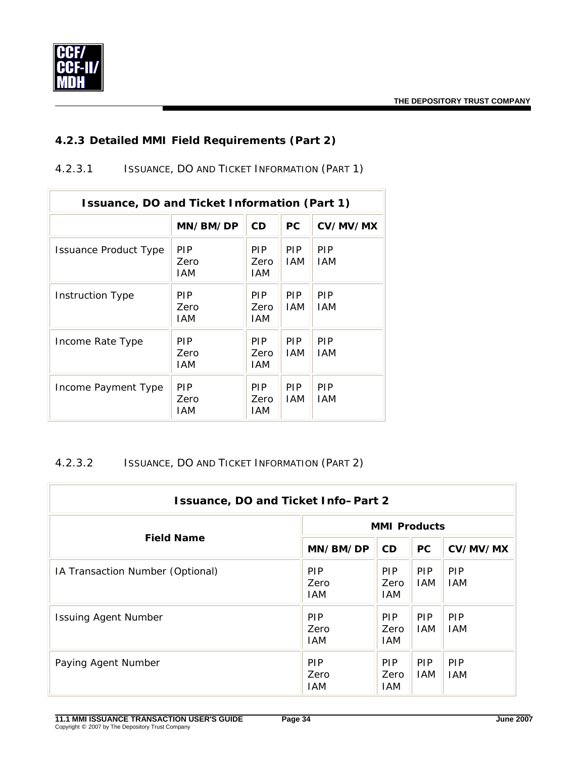## 4.2.3 Detailed MMI Field Requirements (Part 2)

### 4.2.3.1 Issuance, DO and Ticket Information (Part 1)

| Issuance, DO and Ticket Information (Part 1) | | | | |
|---|---|---|---|---|
| | MN/BM/DP | CD | PC | CV/MV/MX |
| Issuance Product Type | PIP<br>Zero<br>IAM | PIP<br>Zero<br>IAM | PIP<br>IAM | PIP<br>IAM |
| Instruction Type | PIP<br>Zero<br>IAM | PIP<br>Zero<br>IAM | PIP<br>IAM | PIP<br>IAM |
| Income Rate Type | PIP<br>Zero<br>IAM | PIP<br>Zero<br>IAM | PIP<br>IAM | PIP<br>IAM |
| Income Payment Type | PIP<br>Zero<br>IAM | PIP<br>Zero<br>IAM | PIP<br>IAM | PIP<br>IAM |

### 4.2.3.2 Issuance, DO and Ticket Information (Part 2)

| Issuance, DO and Ticket Info–Part 2 | | | | |
|---|---|---|---|---|
| Field Name | MMI Products | | | |
| | MN/BM/DP | CD | PC | CV/MV/MX |
| IA Transaction Number (Optional) | PIP<br>Zero<br>IAM | PIP<br>Zero<br>IAM | PIP<br>IAM | PIP<br>IAM |
| Issuing Agent Number | PIP<br>Zero<br>IAM | PIP<br>Zero<br>IAM | PIP<br>IAM | PIP<br>IAM |
| Paying Agent Number | PIP<br>Zero<br>IAM | PIP<br>Zero<br>IAM | PIP<br>IAM | PIP<br>IAM |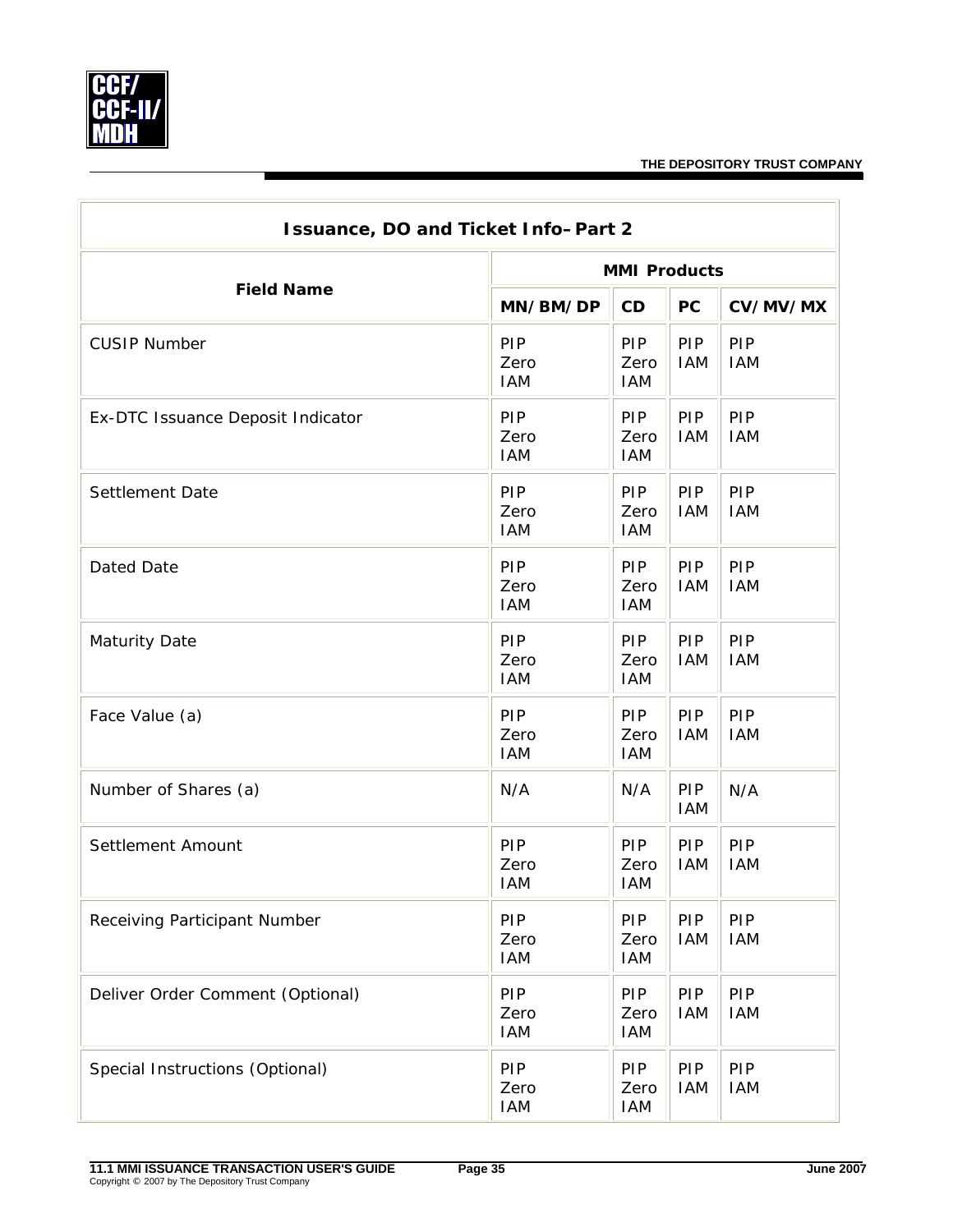| Issuance, DO and Ticket Info–Part 2 | | | | |
|---|---|---|---|---|
| **Field Name** | **MMI Products** | | | |
| | **MN/BM/DP** | **CD** | **PC** | **CV/MV/MX** |
| CUSIP Number | PIP Zero IAM | PIP Zero IAM | PIP IAM | PIP IAM |
| Ex-DTC Issuance Deposit Indicator | PIP Zero IAM | PIP Zero IAM | PIP IAM | PIP IAM |
| Settlement Date | PIP Zero IAM | PIP Zero IAM | PIP IAM | PIP IAM |
| Dated Date | PIP Zero IAM | PIP Zero IAM | PIP IAM | PIP IAM |
| Maturity Date | PIP Zero IAM | PIP Zero IAM | PIP IAM | PIP IAM |
| Face Value (a) | PIP Zero IAM | PIP Zero IAM | PIP IAM | PIP IAM |
| Number of Shares (a) | N/A | N/A | PIP IAM | N/A |
| Settlement Amount | PIP Zero IAM | PIP Zero IAM | PIP IAM | PIP IAM |
| Receiving Participant Number | PIP Zero IAM | PIP Zero IAM | PIP IAM | PIP IAM |
| Deliver Order Comment (Optional) | PIP Zero IAM | PIP Zero IAM | PIP IAM | PIP IAM |
| Special Instructions (Optional) | PIP Zero IAM | PIP Zero IAM | PIP IAM | PIP IAM |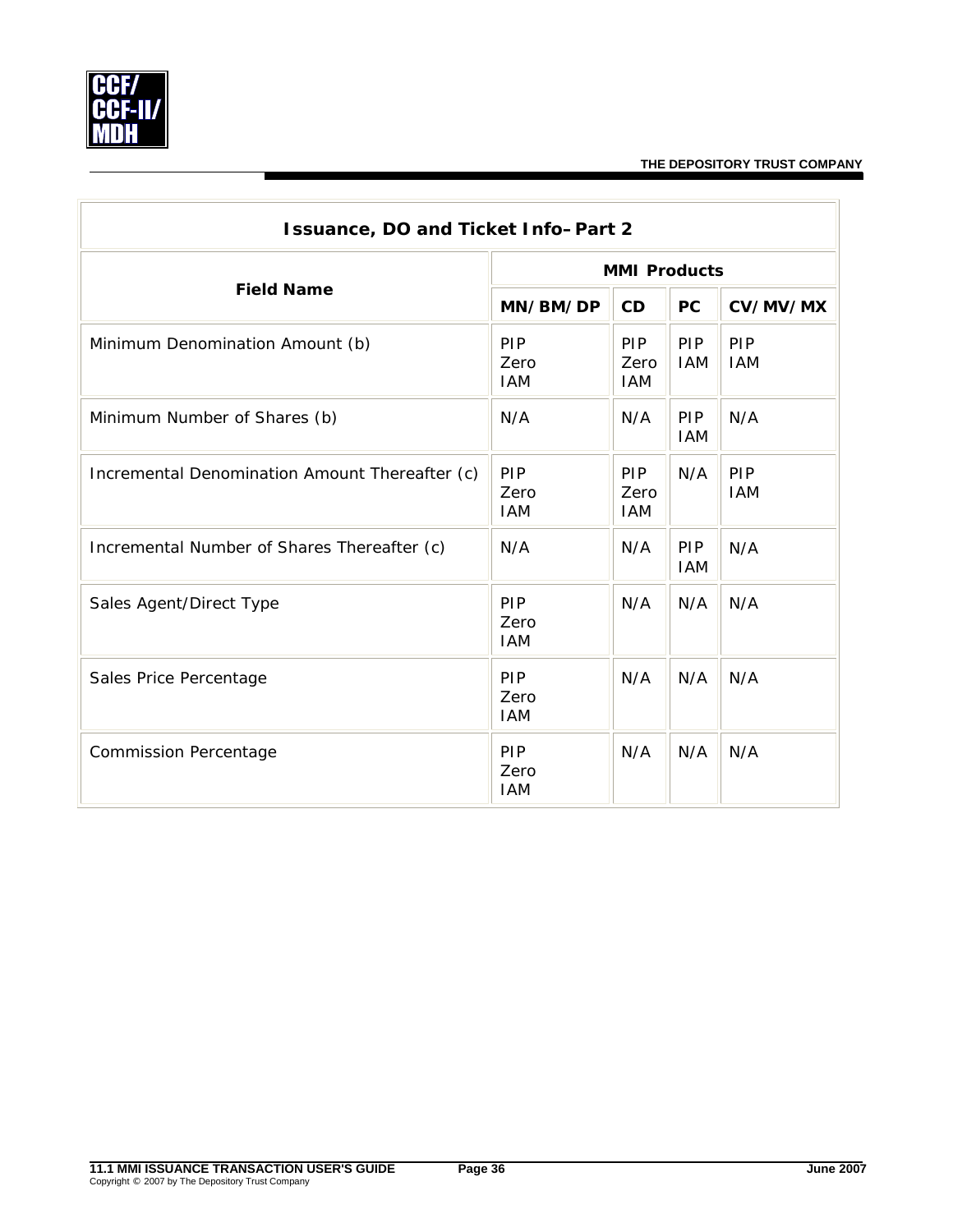| Issuance, DO and Ticket Info–Part 2 | | | | |
|---|---|---|---|---|
| **Field Name** | **MMI Products** | | | |
| | **MN/BM/DP** | **CD** | **PC** | **CV/MV/MX** |
| Minimum Denomination Amount (b) | PIP Zero IAM | PIP Zero IAM | PIP IAM | PIP IAM |
| Minimum Number of Shares (b) | N/A | N/A | PIP IAM | N/A |
| Incremental Denomination Amount Thereafter (c) | PIP Zero IAM | PIP Zero IAM | N/A | PIP IAM |
| Incremental Number of Shares Thereafter (c) | N/A | N/A | PIP IAM | N/A |
| Sales Agent/Direct Type | PIP Zero IAM | N/A | N/A | N/A |
| Sales Price Percentage | PIP Zero IAM | N/A | N/A | N/A |
| Commission Percentage | PIP Zero IAM | N/A | N/A | N/A |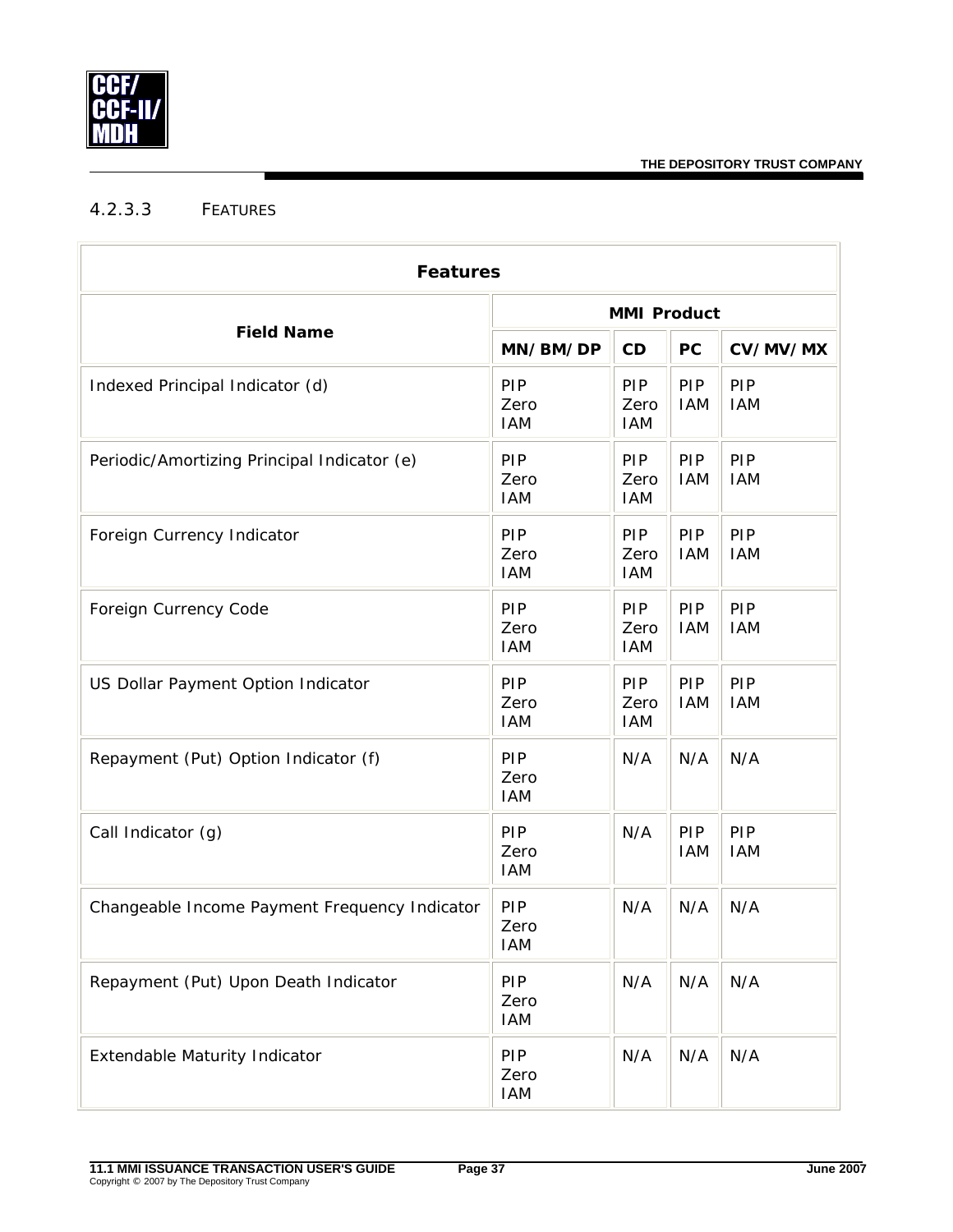#### 4.2.3.3 FEATURES

| Features | | | | |
|---|---|---|---|---|
| **Field Name** | **MMI Product** | | | |
| | **MN/BM/DP** | **CD** | **PC** | **CV/MV/MX** |
| Indexed Principal Indicator (d) | PIP<br>Zero<br>IAM | PIP<br>Zero<br>IAM | PIP<br>IAM | PIP<br>IAM |
| Periodic/Amortizing Principal Indicator (e) | PIP<br>Zero<br>IAM | PIP<br>Zero<br>IAM | PIP<br>IAM | PIP<br>IAM |
| Foreign Currency Indicator | PIP<br>Zero<br>IAM | PIP<br>Zero<br>IAM | PIP<br>IAM | PIP<br>IAM |
| Foreign Currency Code | PIP<br>Zero<br>IAM | PIP<br>Zero<br>IAM | PIP<br>IAM | PIP<br>IAM |
| US Dollar Payment Option Indicator | PIP<br>Zero<br>IAM | PIP<br>Zero<br>IAM | PIP<br>IAM | PIP<br>IAM |
| Repayment (Put) Option Indicator (f) | PIP<br>Zero<br>IAM | N/A | N/A | N/A |
| Call Indicator (g) | PIP<br>Zero<br>IAM | N/A | PIP<br>IAM | PIP<br>IAM |
| Changeable Income Payment Frequency Indicator | PIP<br>Zero<br>IAM | N/A | N/A | N/A |
| Repayment (Put) Upon Death Indicator | PIP<br>Zero<br>IAM | N/A | N/A | N/A |
| Extendable Maturity Indicator | PIP<br>Zero<br>IAM | N/A | N/A | N/A |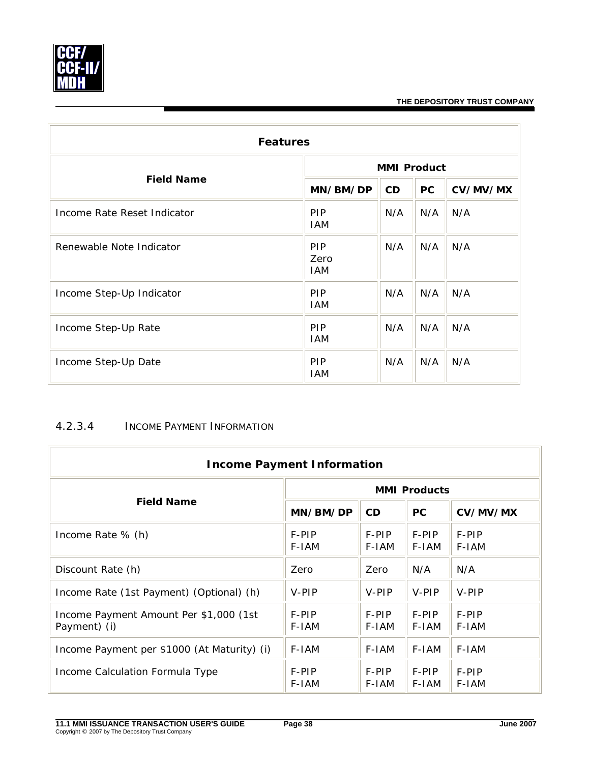| Features | | | | |
|---|---|---|---|---|
| **Field Name** | **MMI Product** | | | |
| | **MN/BM/DP** | **CD** | **PC** | **CV/MV/MX** |
| Income Rate Reset Indicator | PIP<br>IAM | N/A | N/A | N/A |
| Renewable Note Indicator | PIP<br>Zero<br>IAM | N/A | N/A | N/A |
| Income Step-Up Indicator | PIP<br>IAM | N/A | N/A | N/A |
| Income Step-Up Rate | PIP<br>IAM | N/A | N/A | N/A |
| Income Step-Up Date | PIP<br>IAM | N/A | N/A | N/A |

#### 4.2.3.4 INCOME PAYMENT INFORMATION

| Income Payment Information | | | | |
|---|---|---|---|---|
| **Field Name** | **MMI Products** | | | |
| | **MN/BM/DP** | **CD** | **PC** | **CV/MV/MX** |
| Income Rate % (h) | F-PIP<br>F-IAM | F-PIP<br>F-IAM | F-PIP<br>F-IAM | F-PIP<br>F-IAM |
| Discount Rate (h) | Zero | Zero | N/A | N/A |
| Income Rate (1st Payment) (Optional) (h) | V-PIP | V-PIP | V-PIP | V-PIP |
| Income Payment Amount Per $1,000 (1st Payment) (i) | F-PIP<br>F-IAM | F-PIP<br>F-IAM | F-PIP<br>F-IAM | F-PIP<br>F-IAM |
| Income Payment per $1000 (At Maturity) (i) | F-IAM | F-IAM | F-IAM | F-IAM |
| Income Calculation Formula Type | F-PIP<br>F-IAM | F-PIP<br>F-IAM | F-PIP<br>F-IAM | F-PIP<br>F-IAM |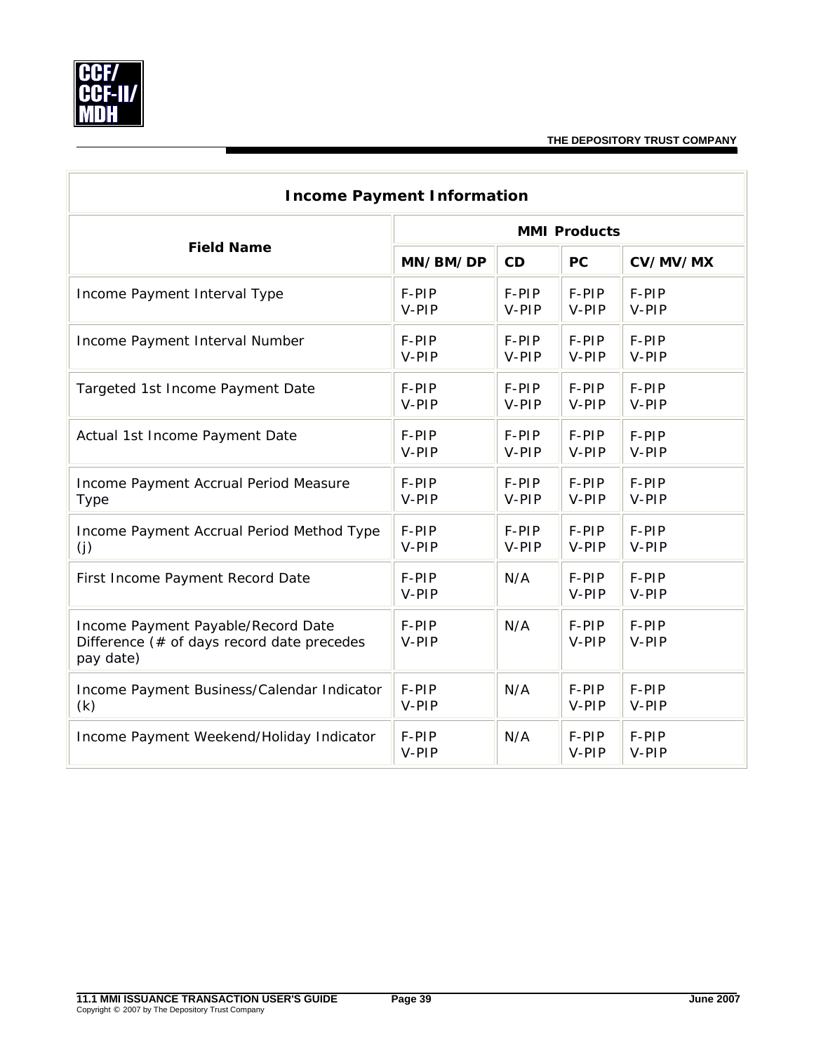| Income Payment Information | | | | |
|---|---|---|---|---|
| **Field Name** | **MMI Products** | | | |
| | **MN/BM/DP** | **CD** | **PC** | **CV/MV/MX** |
| Income Payment Interval Type | F-PIP V-PIP | F-PIP V-PIP | F-PIP V-PIP | F-PIP V-PIP |
| Income Payment Interval Number | F-PIP V-PIP | F-PIP V-PIP | F-PIP V-PIP | F-PIP V-PIP |
| Targeted 1st Income Payment Date | F-PIP V-PIP | F-PIP V-PIP | F-PIP V-PIP | F-PIP V-PIP |
| Actual 1st Income Payment Date | F-PIP V-PIP | F-PIP V-PIP | F-PIP V-PIP | F-PIP V-PIP |
| Income Payment Accrual Period Measure Type | F-PIP V-PIP | F-PIP V-PIP | F-PIP V-PIP | F-PIP V-PIP |
| Income Payment Accrual Period Method Type (j) | F-PIP V-PIP | F-PIP V-PIP | F-PIP V-PIP | F-PIP V-PIP |
| First Income Payment Record Date | F-PIP V-PIP | N/A | F-PIP V-PIP | F-PIP V-PIP |
| Income Payment Payable/Record Date Difference (# of days record date precedes pay date) | F-PIP V-PIP | N/A | F-PIP V-PIP | F-PIP V-PIP |
| Income Payment Business/Calendar Indicator (k) | F-PIP V-PIP | N/A | F-PIP V-PIP | F-PIP V-PIP |
| Income Payment Weekend/Holiday Indicator | F-PIP V-PIP | N/A | F-PIP V-PIP | F-PIP V-PIP |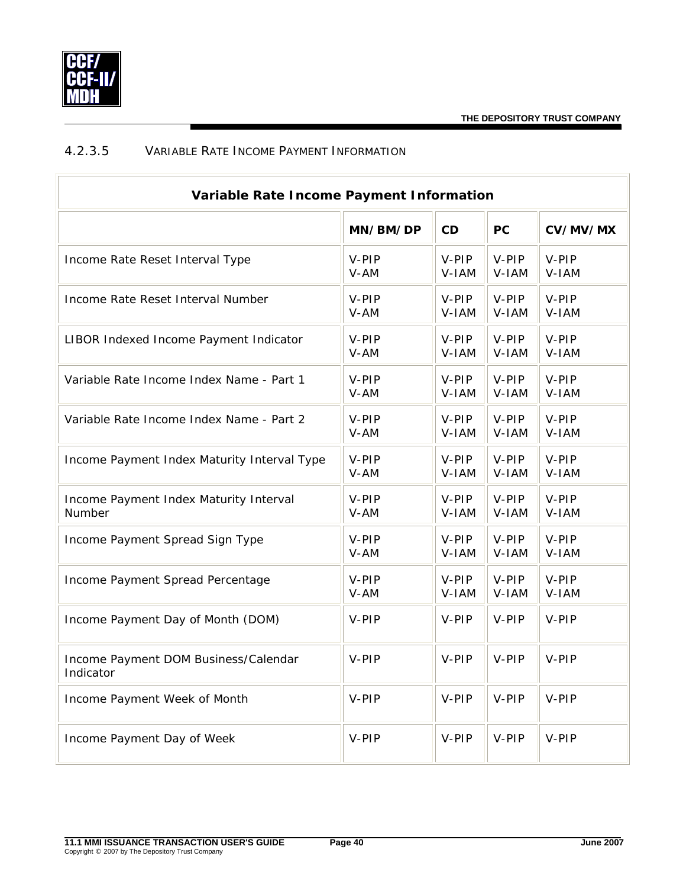#### 4.2.3.5 VARIABLE RATE INCOME PAYMENT INFORMATION

| Variable Rate Income Payment Information | | | | |
|---|---|---|---|---|
| | **MN/BM/DP** | **CD** | **PC** | **CV/MV/MX** |
| Income Rate Reset Interval Type | V-PIP<br>V-AM | V-PIP<br>V-IAM | V-PIP<br>V-IAM | V-PIP<br>V-IAM |
| Income Rate Reset Interval Number | V-PIP<br>V-AM | V-PIP<br>V-IAM | V-PIP<br>V-IAM | V-PIP<br>V-IAM |
| LIBOR Indexed Income Payment Indicator | V-PIP<br>V-AM | V-PIP<br>V-IAM | V-PIP<br>V-IAM | V-PIP<br>V-IAM |
| Variable Rate Income Index Name - Part 1 | V-PIP<br>V-AM | V-PIP<br>V-IAM | V-PIP<br>V-IAM | V-PIP<br>V-IAM |
| Variable Rate Income Index Name - Part 2 | V-PIP<br>V-AM | V-PIP<br>V-IAM | V-PIP<br>V-IAM | V-PIP<br>V-IAM |
| Income Payment Index Maturity Interval Type | V-PIP<br>V-AM | V-PIP<br>V-IAM | V-PIP<br>V-IAM | V-PIP<br>V-IAM |
| Income Payment Index Maturity Interval Number | V-PIP<br>V-AM | V-PIP<br>V-IAM | V-PIP<br>V-IAM | V-PIP<br>V-IAM |
| Income Payment Spread Sign Type | V-PIP<br>V-AM | V-PIP<br>V-IAM | V-PIP<br>V-IAM | V-PIP<br>V-IAM |
| Income Payment Spread Percentage | V-PIP<br>V-AM | V-PIP<br>V-IAM | V-PIP<br>V-IAM | V-PIP<br>V-IAM |
| Income Payment Day of Month (DOM) | V-PIP | V-PIP | V-PIP | V-PIP |
| Income Payment DOM Business/Calendar Indicator | V-PIP | V-PIP | V-PIP | V-PIP |
| Income Payment Week of Month | V-PIP | V-PIP | V-PIP | V-PIP |
| Income Payment Day of Week | V-PIP | V-PIP | V-PIP | V-PIP |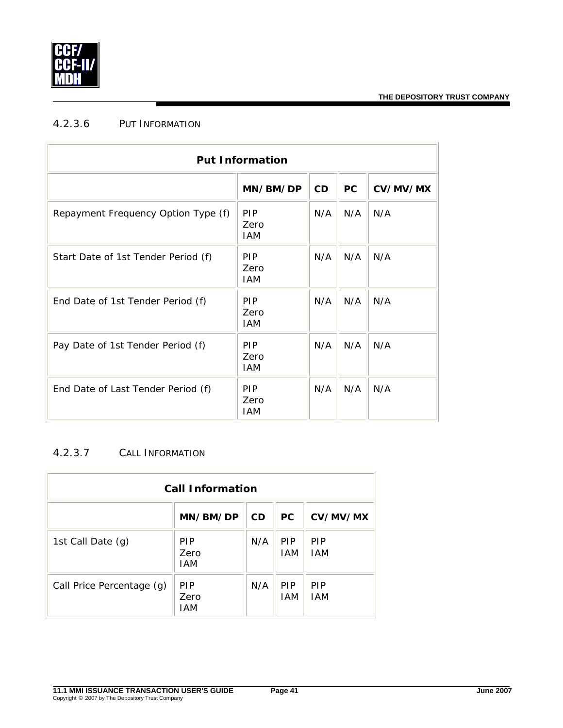#### 4.2.3.6 PUT INFORMATION

| Put Information | | | | |
|---|---|---|---|---|
| | **MN/BM/DP** | **CD** | **PC** | **CV/MV/MX** |
| Repayment Frequency Option Type (f) | PIP<br>Zero<br>IAM | N/A | N/A | N/A |
| Start Date of 1st Tender Period (f) | PIP<br>Zero<br>IAM | N/A | N/A | N/A |
| End Date of 1st Tender Period (f) | PIP<br>Zero<br>IAM | N/A | N/A | N/A |
| Pay Date of 1st Tender Period (f) | PIP<br>Zero<br>IAM | N/A | N/A | N/A |
| End Date of Last Tender Period (f) | PIP<br>Zero<br>IAM | N/A | N/A | N/A |

#### 4.2.3.7 CALL INFORMATION

| Call Information | | | | |
|---|---|---|---|---|
| | **MN/BM/DP** | **CD** | **PC** | **CV/MV/MX** |
| 1st Call Date (g) | PIP<br>Zero<br>IAM | N/A | PIP<br>IAM | PIP<br>IAM |
| Call Price Percentage (g) | PIP<br>Zero<br>IAM | N/A | PIP<br>IAM | PIP<br>IAM |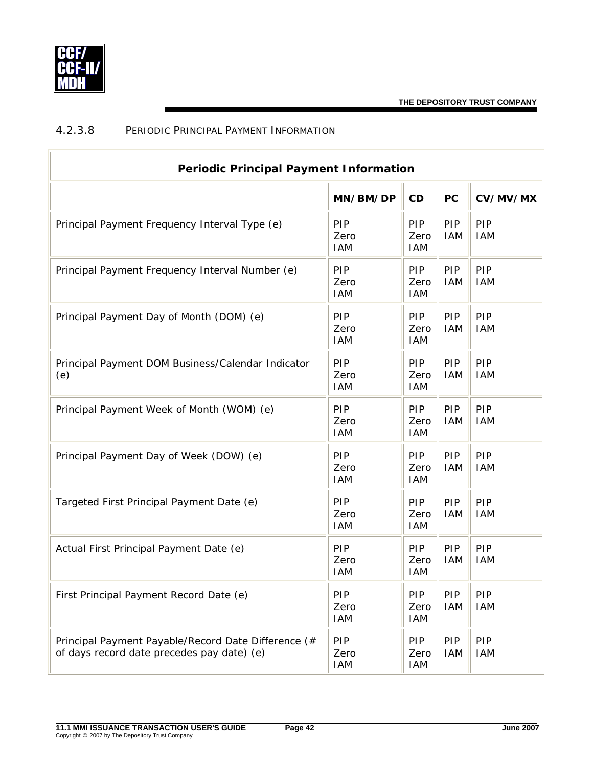#### 4.2.3.8 PERIODIC PRINCIPAL PAYMENT INFORMATION

| Periodic Principal Payment Information | | | | |
|---|---|---|---|---|
| | **MN/BM/DP** | **CD** | **PC** | **CV/MV/MX** |
| Principal Payment Frequency Interval Type (e) | PIP Zero IAM | PIP Zero IAM | PIP IAM | PIP IAM |
| Principal Payment Frequency Interval Number (e) | PIP Zero IAM | PIP Zero IAM | PIP IAM | PIP IAM |
| Principal Payment Day of Month (DOM) (e) | PIP Zero IAM | PIP Zero IAM | PIP IAM | PIP IAM |
| Principal Payment DOM Business/Calendar Indicator (e) | PIP Zero IAM | PIP Zero IAM | PIP IAM | PIP IAM |
| Principal Payment Week of Month (WOM) (e) | PIP Zero IAM | PIP Zero IAM | PIP IAM | PIP IAM |
| Principal Payment Day of Week (DOW) (e) | PIP Zero IAM | PIP Zero IAM | PIP IAM | PIP IAM |
| Targeted First Principal Payment Date (e) | PIP Zero IAM | PIP Zero IAM | PIP IAM | PIP IAM |
| Actual First Principal Payment Date (e) | PIP Zero IAM | PIP Zero IAM | PIP IAM | PIP IAM |
| First Principal Payment Record Date (e) | PIP Zero IAM | PIP Zero IAM | PIP IAM | PIP IAM |
| Principal Payment Payable/Record Date Difference (# of days record date precedes pay date) (e) | PIP Zero IAM | PIP Zero IAM | PIP IAM | PIP IAM |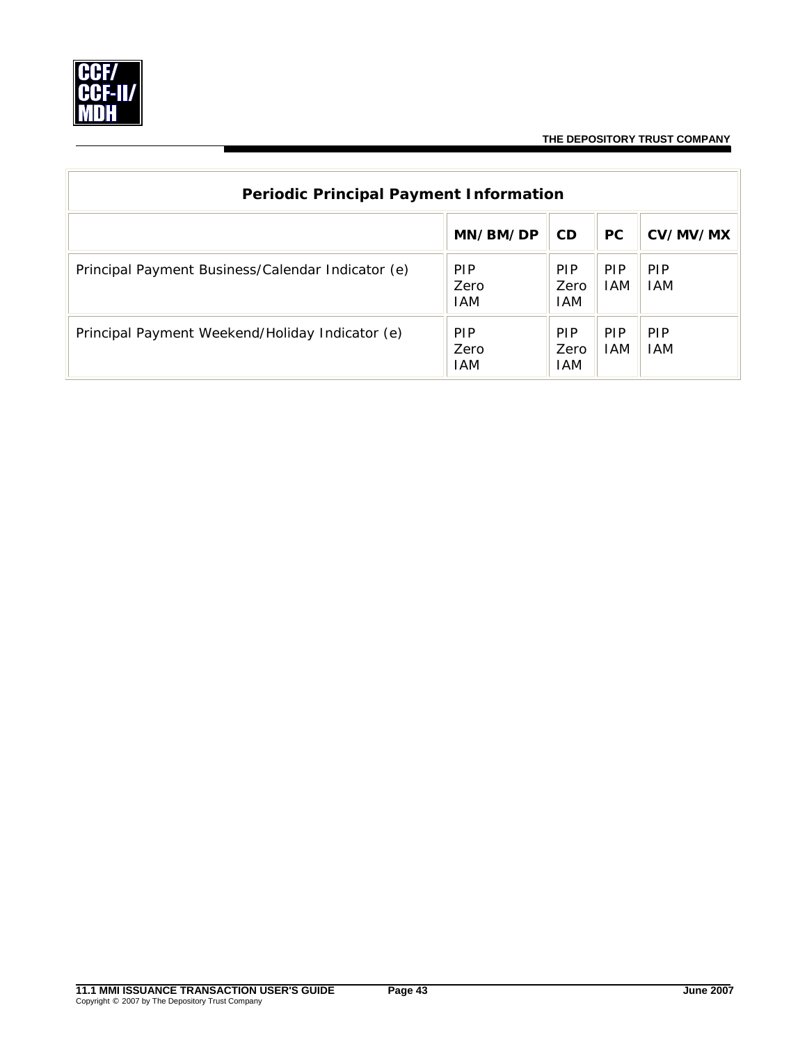| Periodic Principal Payment Information | | | | |
|---|---|---|---|---|
| | **MN/BM/DP** | **CD** | **PC** | **CV/MV/MX** |
| Principal Payment Business/Calendar Indicator (e) | PIP<br>Zero<br>IAM | PIP<br>Zero<br>IAM | PIP<br>IAM | PIP<br>IAM |
| Principal Payment Weekend/Holiday Indicator (e) | PIP<br>Zero<br>IAM | PIP<br>Zero<br>IAM | PIP<br>IAM | PIP<br>IAM |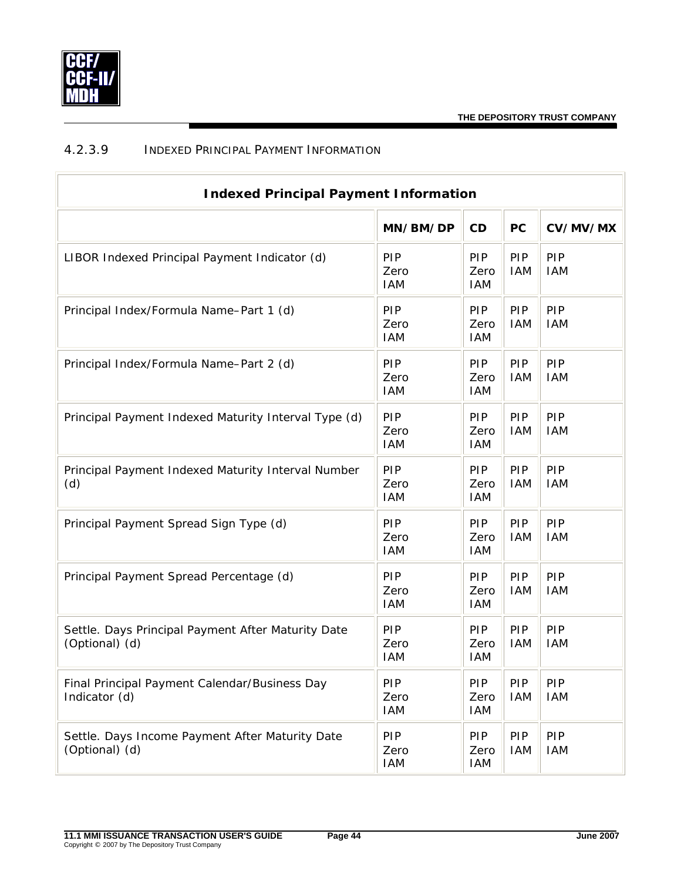#### 4.2.3.9 INDEXED PRINCIPAL PAYMENT INFORMATION

| Indexed Principal Payment Information | | | | |
|---|---|---|---|---|
| | **MN/BM/DP** | **CD** | **PC** | **CV/MV/MX** |
| LIBOR Indexed Principal Payment Indicator (d) | PIP<br>Zero<br>IAM | PIP<br>Zero<br>IAM | PIP<br>IAM | PIP<br>IAM |
| Principal Index/Formula Name–Part 1 (d) | PIP<br>Zero<br>IAM | PIP<br>Zero<br>IAM | PIP<br>IAM | PIP<br>IAM |
| Principal Index/Formula Name–Part 2 (d) | PIP<br>Zero<br>IAM | PIP<br>Zero<br>IAM | PIP<br>IAM | PIP<br>IAM |
| Principal Payment Indexed Maturity Interval Type (d) | PIP<br>Zero<br>IAM | PIP<br>Zero<br>IAM | PIP<br>IAM | PIP<br>IAM |
| Principal Payment Indexed Maturity Interval Number (d) | PIP<br>Zero<br>IAM | PIP<br>Zero<br>IAM | PIP<br>IAM | PIP<br>IAM |
| Principal Payment Spread Sign Type (d) | PIP<br>Zero<br>IAM | PIP<br>Zero<br>IAM | PIP<br>IAM | PIP<br>IAM |
| Principal Payment Spread Percentage (d) | PIP<br>Zero<br>IAM | PIP<br>Zero<br>IAM | PIP<br>IAM | PIP<br>IAM |
| Settle. Days Principal Payment After Maturity Date (Optional) (d) | PIP<br>Zero<br>IAM | PIP<br>Zero<br>IAM | PIP<br>IAM | PIP<br>IAM |
| Final Principal Payment Calendar/Business Day Indicator (d) | PIP<br>Zero<br>IAM | PIP<br>Zero<br>IAM | PIP<br>IAM | PIP<br>IAM |
| Settle. Days Income Payment After Maturity Date (Optional) (d) | PIP<br>Zero<br>IAM | PIP<br>Zero<br>IAM | PIP<br>IAM | PIP<br>IAM |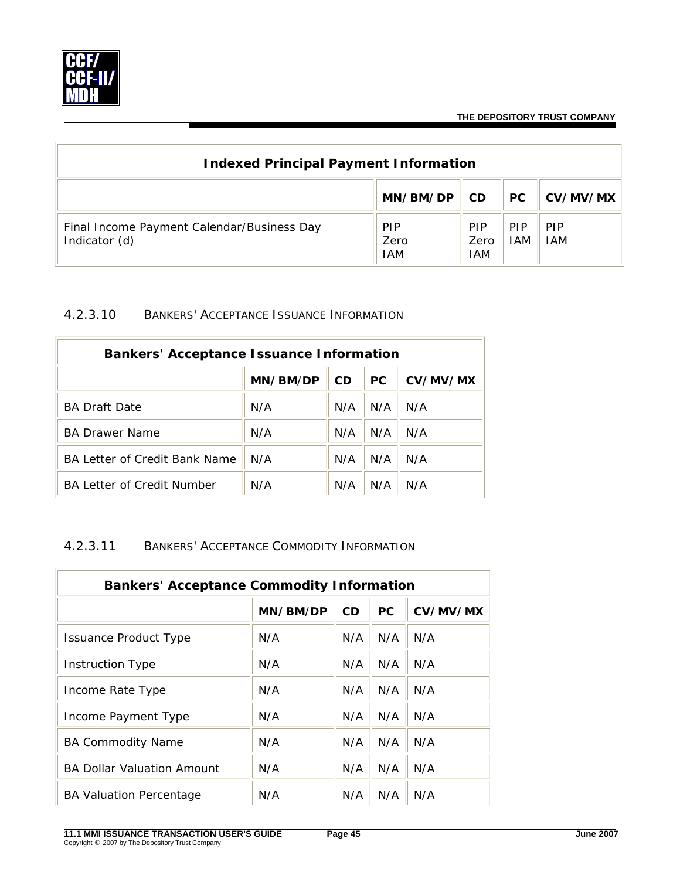| Indexed Principal Payment Information | | | | |
|---|---|---|---|---|
| | MN/BM/DP | CD | PC | CV/MV/MX |
| Final Income Payment Calendar/Business Day Indicator (d) | PIP Zero IAM | PIP Zero IAM | PIP IAM | PIP IAM |

#### 4.2.3.10 BANKERS' ACCEPTANCE ISSUANCE INFORMATION

| Bankers' Acceptance Issuance Information | | | | |
|---|---|---|---|---|
| | MN/BM/DP | CD | PC | CV/MV/MX |
| BA Draft Date | N/A | N/A | N/A | N/A |
| BA Drawer Name | N/A | N/A | N/A | N/A |
| BA Letter of Credit Bank Name | N/A | N/A | N/A | N/A |
| BA Letter of Credit Number | N/A | N/A | N/A | N/A |

#### 4.2.3.11 BANKERS' ACCEPTANCE COMMODITY INFORMATION

| Bankers' Acceptance Commodity Information | | | | |
|---|---|---|---|---|
| | MN/BM/DP | CD | PC | CV/MV/MX |
| Issuance Product Type | N/A | N/A | N/A | N/A |
| Instruction Type | N/A | N/A | N/A | N/A |
| Income Rate Type | N/A | N/A | N/A | N/A |
| Income Payment Type | N/A | N/A | N/A | N/A |
| BA Commodity Name | N/A | N/A | N/A | N/A |
| BA Dollar Valuation Amount | N/A | N/A | N/A | N/A |
| BA Valuation Percentage | N/A | N/A | N/A | N/A |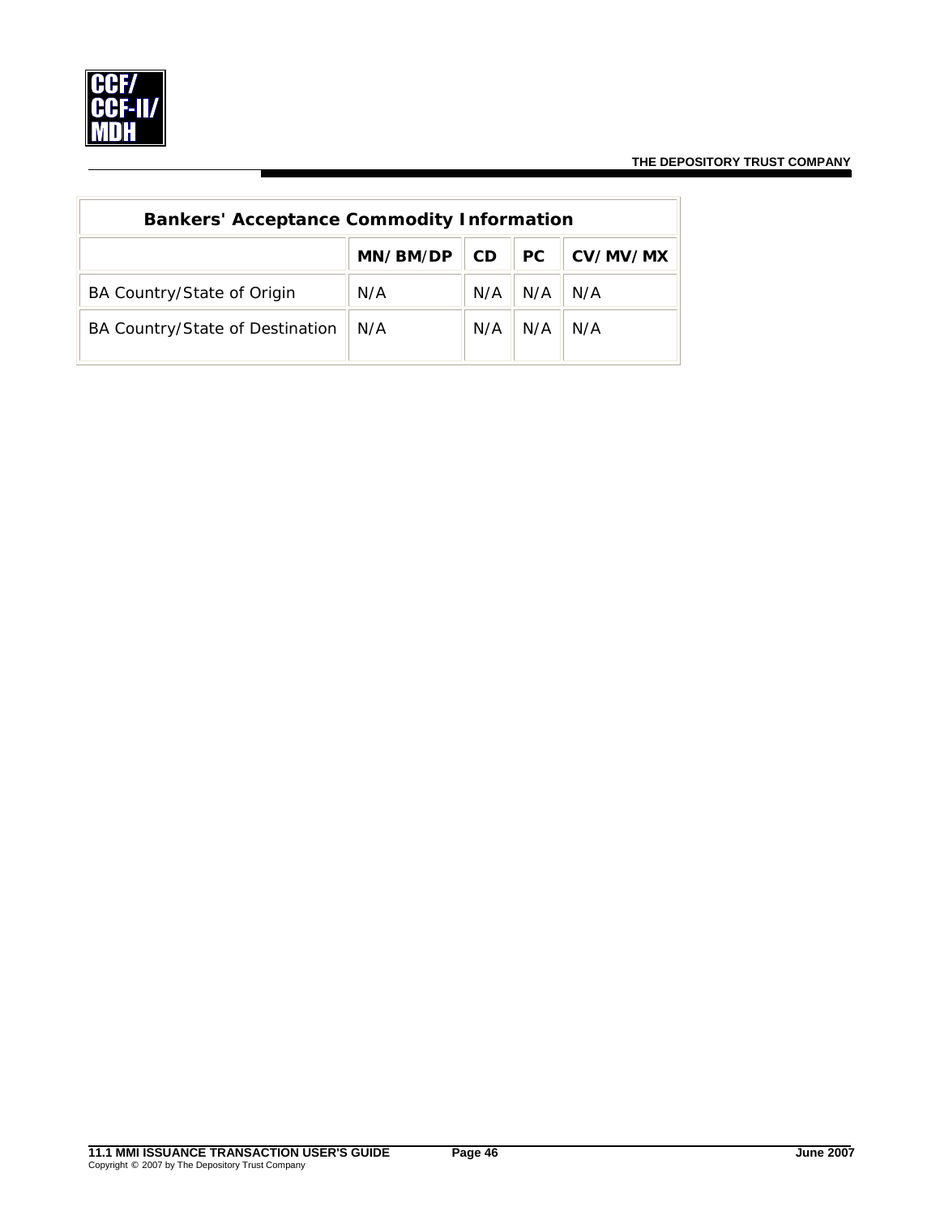| Bankers' Acceptance Commodity Information | | | | |
|---|---|---|---|---|
| | **MN/BM/DP** | **CD** | **PC** | **CV/MV/MX** |
| BA Country/State of Origin | N/A | N/A | N/A | N/A |
| BA Country/State of Destination | N/A | N/A | N/A | N/A |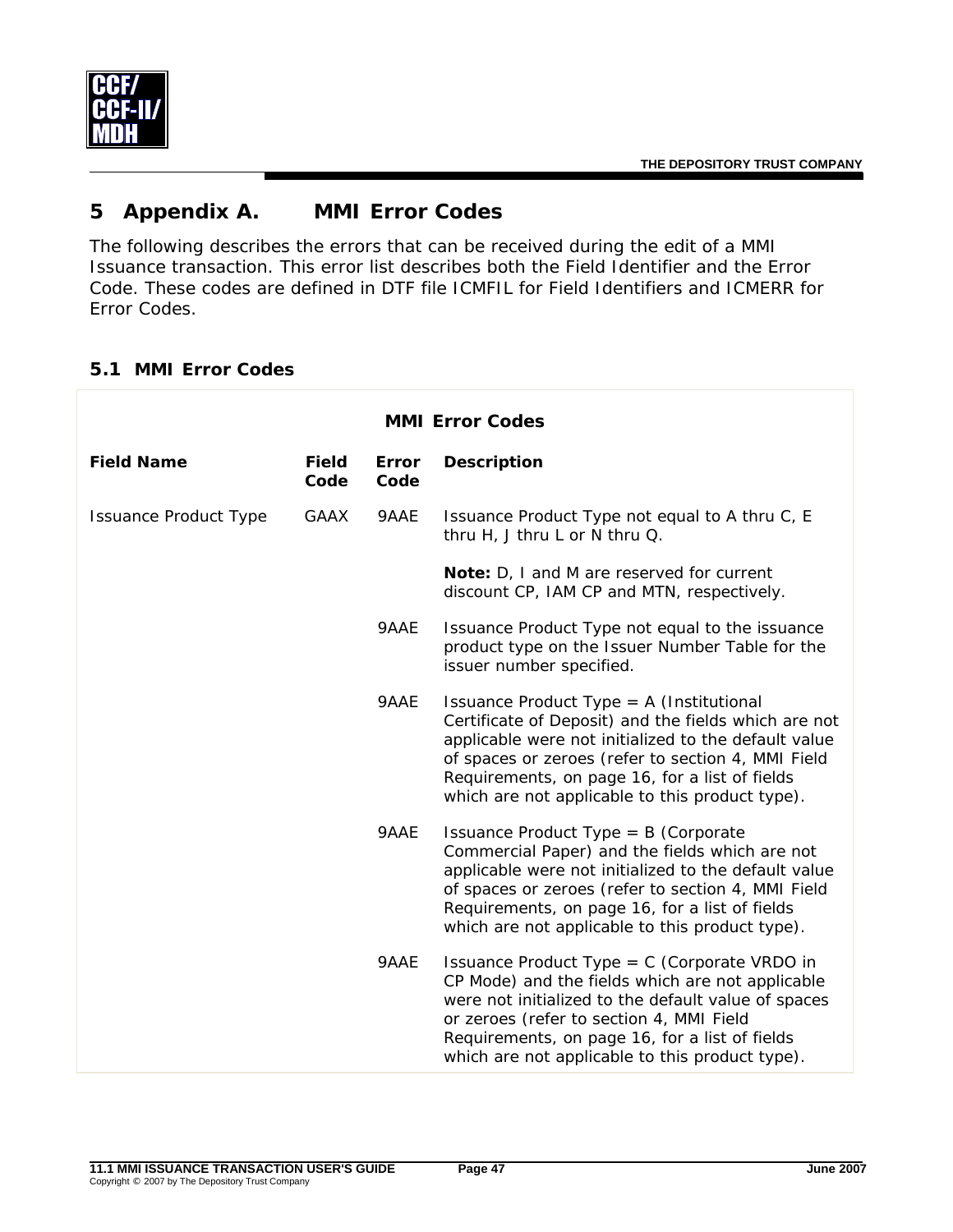# 5 Appendix A. MMI Error Codes

The following describes the errors that can be received during the edit of a MMI Issuance transaction. This error list describes both the Field Identifier and the Error Code. These codes are defined in DTF file ICMFIL for Field Identifiers and ICMERR for Error Codes.

## 5.1 MMI Error Codes

**MMI Error Codes**

| Field Name | Field Code | Error Code | Description |
|---|---|---|---|
| Issuance Product Type | GAAX | 9AAE | Issuance Product Type not equal to A thru C, E thru H, J thru L or N thru Q.<br><br>**Note:** D, I and M are reserved for current discount CP, IAM CP and MTN, respectively. |
| | | 9AAE | Issuance Product Type not equal to the issuance product type on the Issuer Number Table for the issuer number specified. |
| | | 9AAE | Issuance Product Type = A (Institutional Certificate of Deposit) and the fields which are not applicable were not initialized to the default value of spaces or zeroes (refer to section 4, MMI Field Requirements, on page 16, for a list of fields which are not applicable to this product type). |
| | | 9AAE | Issuance Product Type = B (Corporate Commercial Paper) and the fields which are not applicable were not initialized to the default value of spaces or zeroes (refer to section 4, MMI Field Requirements, on page 16, for a list of fields which are not applicable to this product type). |
| | | 9AAE | Issuance Product Type = C (Corporate VRDO in CP Mode) and the fields which are not applicable were not initialized to the default value of spaces or zeroes (refer to section 4, MMI Field Requirements, on page 16, for a list of fields which are not applicable to this product type). |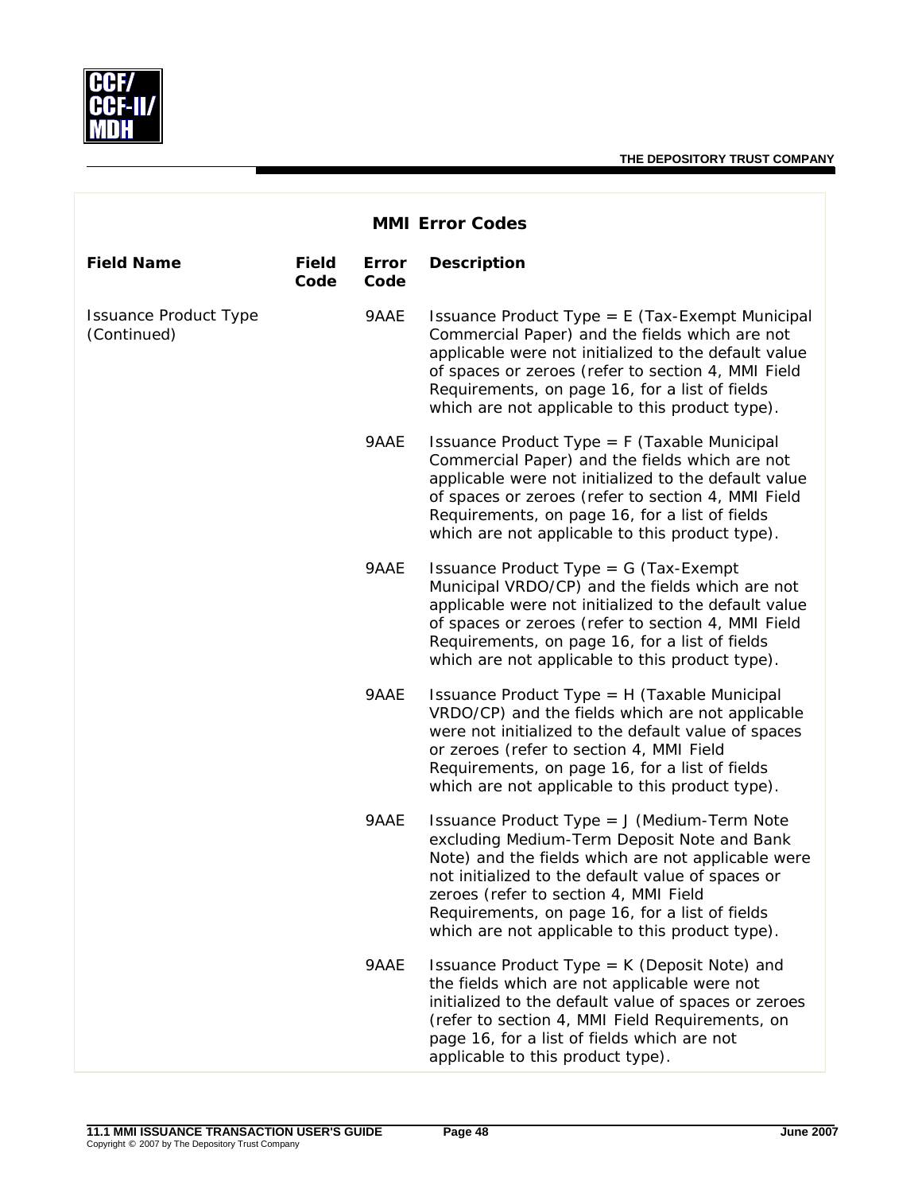## MMI Error Codes

| Field Name | Field Code | Error Code | Description |
|---|---|---|---|
| Issuance Product Type (Continued) | | 9AAE | Issuance Product Type = E (Tax-Exempt Municipal Commercial Paper) and the fields which are not applicable were not initialized to the default value of spaces or zeroes (refer to section 4, MMI Field Requirements, on page 16, for a list of fields which are not applicable to this product type). |
| | | 9AAE | Issuance Product Type = F (Taxable Municipal Commercial Paper) and the fields which are not applicable were not initialized to the default value of spaces or zeroes (refer to section 4, MMI Field Requirements, on page 16, for a list of fields which are not applicable to this product type). |
| | | 9AAE | Issuance Product Type = G (Tax-Exempt Municipal VRDO/CP) and the fields which are not applicable were not initialized to the default value of spaces or zeroes (refer to section 4, MMI Field Requirements, on page 16, for a list of fields which are not applicable to this product type). |
| | | 9AAE | Issuance Product Type = H (Taxable Municipal VRDO/CP) and the fields which are not applicable were not initialized to the default value of spaces or zeroes (refer to section 4, MMI Field Requirements, on page 16, for a list of fields which are not applicable to this product type). |
| | | 9AAE | Issuance Product Type = J (Medium-Term Note excluding Medium-Term Deposit Note and Bank Note) and the fields which are not applicable were not initialized to the default value of spaces or zeroes (refer to section 4, MMI Field Requirements, on page 16, for a list of fields which are not applicable to this product type). |
| | | 9AAE | Issuance Product Type = K (Deposit Note) and the fields which are not applicable were not initialized to the default value of spaces or zeroes (refer to section 4, MMI Field Requirements, on page 16, for a list of fields which are not applicable to this product type). |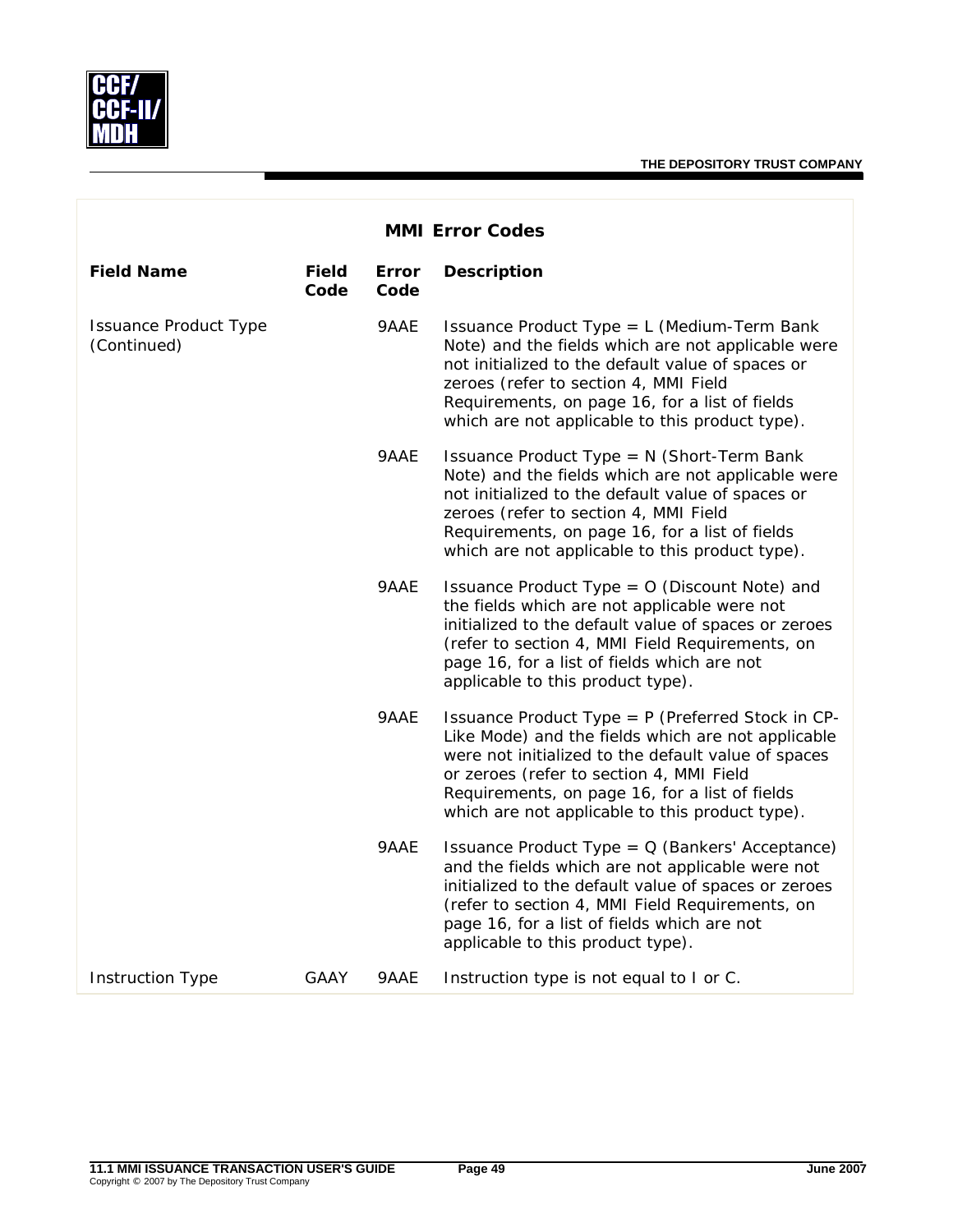## MMI Error Codes

| Field Name | Field Code | Error Code | Description |
|---|---|---|---|
| Issuance Product Type (Continued) | | 9AAE | Issuance Product Type = L (Medium-Term Bank Note) and the fields which are not applicable were not initialized to the default value of spaces or zeroes (refer to section 4, MMI Field Requirements, on page 16, for a list of fields which are not applicable to this product type). |
| | | 9AAE | Issuance Product Type = N (Short-Term Bank Note) and the fields which are not applicable were not initialized to the default value of spaces or zeroes (refer to section 4, MMI Field Requirements, on page 16, for a list of fields which are not applicable to this product type). |
| | | 9AAE | Issuance Product Type = O (Discount Note) and the fields which are not applicable were not initialized to the default value of spaces or zeroes (refer to section 4, MMI Field Requirements, on page 16, for a list of fields which are not applicable to this product type). |
| | | 9AAE | Issuance Product Type = P (Preferred Stock in CP-Like Mode) and the fields which are not applicable were not initialized to the default value of spaces or zeroes (refer to section 4, MMI Field Requirements, on page 16, for a list of fields which are not applicable to this product type). |
| | | 9AAE | Issuance Product Type = Q (Bankers' Acceptance) and the fields which are not applicable were not initialized to the default value of spaces or zeroes (refer to section 4, MMI Field Requirements, on page 16, for a list of fields which are not applicable to this product type). |
| Instruction Type | GAAY | 9AAE | Instruction type is not equal to I or C. |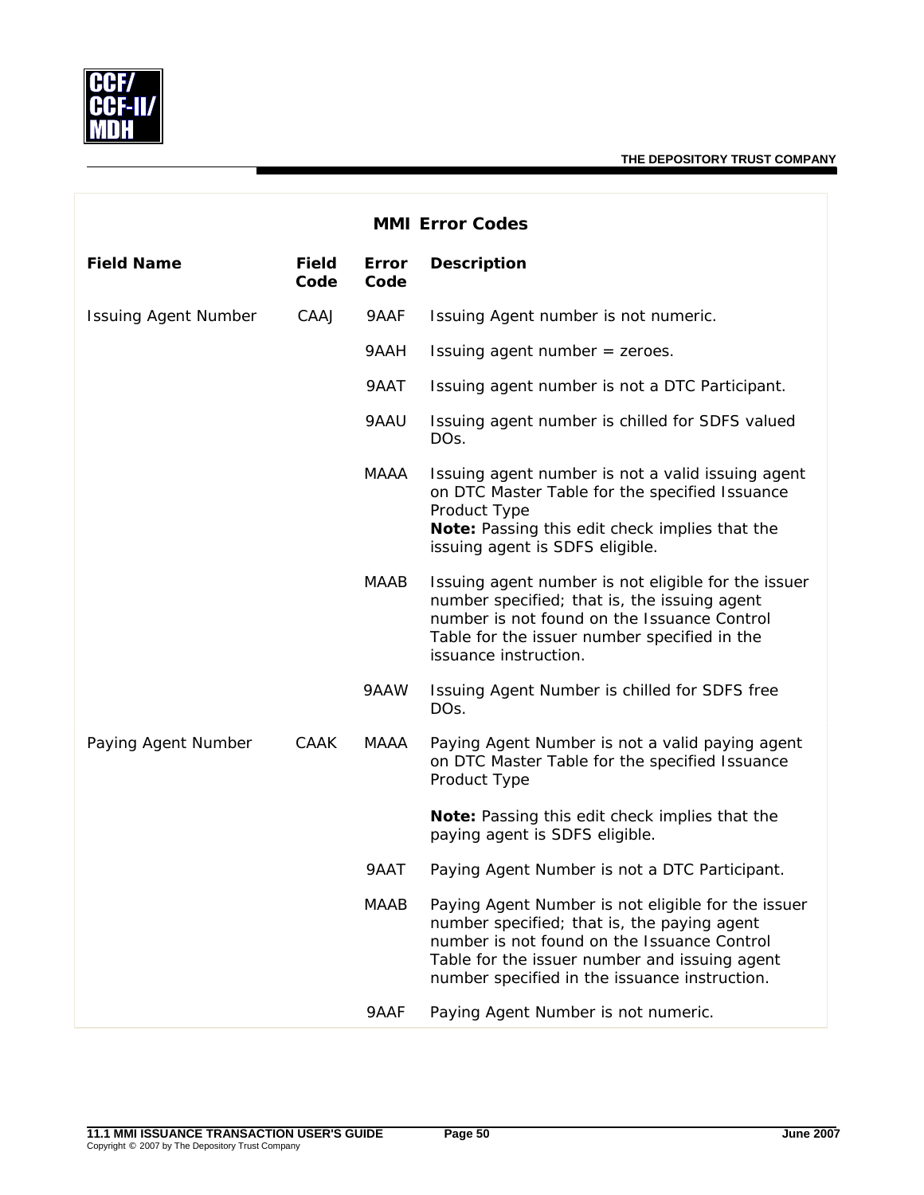## MMI Error Codes

| Field Name | Field Code | Error Code | Description |
|---|---|---|---|
| Issuing Agent Number | CAAJ | 9AAF | Issuing Agent number is not numeric. |
| | | 9AAH | Issuing agent number = zeroes. |
| | | 9AAT | Issuing agent number is not a DTC Participant. |
| | | 9AAU | Issuing agent number is chilled for SDFS valued DOs. |
| | | MAAA | Issuing agent number is not a valid issuing agent on DTC Master Table for the specified Issuance Product Type<br>**Note:** Passing this edit check implies that the issuing agent is SDFS eligible. |
| | | MAAB | Issuing agent number is not eligible for the issuer number specified; that is, the issuing agent number is not found on the Issuance Control Table for the issuer number specified in the issuance instruction. |
| | | 9AAW | Issuing Agent Number is chilled for SDFS free DOs. |
| Paying Agent Number | CAAK | MAAA | Paying Agent Number is not a valid paying agent on DTC Master Table for the specified Issuance Product Type<br><br>**Note:** Passing this edit check implies that the paying agent is SDFS eligible. |
| | | 9AAT | Paying Agent Number is not a DTC Participant. |
| | | MAAB | Paying Agent Number is not eligible for the issuer number specified; that is, the paying agent number is not found on the Issuance Control Table for the issuer number and issuing agent number specified in the issuance instruction. |
| | | 9AAF | Paying Agent Number is not numeric. |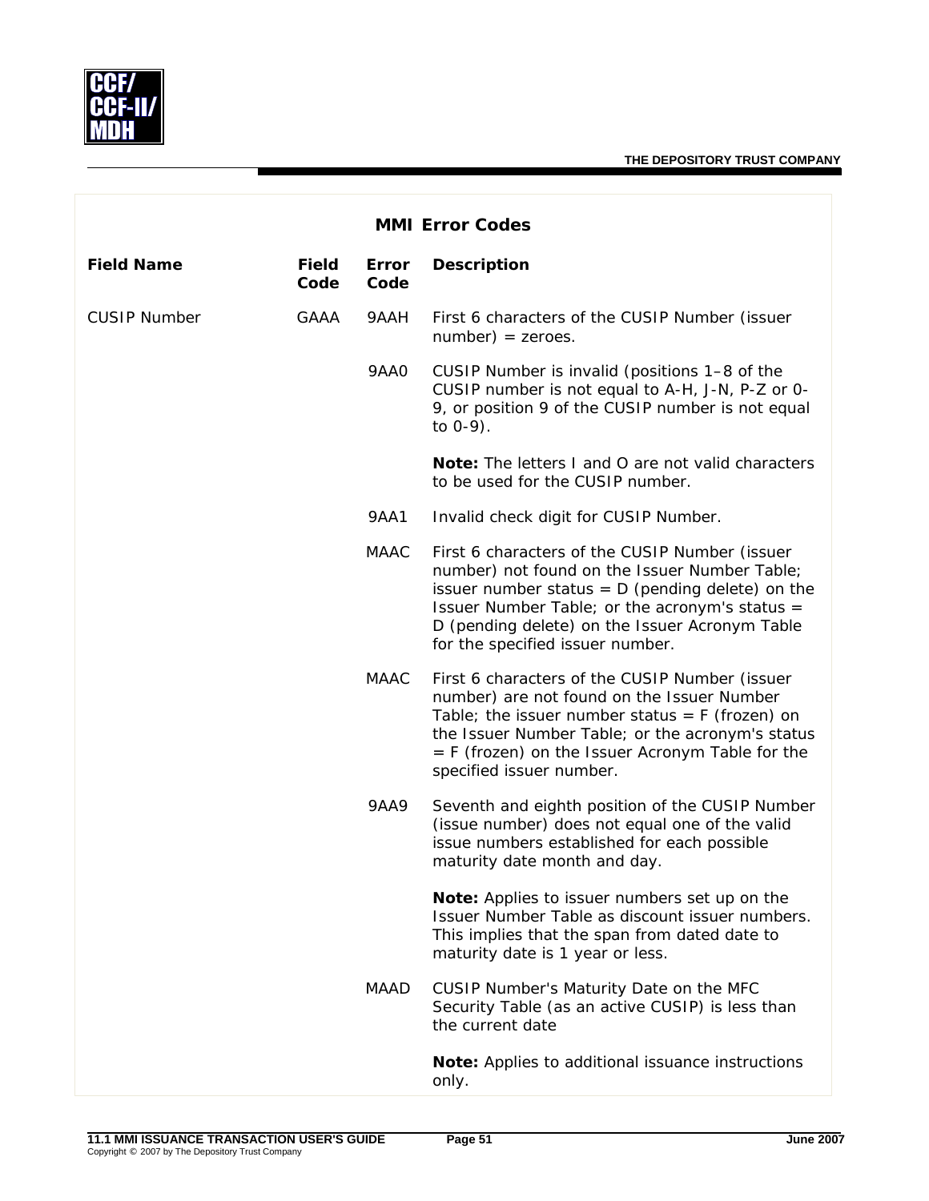## MMI Error Codes

| Field Name | Field Code | Error Code | Description |
|---|---|---|---|
| CUSIP Number | GAAA | 9AAH | First 6 characters of the CUSIP Number (issuer number) = zeroes. |
| | | 9AA0 | CUSIP Number is invalid (positions 1–8 of the CUSIP number is not equal to A-H, J-N, P-Z or 0-9, or position 9 of the CUSIP number is not equal to 0-9).<br><br>**Note:** The letters I and O are not valid characters to be used for the CUSIP number. |
| | | 9AA1 | Invalid check digit for CUSIP Number. |
| | | MAAC | First 6 characters of the CUSIP Number (issuer number) not found on the Issuer Number Table; issuer number status = D (pending delete) on the Issuer Number Table; or the acronym's status = D (pending delete) on the Issuer Acronym Table for the specified issuer number. |
| | | MAAC | First 6 characters of the CUSIP Number (issuer number) are not found on the Issuer Number Table; the issuer number status = F (frozen) on the Issuer Number Table; or the acronym's status = F (frozen) on the Issuer Acronym Table for the specified issuer number. |
| | | 9AA9 | Seventh and eighth position of the CUSIP Number (issue number) does not equal one of the valid issue numbers established for each possible maturity date month and day.<br><br>**Note:** Applies to issuer numbers set up on the Issuer Number Table as discount issuer numbers. This implies that the span from dated date to maturity date is 1 year or less. |
| | | MAAD | CUSIP Number's Maturity Date on the MFC Security Table (as an active CUSIP) is less than the current date<br><br>**Note:** Applies to additional issuance instructions only. |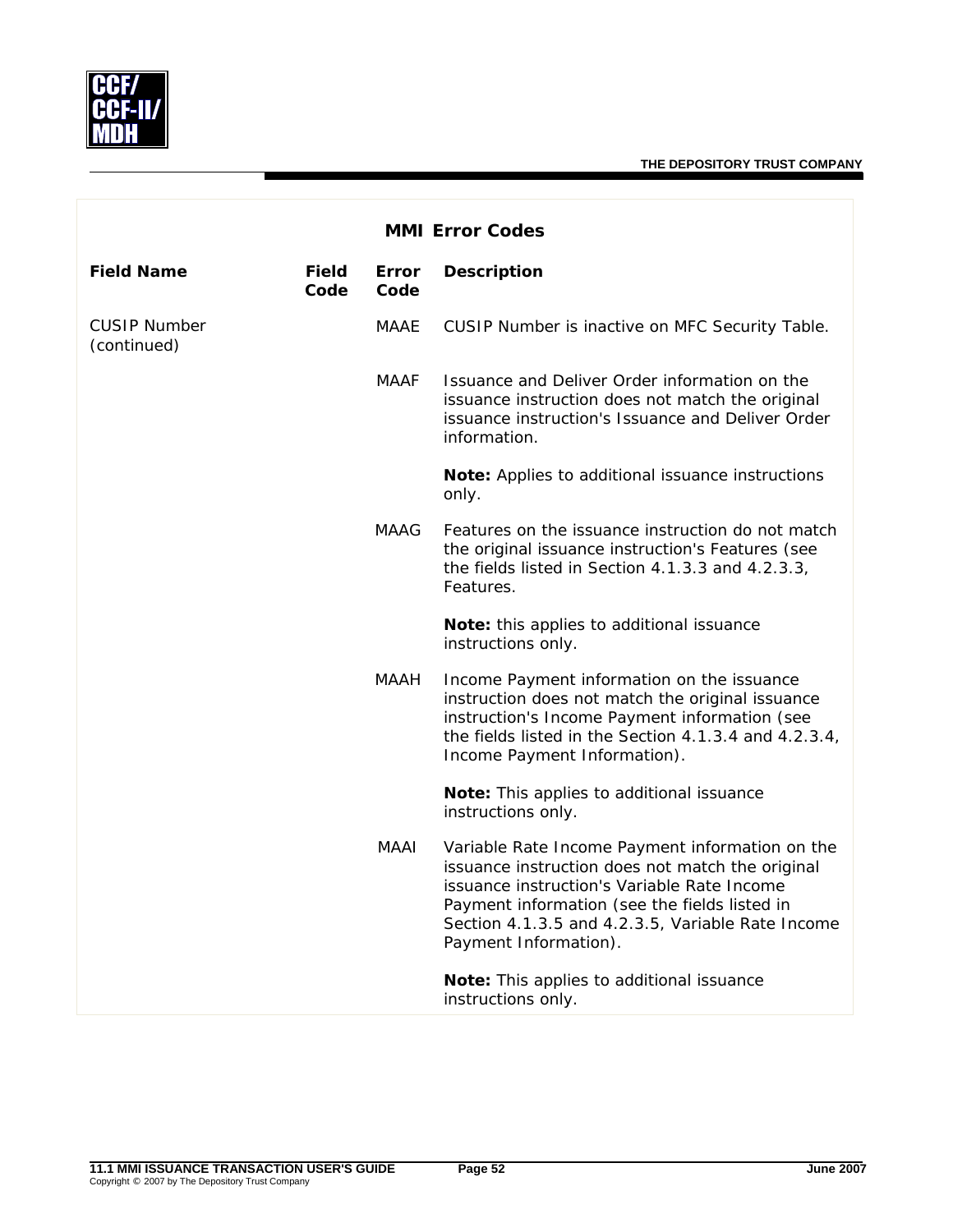## MMI Error Codes

| Field Name | Field Code | Error Code | Description |
|---|---|---|---|
| CUSIP Number (continued) | | MAAE | CUSIP Number is inactive on MFC Security Table. |
| | | MAAF | Issuance and Deliver Order information on the issuance instruction does not match the original issuance instruction's Issuance and Deliver Order information.<br><br>**Note:** Applies to additional issuance instructions only. |
| | | MAAG | Features on the issuance instruction do not match the original issuance instruction's Features (see the fields listed in Section 4.1.3.3 and 4.2.3.3, Features.<br><br>**Note:** this applies to additional issuance instructions only. |
| | | MAAH | Income Payment information on the issuance instruction does not match the original issuance instruction's Income Payment information (see the fields listed in the Section 4.1.3.4 and 4.2.3.4, Income Payment Information).<br><br>**Note:** This applies to additional issuance instructions only. |
| | | MAAI | Variable Rate Income Payment information on the issuance instruction does not match the original issuance instruction's Variable Rate Income Payment information (see the fields listed in Section 4.1.3.5 and 4.2.3.5, Variable Rate Income Payment Information).<br><br>**Note:** This applies to additional issuance instructions only. |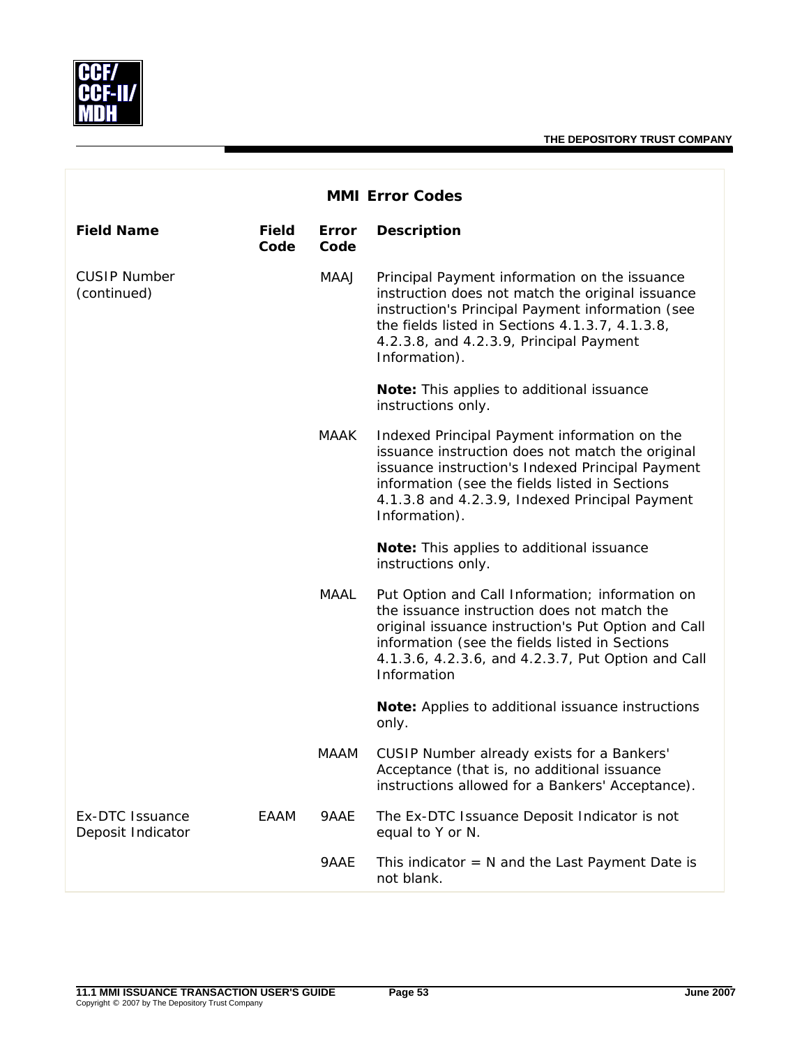## MMI Error Codes

| Field Name | Field Code | Error Code | Description |
|---|---|---|---|
| CUSIP Number (continued) | | MAAJ | Principal Payment information on the issuance instruction does not match the original issuance instruction's Principal Payment information (see the fields listed in Sections 4.1.3.7, 4.1.3.8, 4.2.3.8, and 4.2.3.9, Principal Payment Information).<br><br>**Note:** This applies to additional issuance instructions only. |
| | | MAAK | Indexed Principal Payment information on the issuance instruction does not match the original issuance instruction's Indexed Principal Payment information (see the fields listed in Sections 4.1.3.8 and 4.2.3.9, Indexed Principal Payment Information).<br><br>**Note:** This applies to additional issuance instructions only. |
| | | MAAL | Put Option and Call Information; information on the issuance instruction does not match the original issuance instruction's Put Option and Call information (see the fields listed in Sections 4.1.3.6, 4.2.3.6, and 4.2.3.7, Put Option and Call Information<br><br>**Note:** Applies to additional issuance instructions only. |
| | | MAAM | CUSIP Number already exists for a Bankers' Acceptance (that is, no additional issuance instructions allowed for a Bankers' Acceptance). |
| Ex-DTC Issuance Deposit Indicator | EAAM | 9AAE | The Ex-DTC Issuance Deposit Indicator is not equal to Y or N. |
| | | 9AAE | This indicator = N and the Last Payment Date is not blank. |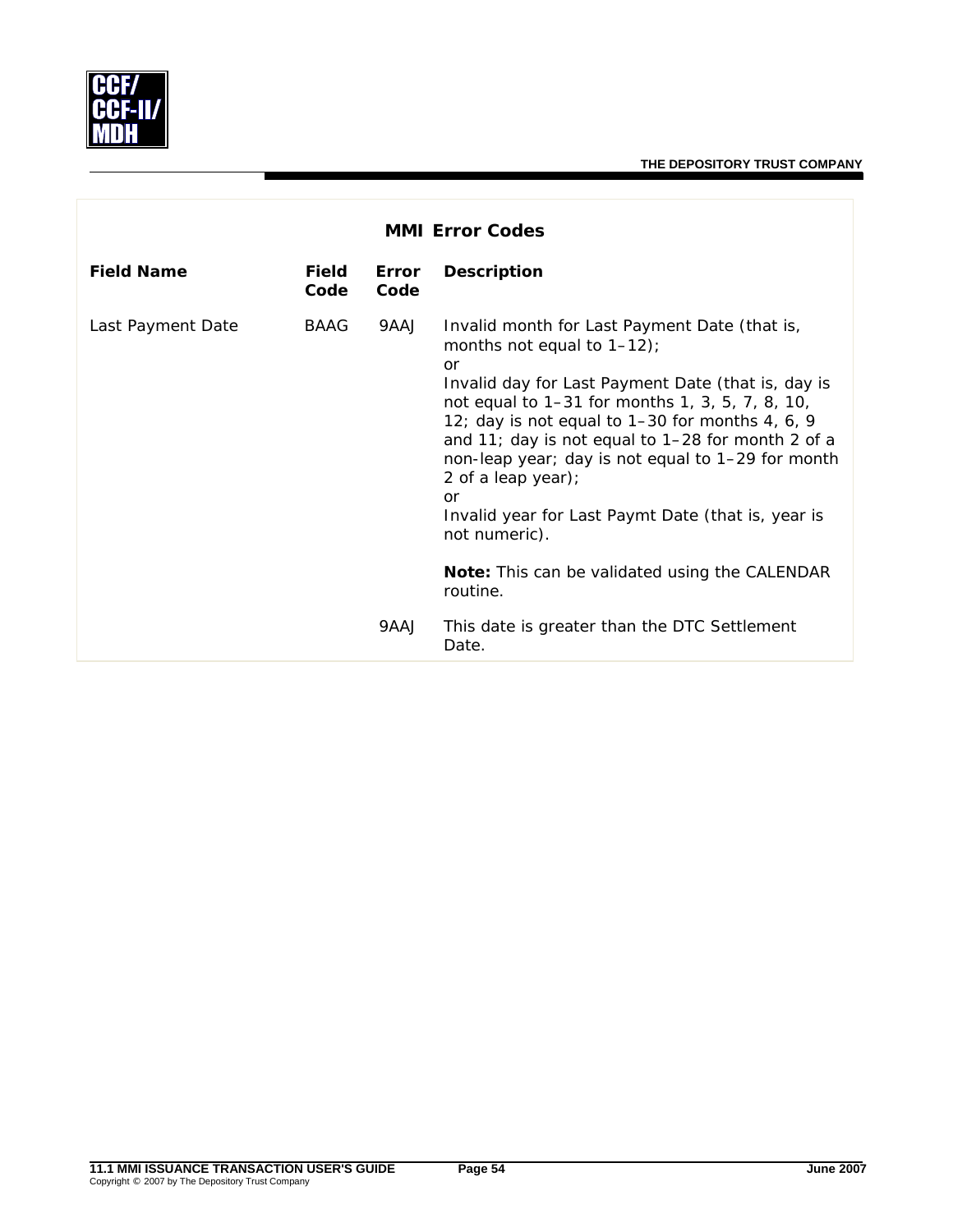## MMI Error Codes

| Field Name | Field Code | Error Code | Description |
|---|---|---|---|
| Last Payment Date | BAAG | 9AAJ | Invalid month for Last Payment Date (that is, months not equal to 1–12);<br>or<br>Invalid day for Last Payment Date (that is, day is not equal to 1–31 for months 1, 3, 5, 7, 8, 10, 12; day is not equal to 1–30 for months 4, 6, 9 and 11; day is not equal to 1–28 for month 2 of a non-leap year; day is not equal to 1–29 for month 2 of a leap year);<br>or<br>Invalid year for Last Paymt Date (that is, year is not numeric).<br><br>**Note:** This can be validated using the CALENDAR routine. |
| | | 9AAJ | This date is greater than the DTC Settlement Date. |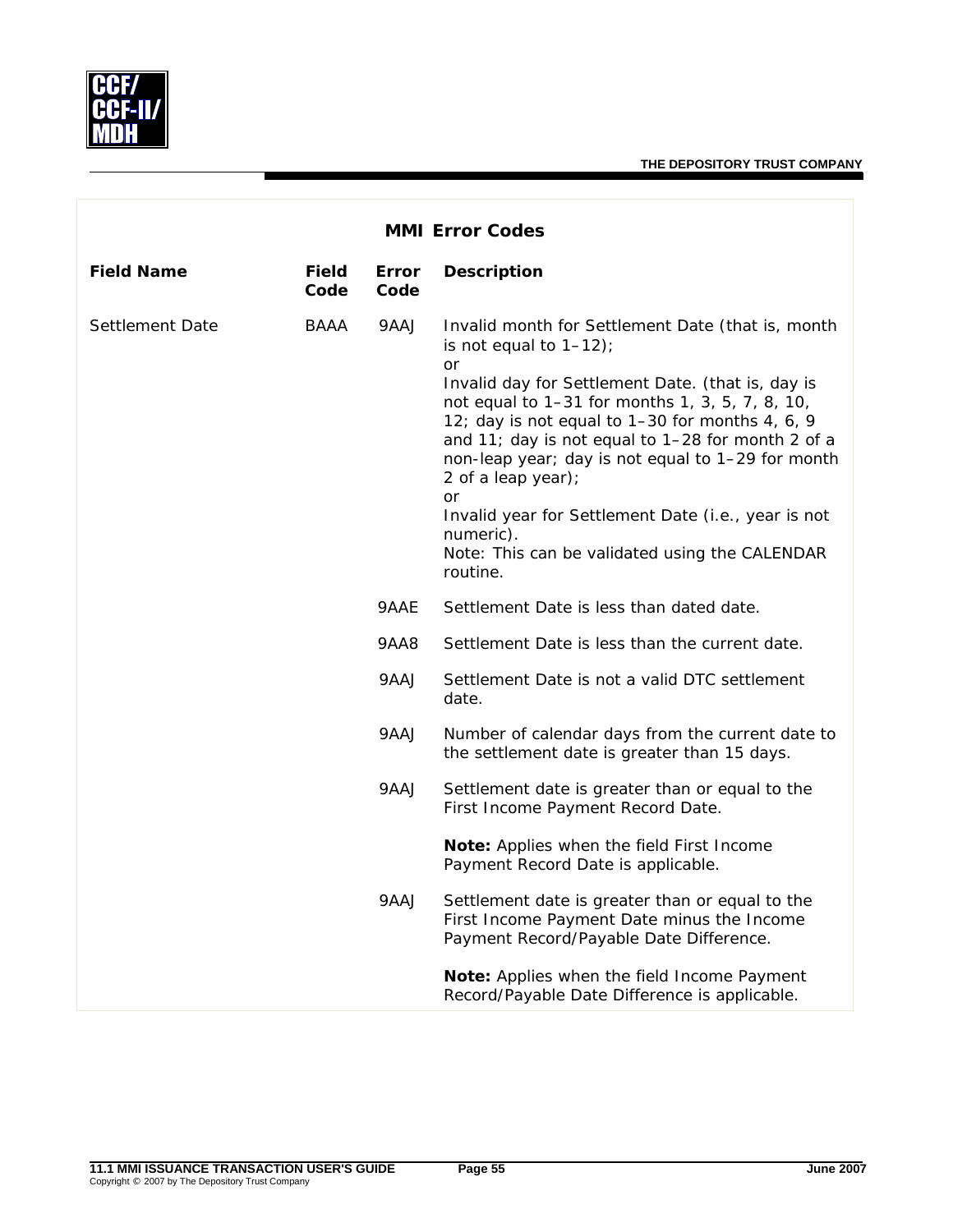## MMI Error Codes

| Field Name | Field Code | Error Code | Description |
|---|---|---|---|
| Settlement Date | BAAA | 9AAJ | Invalid month for Settlement Date (that is, month is not equal to 1–12);<br>or<br>Invalid day for Settlement Date. (that is, day is not equal to 1–31 for months 1, 3, 5, 7, 8, 10, 12; day is not equal to 1–30 for months 4, 6, 9 and 11; day is not equal to 1–28 for month 2 of a non-leap year; day is not equal to 1–29 for month 2 of a leap year);<br>or<br>Invalid year for Settlement Date (i.e., year is not numeric).<br>Note: This can be validated using the CALENDAR routine. |
| | | 9AAE | Settlement Date is less than dated date. |
| | | 9AA8 | Settlement Date is less than the current date. |
| | | 9AAJ | Settlement Date is not a valid DTC settlement date. |
| | | 9AAJ | Number of calendar days from the current date to the settlement date is greater than 15 days. |
| | | 9AAJ | Settlement date is greater than or equal to the First Income Payment Record Date.<br><br>**Note:** Applies when the field First Income Payment Record Date is applicable. |
| | | 9AAJ | Settlement date is greater than or equal to the First Income Payment Date minus the Income Payment Record/Payable Date Difference.<br><br>**Note:** Applies when the field Income Payment Record/Payable Date Difference is applicable. |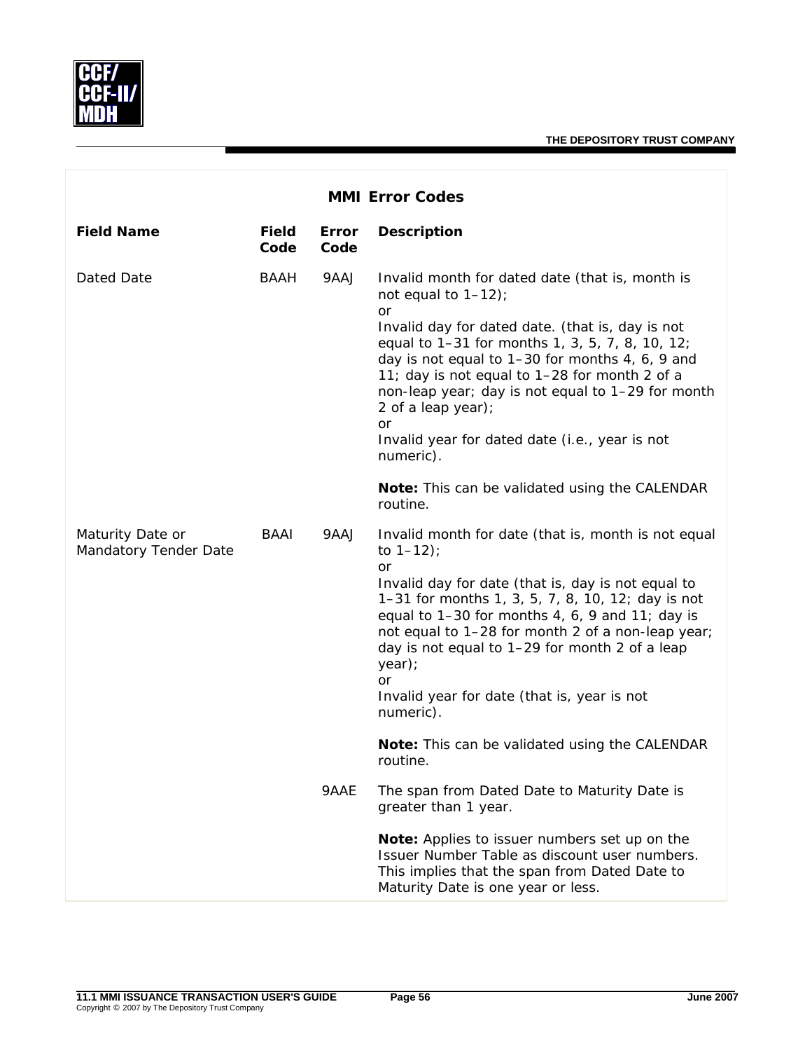## MMI Error Codes

| Field Name | Field Code | Error Code | Description |
|---|---|---|---|
| Dated Date | BAAH | 9AAJ | Invalid month for dated date (that is, month is not equal to 1–12);<br>or<br>Invalid day for dated date. (that is, day is not equal to 1–31 for months 1, 3, 5, 7, 8, 10, 12; day is not equal to 1–30 for months 4, 6, 9 and 11; day is not equal to 1–28 for month 2 of a non-leap year; day is not equal to 1–29 for month 2 of a leap year);<br>or<br>Invalid year for dated date (i.e., year is not numeric).<br><br>**Note:** This can be validated using the CALENDAR routine. |
| Maturity Date or Mandatory Tender Date | BAAI | 9AAJ | Invalid month for date (that is, month is not equal to 1–12);<br>or<br>Invalid day for date (that is, day is not equal to 1–31 for months 1, 3, 5, 7, 8, 10, 12; day is not equal to 1–30 for months 4, 6, 9 and 11; day is not equal to 1–28 for month 2 of a non-leap year; day is not equal to 1–29 for month 2 of a leap year);<br>or<br>Invalid year for date (that is, year is not numeric).<br><br>**Note:** This can be validated using the CALENDAR routine. |
| | | 9AAE | The span from Dated Date to Maturity Date is greater than 1 year.<br><br>**Note:** Applies to issuer numbers set up on the Issuer Number Table as discount user numbers. This implies that the span from Dated Date to Maturity Date is one year or less. |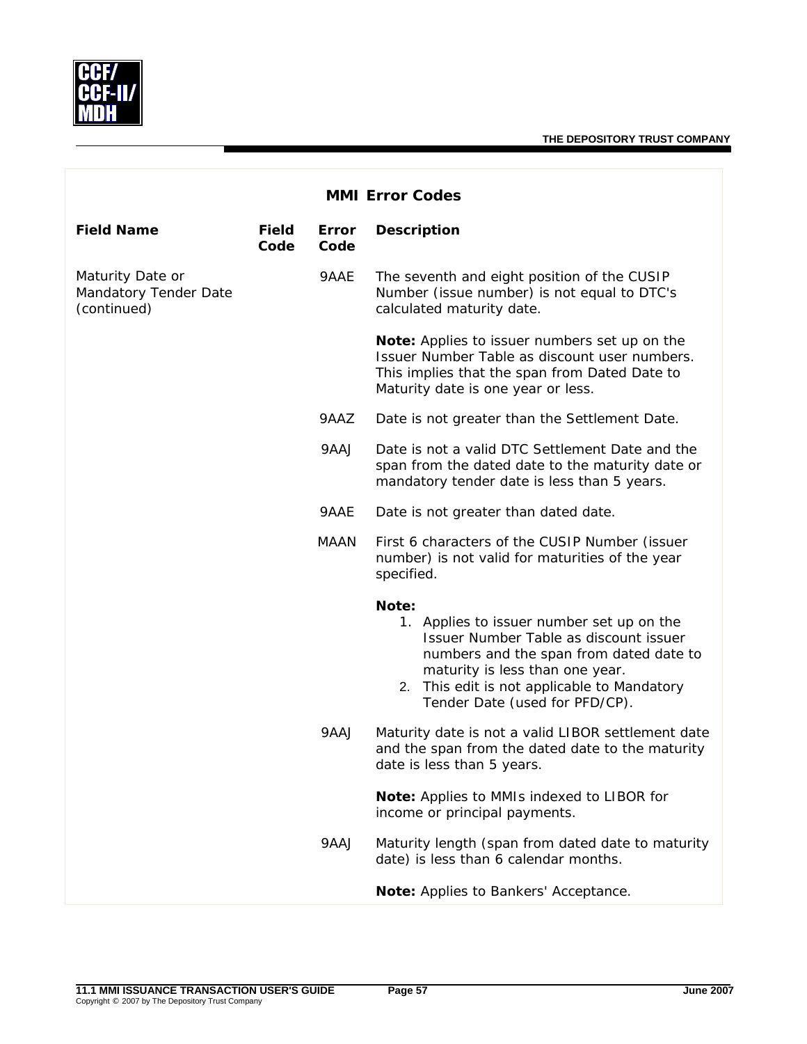## MMI Error Codes

| Field Name | Field Code | Error Code | Description |
|---|---|---|---|
| Maturity Date or Mandatory Tender Date (continued) | | 9AAE | The seventh and eight position of the CUSIP Number (issue number) is not equal to DTC's calculated maturity date.<br><br>**Note:** Applies to issuer numbers set up on the Issuer Number Table as discount user numbers. This implies that the span from Dated Date to Maturity date is one year or less. |
| | | 9AAZ | Date is not greater than the Settlement Date. |
| | | 9AAJ | Date is not a valid DTC Settlement Date and the span from the dated date to the maturity date or mandatory tender date is less than 5 years. |
| | | 9AAE | Date is not greater than dated date. |
| | | MAAN | First 6 characters of the CUSIP Number (issuer number) is not valid for maturities of the year specified.<br><br>**Note:**<br>1. Applies to issuer number set up on the Issuer Number Table as discount issuer numbers and the span from dated date to maturity is less than one year.<br>2. This edit is not applicable to Mandatory Tender Date (used for PFD/CP). |
| | | 9AAJ | Maturity date is not a valid LIBOR settlement date and the span from the dated date to the maturity date is less than 5 years.<br><br>**Note:** Applies to MMIs indexed to LIBOR for income or principal payments. |
| | | 9AAJ | Maturity length (span from dated date to maturity date) is less than 6 calendar months.<br><br>**Note:** Applies to Bankers' Acceptance. |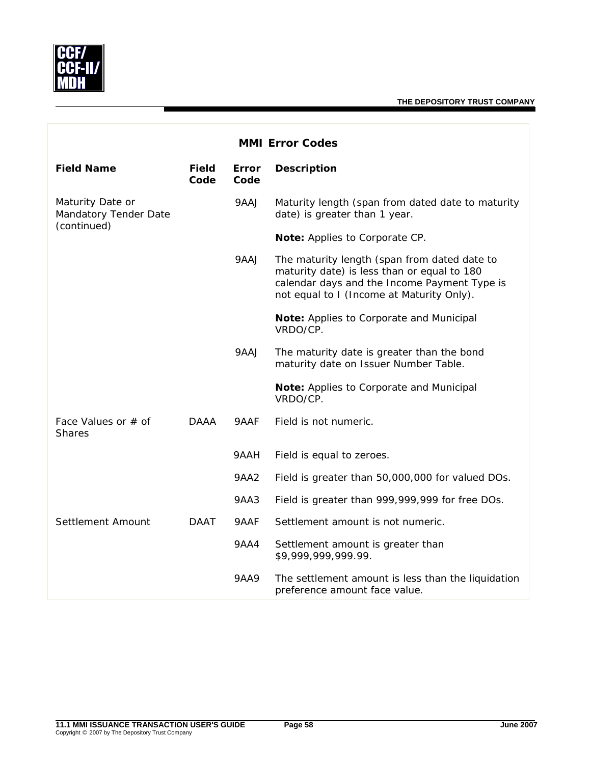## MMI Error Codes

| Field Name | Field Code | Error Code | Description |
|---|---|---|---|
| Maturity Date or Mandatory Tender Date (continued) | | 9AAJ | Maturity length (span from dated date to maturity date) is greater than 1 year.<br><br>**Note:** Applies to Corporate CP. |
| | | 9AAJ | The maturity length (span from dated date to maturity date) is less than or equal to 180 calendar days and the Income Payment Type is not equal to I (Income at Maturity Only).<br><br>**Note:** Applies to Corporate and Municipal VRDO/CP. |
| | | 9AAJ | The maturity date is greater than the bond maturity date on Issuer Number Table.<br><br>**Note:** Applies to Corporate and Municipal VRDO/CP. |
| Face Values or # of Shares | DAAA | 9AAF | Field is not numeric. |
| | | 9AAH | Field is equal to zeroes. |
| | | 9AA2 | Field is greater than 50,000,000 for valued DOs. |
| | | 9AA3 | Field is greater than 999,999,999 for free DOs. |
| Settlement Amount | DAAT | 9AAF | Settlement amount is not numeric. |
| | | 9AA4 | Settlement amount is greater than $9,999,999,999.99. |
| | | 9AA9 | The settlement amount is less than the liquidation preference amount face value. |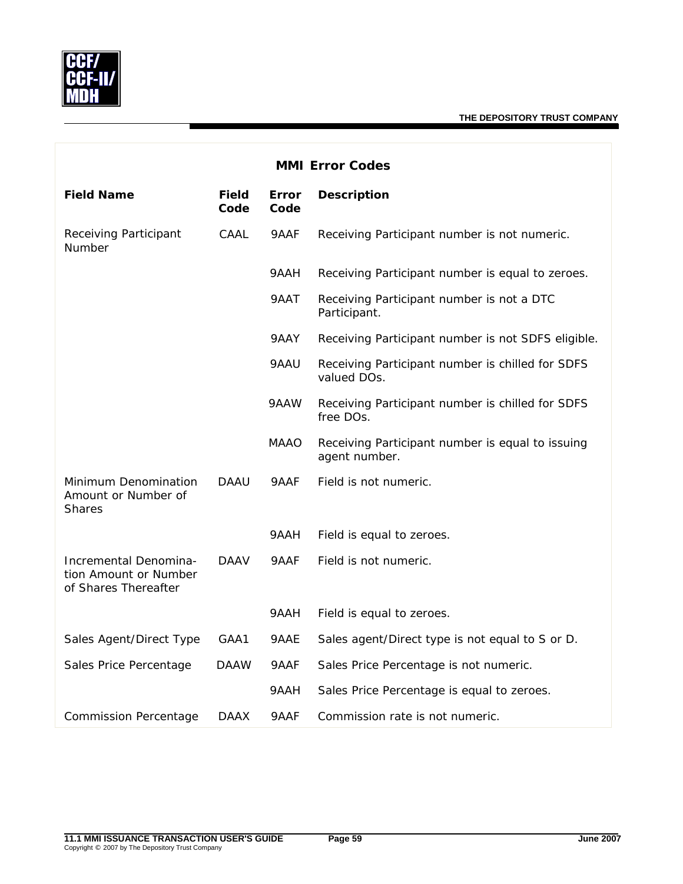## MMI Error Codes

| Field Name | Field Code | Error Code | Description |
|---|---|---|---|
| Receiving Participant Number | CAAL | 9AAF | Receiving Participant number is not numeric. |
| | | 9AAH | Receiving Participant number is equal to zeroes. |
| | | 9AAT | Receiving Participant number is not a DTC Participant. |
| | | 9AAY | Receiving Participant number is not SDFS eligible. |
| | | 9AAU | Receiving Participant number is chilled for SDFS valued DOs. |
| | | 9AAW | Receiving Participant number is chilled for SDFS free DOs. |
| | | MAAO | Receiving Participant number is equal to issuing agent number. |
| Minimum Denomination Amount or Number of Shares | DAAU | 9AAF | Field is not numeric. |
| | | 9AAH | Field is equal to zeroes. |
| Incremental Denomination Amount or Number of Shares Thereafter | DAAV | 9AAF | Field is not numeric. |
| | | 9AAH | Field is equal to zeroes. |
| Sales Agent/Direct Type | GAA1 | 9AAE | Sales agent/Direct type is not equal to S or D. |
| Sales Price Percentage | DAAW | 9AAF | Sales Price Percentage is not numeric. |
| | | 9AAH | Sales Price Percentage is equal to zeroes. |
| Commission Percentage | DAAX | 9AAF | Commission rate is not numeric. |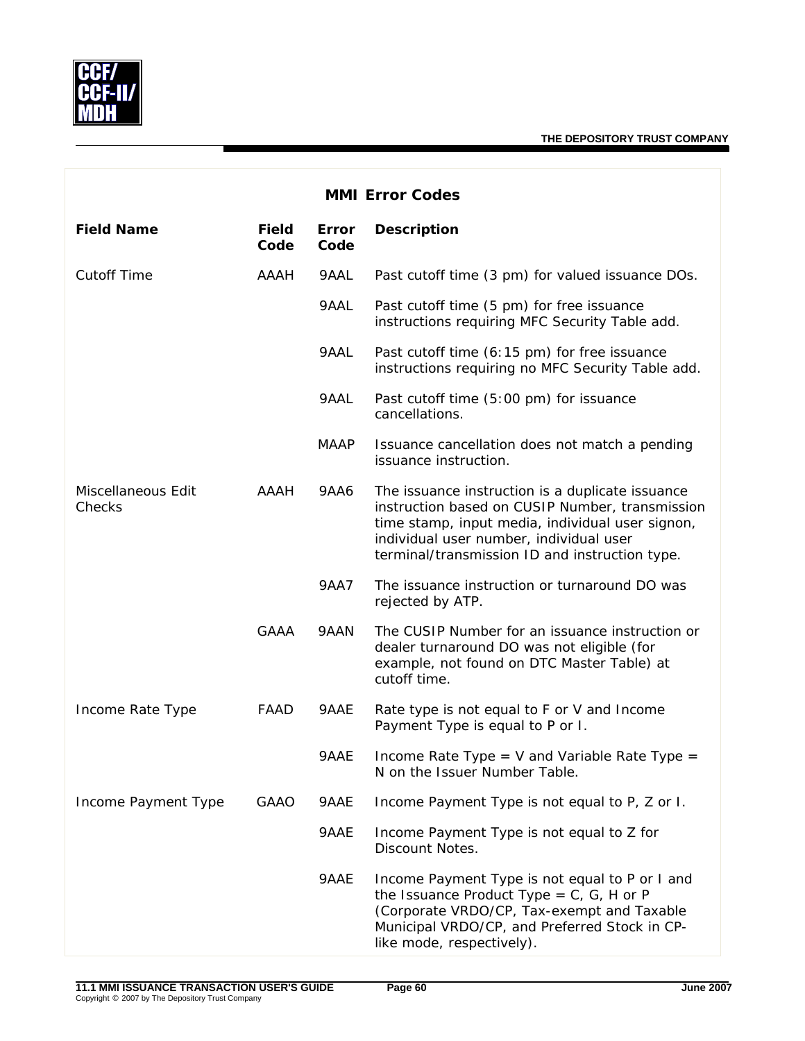## MMI Error Codes

| Field Name | Field Code | Error Code | Description |
|---|---|---|---|
| Cutoff Time | AAAH | 9AAL | Past cutoff time (3 pm) for valued issuance DOs. |
| | | 9AAL | Past cutoff time (5 pm) for free issuance instructions requiring MFC Security Table add. |
| | | 9AAL | Past cutoff time (6:15 pm) for free issuance instructions requiring no MFC Security Table add. |
| | | 9AAL | Past cutoff time (5:00 pm) for issuance cancellations. |
| | | MAAP | Issuance cancellation does not match a pending issuance instruction. |
| Miscellaneous Edit Checks | AAAH | 9AA6 | The issuance instruction is a duplicate issuance instruction based on CUSIP Number, transmission time stamp, input media, individual user signon, individual user number, individual user terminal/transmission ID and instruction type. |
| | | 9AA7 | The issuance instruction or turnaround DO was rejected by ATP. |
| | GAAA | 9AAN | The CUSIP Number for an issuance instruction or dealer turnaround DO was not eligible (for example, not found on DTC Master Table) at cutoff time. |
| Income Rate Type | FAAD | 9AAE | Rate type is not equal to F or V and Income Payment Type is equal to P or I. |
| | | 9AAE | Income Rate Type = V and Variable Rate Type = N on the Issuer Number Table. |
| Income Payment Type | GAAO | 9AAE | Income Payment Type is not equal to P, Z or I. |
| | | 9AAE | Income Payment Type is not equal to Z for Discount Notes. |
| | | 9AAE | Income Payment Type is not equal to P or I and the Issuance Product Type = C, G, H or P (Corporate VRDO/CP, Tax-exempt and Taxable Municipal VRDO/CP, and Preferred Stock in CP-like mode, respectively). |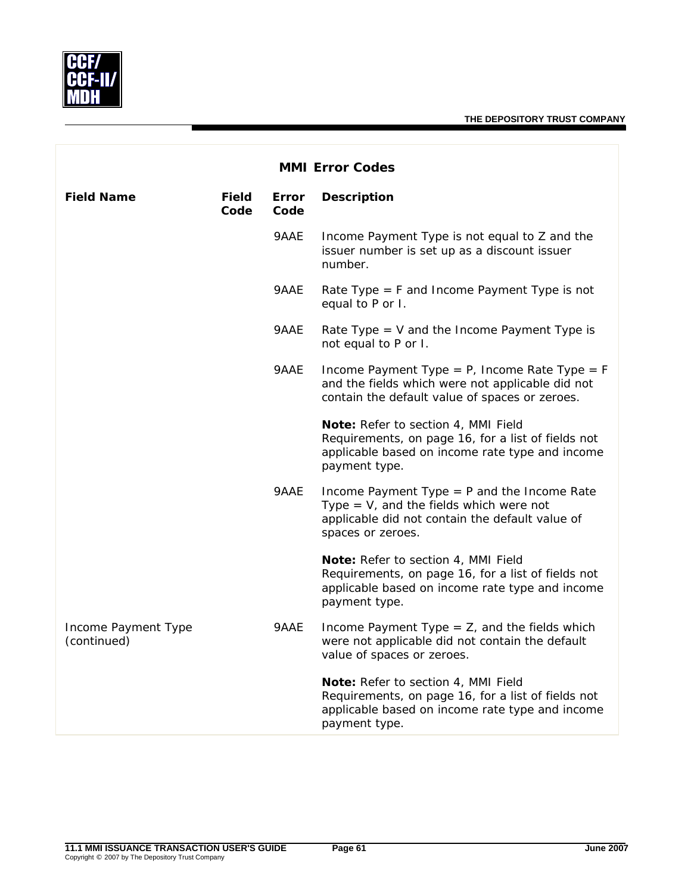## MMI Error Codes

| Field Name | Field Code | Error Code | Description |
|---|---|---|---|
| | | 9AAE | Income Payment Type is not equal to Z and the issuer number is set up as a discount issuer number. |
| | | 9AAE | Rate Type = F and Income Payment Type is not equal to P or I. |
| | | 9AAE | Rate Type = V and the Income Payment Type is not equal to P or I. |
| | | 9AAE | Income Payment Type = P, Income Rate Type = F and the fields which were not applicable did not contain the default value of spaces or zeroes.<br><br>**Note:** Refer to section 4, MMI Field Requirements, on page 16, for a list of fields not applicable based on income rate type and income payment type. |
| | | 9AAE | Income Payment Type = P and the Income Rate Type = V, and the fields which were not applicable did not contain the default value of spaces or zeroes.<br><br>**Note:** Refer to section 4, MMI Field Requirements, on page 16, for a list of fields not applicable based on income rate type and income payment type. |
| Income Payment Type (continued) | | 9AAE | Income Payment Type = Z, and the fields which were not applicable did not contain the default value of spaces or zeroes.<br><br>**Note:** Refer to section 4, MMI Field Requirements, on page 16, for a list of fields not applicable based on income rate type and income payment type. |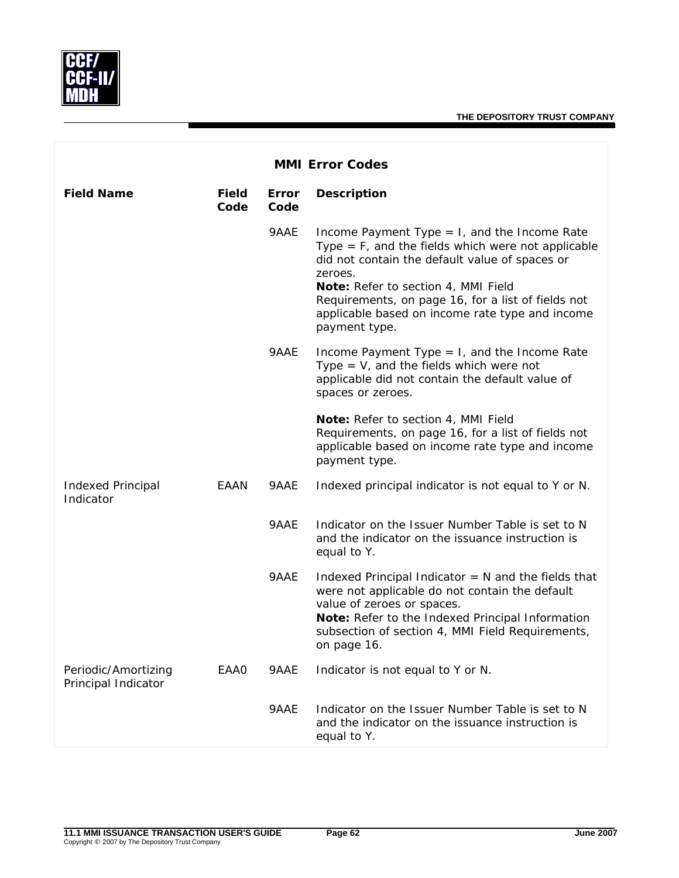## MMI Error Codes

| Field Name | Field Code | Error Code | Description |
|---|---|---|---|
| | | 9AAE | Income Payment Type = I, and the Income Rate Type = F, and the fields which were not applicable did not contain the default value of spaces or zeroes. **Note:** Refer to section 4, MMI Field Requirements, on page 16, for a list of fields not applicable based on income rate type and income payment type. |
| | | 9AAE | Income Payment Type = I, and the Income Rate Type = V, and the fields which were not applicable did not contain the default value of spaces or zeroes. **Note:** Refer to section 4, MMI Field Requirements, on page 16, for a list of fields not applicable based on income rate type and income payment type. |
| Indexed Principal Indicator | EAAN | 9AAE | Indexed principal indicator is not equal to Y or N. |
| | | 9AAE | Indicator on the Issuer Number Table is set to N and the indicator on the issuance instruction is equal to Y. |
| | | 9AAE | Indexed Principal Indicator = N and the fields that were not applicable do not contain the default value of zeroes or spaces. **Note:** Refer to the Indexed Principal Information subsection of section 4, MMI Field Requirements, on page 16. |
| Periodic/Amortizing Principal Indicator | EAA0 | 9AAE | Indicator is not equal to Y or N. |
| | | 9AAE | Indicator on the Issuer Number Table is set to N and the indicator on the issuance instruction is equal to Y. |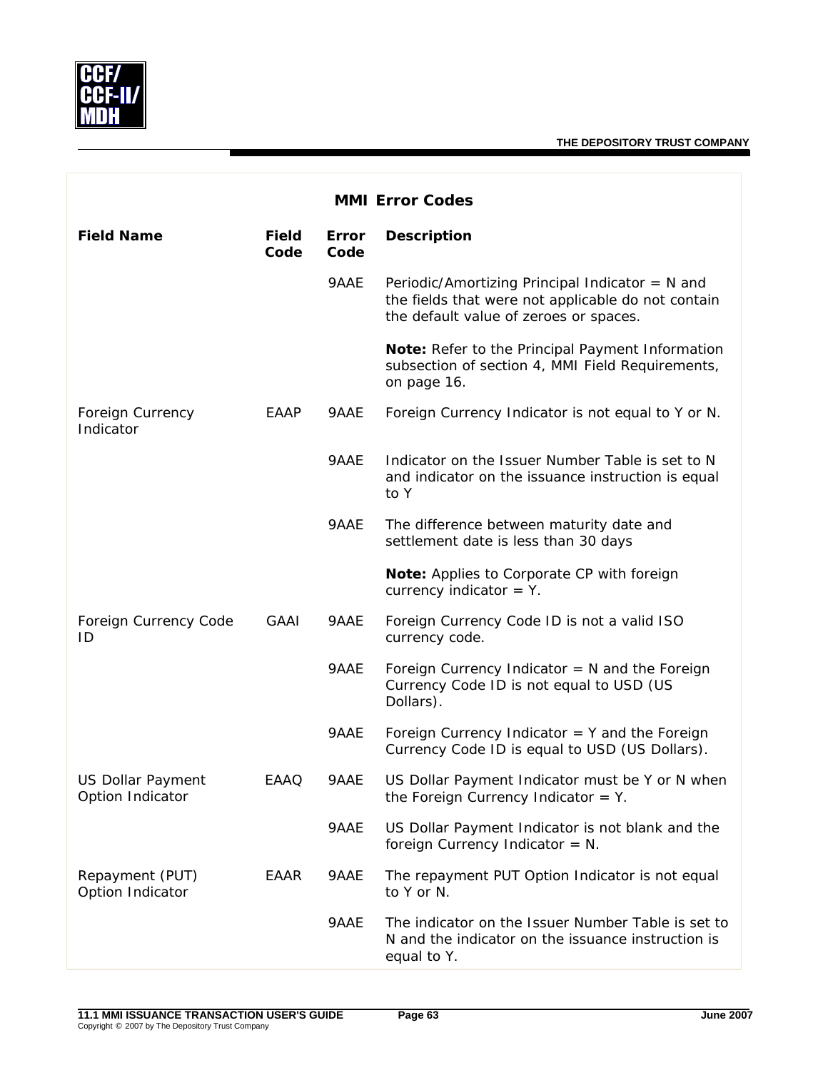## MMI Error Codes

| Field Name | Field Code | Error Code | Description |
|---|---|---|---|
| | | 9AAE | Periodic/Amortizing Principal Indicator = N and the fields that were not applicable do not contain the default value of zeroes or spaces.<br><br>**Note:** Refer to the Principal Payment Information subsection of section 4, MMI Field Requirements, on page 16. |
| Foreign Currency Indicator | EAAP | 9AAE | Foreign Currency Indicator is not equal to Y or N. |
| | | 9AAE | Indicator on the Issuer Number Table is set to N and indicator on the issuance instruction is equal to Y |
| | | 9AAE | The difference between maturity date and settlement date is less than 30 days<br><br>**Note:** Applies to Corporate CP with foreign currency indicator = Y. |
| Foreign Currency Code ID | GAAI | 9AAE | Foreign Currency Code ID is not a valid ISO currency code. |
| | | 9AAE | Foreign Currency Indicator = N and the Foreign Currency Code ID is not equal to USD (US Dollars). |
| | | 9AAE | Foreign Currency Indicator = Y and the Foreign Currency Code ID is equal to USD (US Dollars). |
| US Dollar Payment Option Indicator | EAAQ | 9AAE | US Dollar Payment Indicator must be Y or N when the Foreign Currency Indicator = Y. |
| | | 9AAE | US Dollar Payment Indicator is not blank and the foreign Currency Indicator = N. |
| Repayment (PUT) Option Indicator | EAAR | 9AAE | The repayment PUT Option Indicator is not equal to Y or N. |
| | | 9AAE | The indicator on the Issuer Number Table is set to N and the indicator on the issuance instruction is equal to Y. |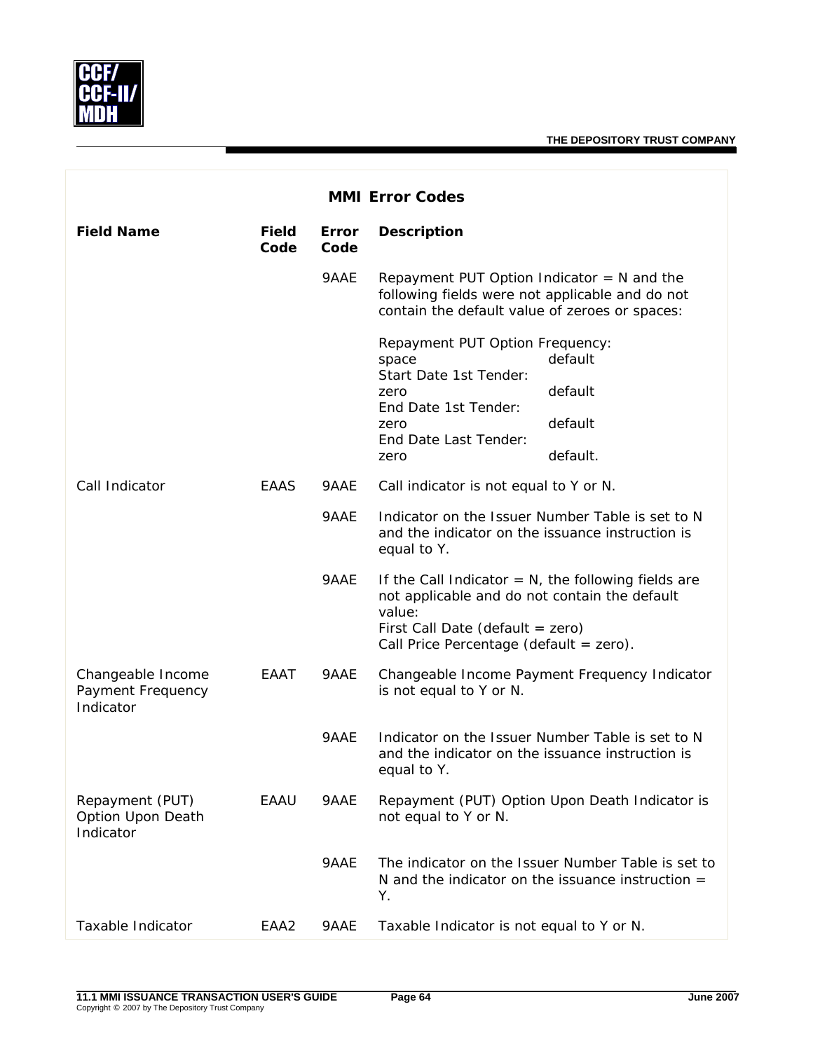## MMI Error Codes

| Field Name | Field Code | Error Code | Description |
|---|---|---|---|
| | | 9AAE | Repayment PUT Option Indicator = N and the following fields were not applicable and do not contain the default value of zeroes or spaces:<br><br>Repayment PUT Option Frequency:<br>space default<br>Start Date 1st Tender:<br>zero default<br>End Date 1st Tender:<br>zero default<br>End Date Last Tender:<br>zero default. |
| Call Indicator | EAAS | 9AAE | Call indicator is not equal to Y or N. |
| | | 9AAE | Indicator on the Issuer Number Table is set to N and the indicator on the issuance instruction is equal to Y. |
| | | 9AAE | If the Call Indicator = N, the following fields are not applicable and do not contain the default value:<br>First Call Date (default = zero)<br>Call Price Percentage (default = zero). |
| Changeable Income Payment Frequency Indicator | EAAT | 9AAE | Changeable Income Payment Frequency Indicator is not equal to Y or N. |
| | | 9AAE | Indicator on the Issuer Number Table is set to N and the indicator on the issuance instruction is equal to Y. |
| Repayment (PUT) Option Upon Death Indicator | EAAU | 9AAE | Repayment (PUT) Option Upon Death Indicator is not equal to Y or N. |
| | | 9AAE | The indicator on the Issuer Number Table is set to N and the indicator on the issuance instruction = Y. |
| Taxable Indicator | EAA2 | 9AAE | Taxable Indicator is not equal to Y or N. |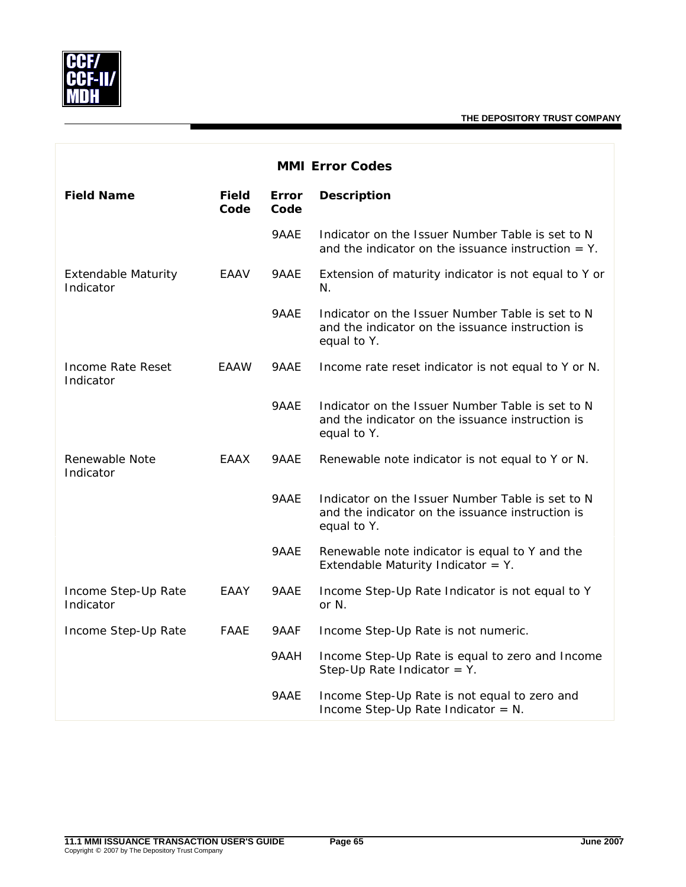## MMI Error Codes

| Field Name | Field Code | Error Code | Description |
|---|---|---|---|
| | | 9AAE | Indicator on the Issuer Number Table is set to N and the indicator on the issuance instruction = Y. |
| Extendable Maturity Indicator | EAAV | 9AAE | Extension of maturity indicator is not equal to Y or N. |
| | | 9AAE | Indicator on the Issuer Number Table is set to N and the indicator on the issuance instruction is equal to Y. |
| Income Rate Reset Indicator | EAAW | 9AAE | Income rate reset indicator is not equal to Y or N. |
| | | 9AAE | Indicator on the Issuer Number Table is set to N and the indicator on the issuance instruction is equal to Y. |
| Renewable Note Indicator | EAAX | 9AAE | Renewable note indicator is not equal to Y or N. |
| | | 9AAE | Indicator on the Issuer Number Table is set to N and the indicator on the issuance instruction is equal to Y. |
| | | 9AAE | Renewable note indicator is equal to Y and the Extendable Maturity Indicator = Y. |
| Income Step-Up Rate Indicator | EAAY | 9AAE | Income Step-Up Rate Indicator is not equal to Y or N. |
| Income Step-Up Rate | FAAE | 9AAF | Income Step-Up Rate is not numeric. |
| | | 9AAH | Income Step-Up Rate is equal to zero and Income Step-Up Rate Indicator = Y. |
| | | 9AAE | Income Step-Up Rate is not equal to zero and Income Step-Up Rate Indicator = N. |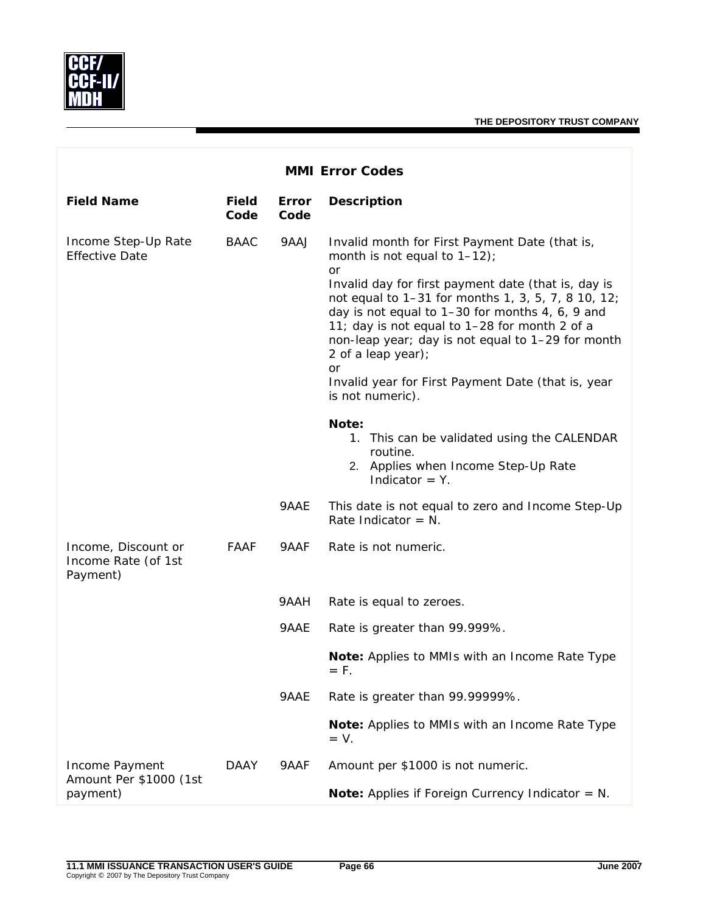## MMI Error Codes

| Field Name | Field Code | Error Code | Description |
|---|---|---|---|
| Income Step-Up Rate Effective Date | BAAC | 9AAJ | Invalid month for First Payment Date (that is, month is not equal to 1–12);<br>or<br>Invalid day for first payment date (that is, day is not equal to 1–31 for months 1, 3, 5, 7, 8 10, 12; day is not equal to 1–30 for months 4, 6, 9 and 11; day is not equal to 1–28 for month 2 of a non-leap year; day is not equal to 1–29 for month 2 of a leap year);<br>or<br>Invalid year for First Payment Date (that is, year is not numeric).<br><br>**Note:**<br>1. This can be validated using the CALENDAR routine.<br>2. Applies when Income Step-Up Rate Indicator = Y. |
| | | 9AAE | This date is not equal to zero and Income Step-Up Rate Indicator = N. |
| Income, Discount or Income Rate (of 1st Payment) | FAAF | 9AAF | Rate is not numeric. |
| | | 9AAH | Rate is equal to zeroes. |
| | | 9AAE | Rate is greater than 99.999%.<br><br>**Note:** Applies to MMIs with an Income Rate Type = F. |
| | | 9AAE | Rate is greater than 99.99999%.<br><br>**Note:** Applies to MMIs with an Income Rate Type = V. |
| Income Payment Amount Per $1000 (1st payment) | DAAY | 9AAF | Amount per $1000 is not numeric.<br><br>**Note:** Applies if Foreign Currency Indicator = N. |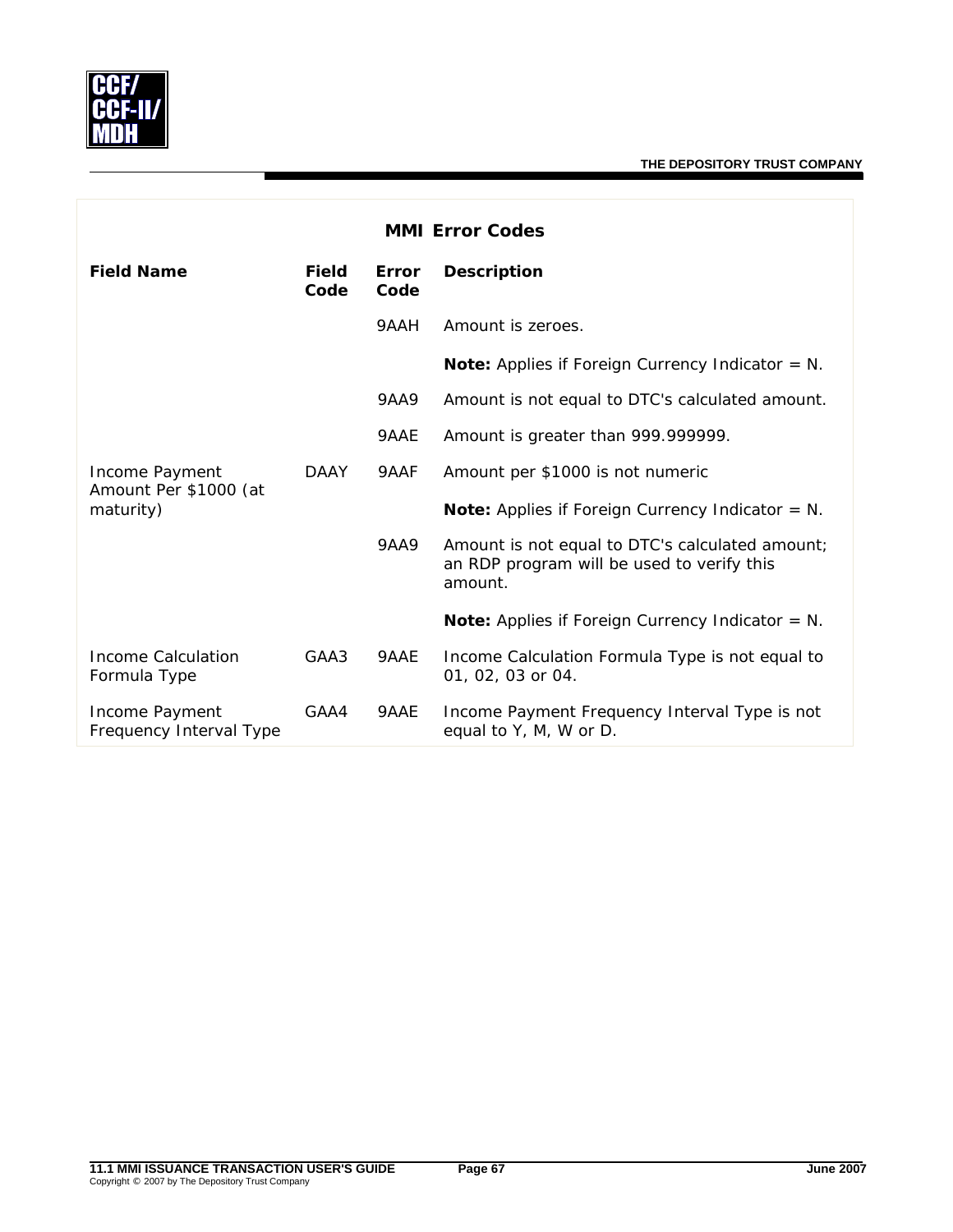## MMI Error Codes

| Field Name | Field Code | Error Code | Description |
|---|---|---|---|
| | | 9AAH | Amount is zeroes. |
| | | | **Note:** Applies if Foreign Currency Indicator = N. |
| | | 9AA9 | Amount is not equal to DTC's calculated amount. |
| | | 9AAE | Amount is greater than 999.999999. |
| Income Payment Amount Per $1000 (at maturity) | DAAY | 9AAF | Amount per $1000 is not numeric |
| | | | **Note:** Applies if Foreign Currency Indicator = N. |
| | | 9AA9 | Amount is not equal to DTC's calculated amount; an RDP program will be used to verify this amount. |
| | | | **Note:** Applies if Foreign Currency Indicator = N. |
| Income Calculation Formula Type | GAA3 | 9AAE | Income Calculation Formula Type is not equal to 01, 02, 03 or 04. |
| Income Payment Frequency Interval Type | GAA4 | 9AAE | Income Payment Frequency Interval Type is not equal to Y, M, W or D. |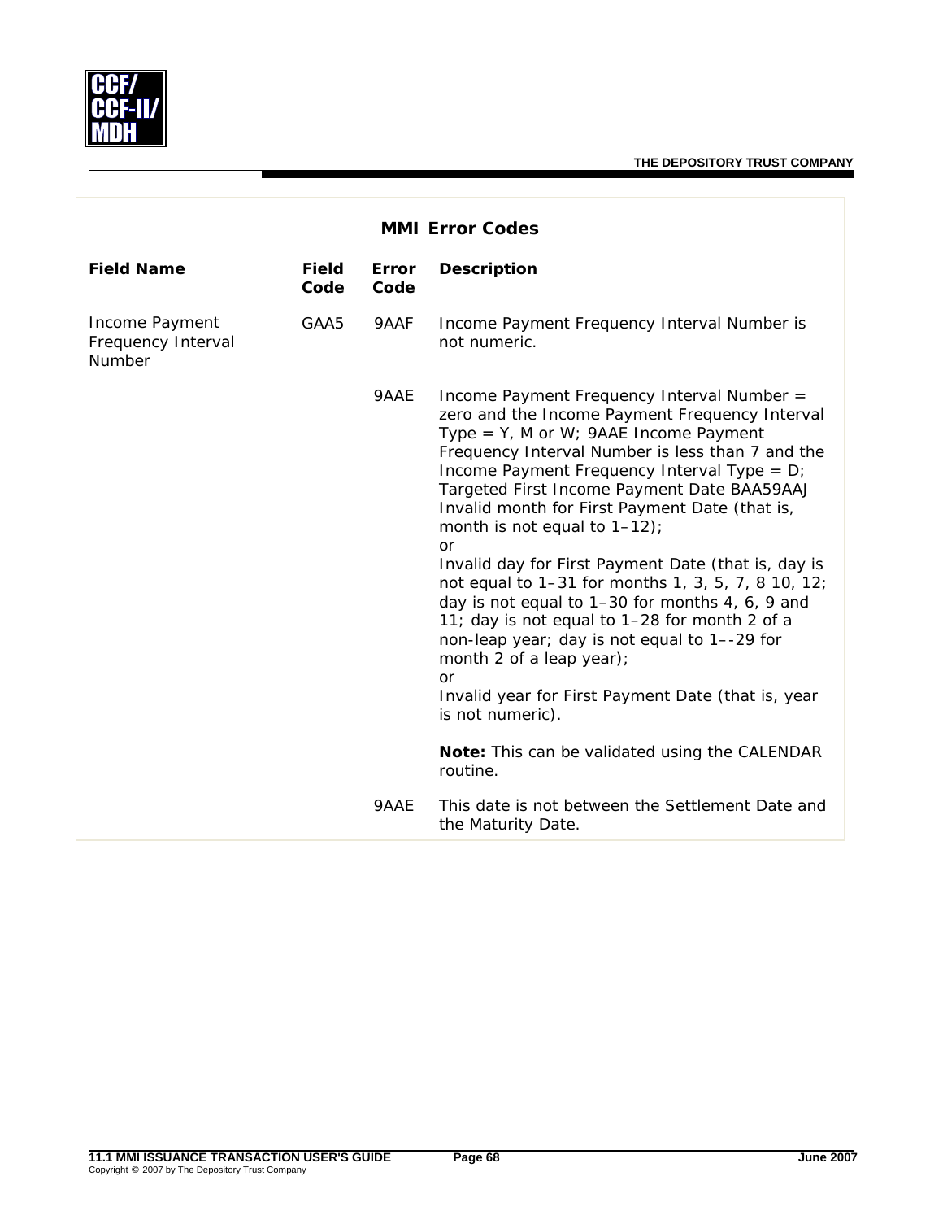## MMI Error Codes

| Field Name | Field Code | Error Code | Description |
|---|---|---|---|
| Income Payment Frequency Interval Number | GAA5 | 9AAF | Income Payment Frequency Interval Number is not numeric. |
| | | 9AAE | Income Payment Frequency Interval Number = zero and the Income Payment Frequency Interval Type = Y, M or W; 9AAE Income Payment Frequency Interval Number is less than 7 and the Income Payment Frequency Interval Type = D; Targeted First Income Payment Date BAA59AAJ Invalid month for First Payment Date (that is, month is not equal to 1–12);<br>or<br>Invalid day for First Payment Date (that is, day is not equal to 1–31 for months 1, 3, 5, 7, 8 10, 12; day is not equal to 1–30 for months 4, 6, 9 and 11; day is not equal to 1–28 for month 2 of a non-leap year; day is not equal to 1–-29 for month 2 of a leap year);<br>or<br>Invalid year for First Payment Date (that is, year is not numeric).<br><br>**Note:** This can be validated using the CALENDAR routine. |
| | | 9AAE | This date is not between the Settlement Date and the Maturity Date. |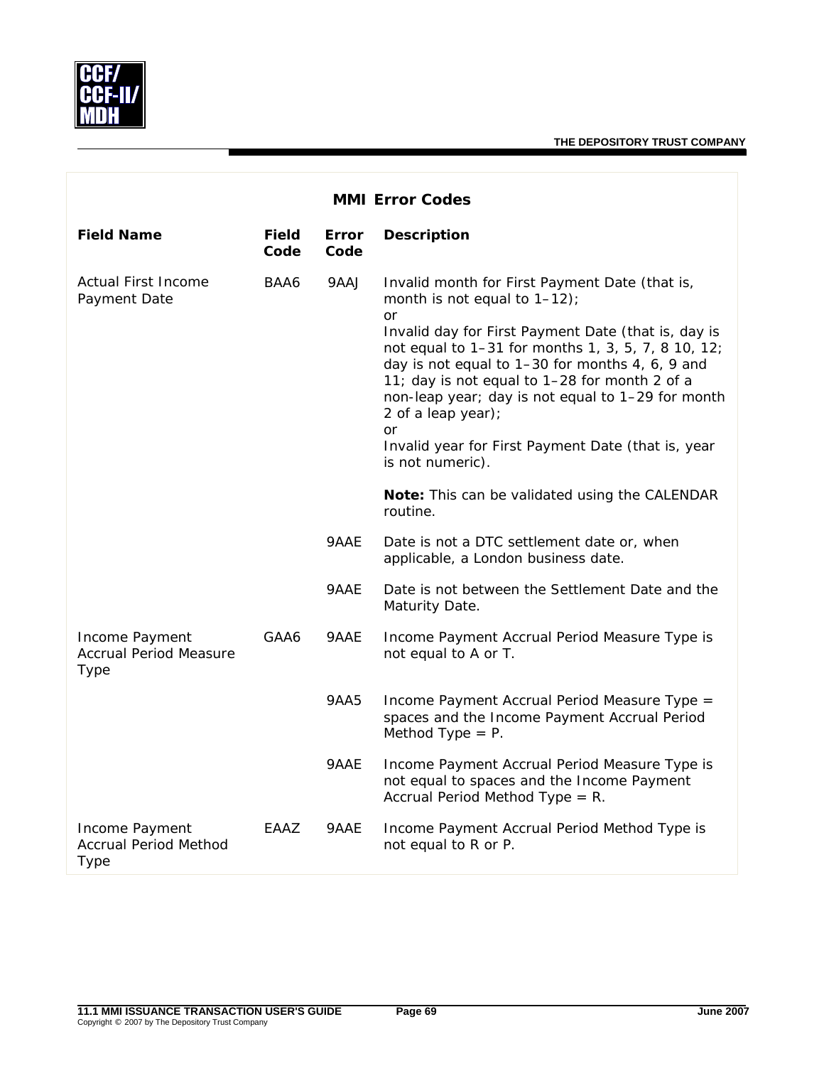## MMI Error Codes

| Field Name | Field Code | Error Code | Description |
|---|---|---|---|
| Actual First Income Payment Date | BAA6 | 9AAJ | Invalid month for First Payment Date (that is, month is not equal to 1–12);<br>or<br>Invalid day for First Payment Date (that is, day is not equal to 1–31 for months 1, 3, 5, 7, 8 10, 12; day is not equal to 1–30 for months 4, 6, 9 and 11; day is not equal to 1–28 for month 2 of a non-leap year; day is not equal to 1–29 for month 2 of a leap year);<br>or<br>Invalid year for First Payment Date (that is, year is not numeric).<br><br>**Note:** This can be validated using the CALENDAR routine. |
| | | 9AAE | Date is not a DTC settlement date or, when applicable, a London business date. |
| | | 9AAE | Date is not between the Settlement Date and the Maturity Date. |
| Income Payment Accrual Period Measure Type | GAA6 | 9AAE | Income Payment Accrual Period Measure Type is not equal to A or T. |
| | | 9AA5 | Income Payment Accrual Period Measure Type = spaces and the Income Payment Accrual Period Method Type = P. |
| | | 9AAE | Income Payment Accrual Period Measure Type is not equal to spaces and the Income Payment Accrual Period Method Type = R. |
| Income Payment Accrual Period Method Type | EAAZ | 9AAE | Income Payment Accrual Period Method Type is not equal to R or P. |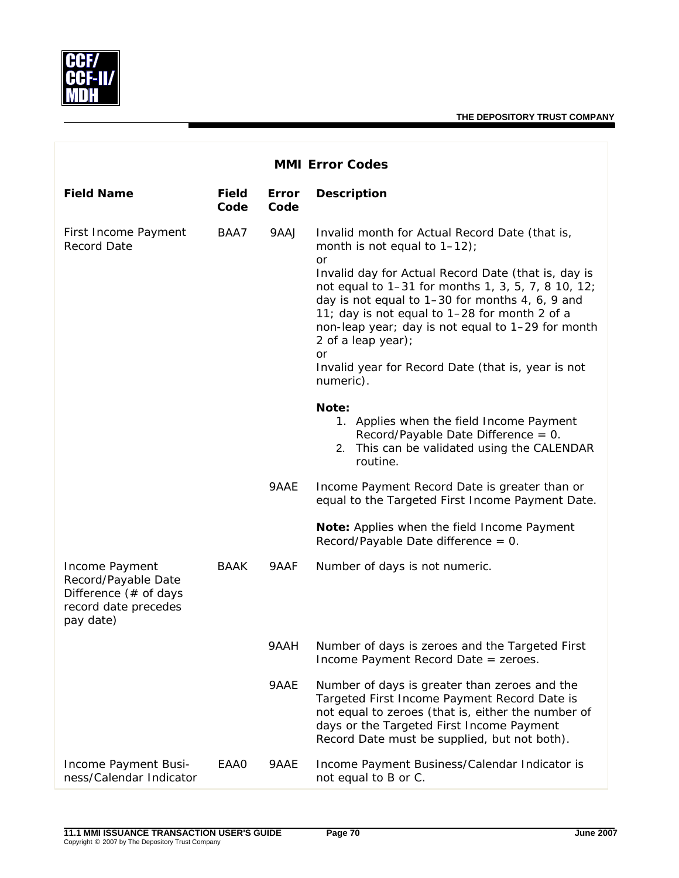## MMI Error Codes

| Field Name | Field Code | Error Code | Description |
|---|---|---|---|
| First Income Payment Record Date | BAA7 | 9AAJ | Invalid month for Actual Record Date (that is, month is not equal to 1–12);<br>or<br>Invalid day for Actual Record Date (that is, day is not equal to 1–31 for months 1, 3, 5, 7, 8 10, 12; day is not equal to 1–30 for months 4, 6, 9 and 11; day is not equal to 1–28 for month 2 of a non-leap year; day is not equal to 1–29 for month 2 of a leap year);<br>or<br>Invalid year for Record Date (that is, year is not numeric).<br><br>**Note:**<br>1. Applies when the field Income Payment Record/Payable Date Difference = 0.<br>2. This can be validated using the CALENDAR routine. |
| | | 9AAE | Income Payment Record Date is greater than or equal to the Targeted First Income Payment Date.<br><br>**Note:** Applies when the field Income Payment Record/Payable Date difference = 0. |
| Income Payment Record/Payable Date Difference (# of days record date precedes pay date) | BAAK | 9AAF | Number of days is not numeric. |
| | | 9AAH | Number of days is zeroes and the Targeted First Income Payment Record Date = zeroes. |
| | | 9AAE | Number of days is greater than zeroes and the Targeted First Income Payment Record Date is not equal to zeroes (that is, either the number of days or the Targeted First Income Payment Record Date must be supplied, but not both). |
| Income Payment Business/Calendar Indicator | EAA0 | 9AAE | Income Payment Business/Calendar Indicator is not equal to B or C. |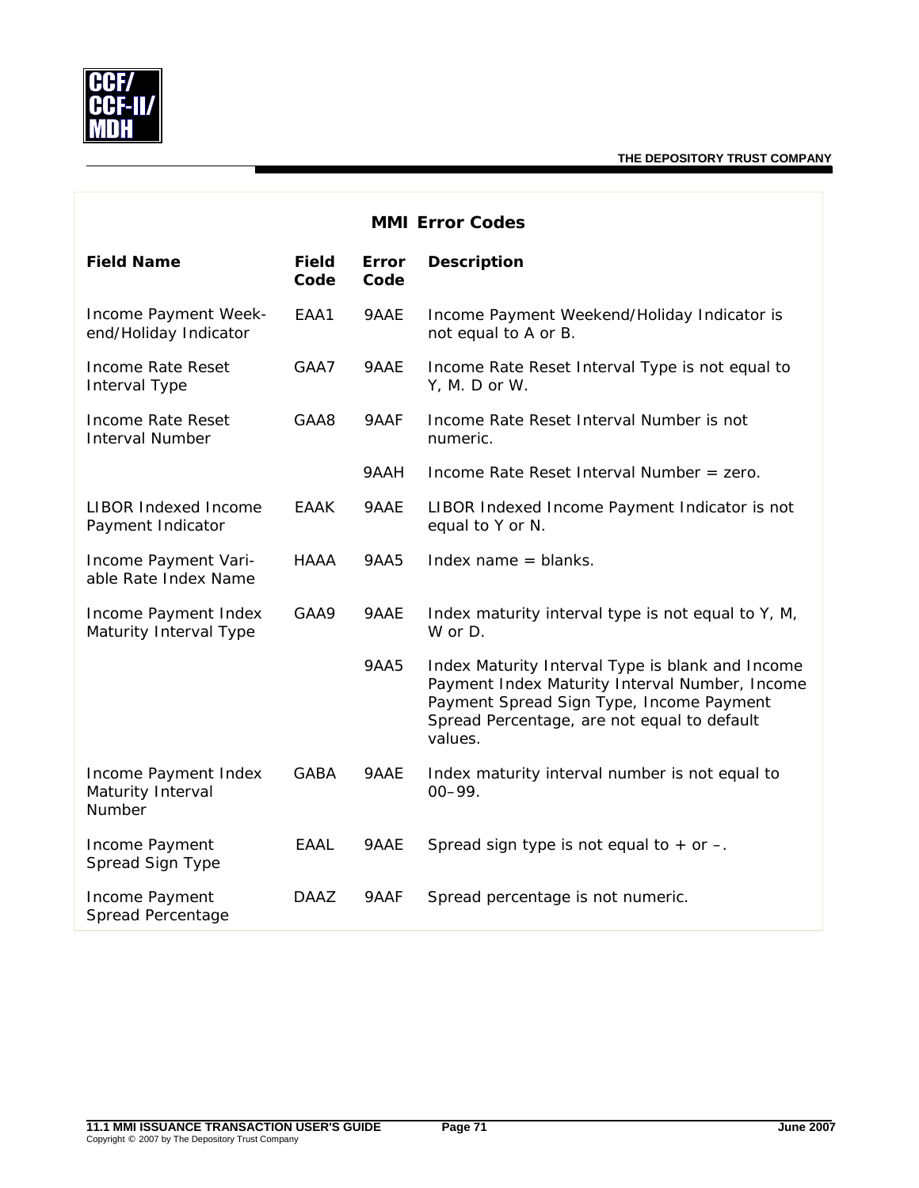## MMI Error Codes

| Field Name | Field Code | Error Code | Description |
|---|---|---|---|
| Income Payment Week-end/Holiday Indicator | EAA1 | 9AAE | Income Payment Weekend/Holiday Indicator is not equal to A or B. |
| Income Rate Reset Interval Type | GAA7 | 9AAE | Income Rate Reset Interval Type is not equal to Y, M. D or W. |
| Income Rate Reset Interval Number | GAA8 | 9AAF | Income Rate Reset Interval Number is not numeric. |
| | | 9AAH | Income Rate Reset Interval Number = zero. |
| LIBOR Indexed Income Payment Indicator | EAAK | 9AAE | LIBOR Indexed Income Payment Indicator is not equal to Y or N. |
| Income Payment Variable Rate Index Name | HAAA | 9AA5 | Index name = blanks. |
| Income Payment Index Maturity Interval Type | GAA9 | 9AAE | Index maturity interval type is not equal to Y, M, W or D. |
| | | 9AA5 | Index Maturity Interval Type is blank and Income Payment Index Maturity Interval Number, Income Payment Spread Sign Type, Income Payment Spread Percentage, are not equal to default values. |
| Income Payment Index Maturity Interval Number | GABA | 9AAE | Index maturity interval number is not equal to 00–99. |
| Income Payment Spread Sign Type | EAAL | 9AAE | Spread sign type is not equal to + or –. |
| Income Payment Spread Percentage | DAAZ | 9AAF | Spread percentage is not numeric. |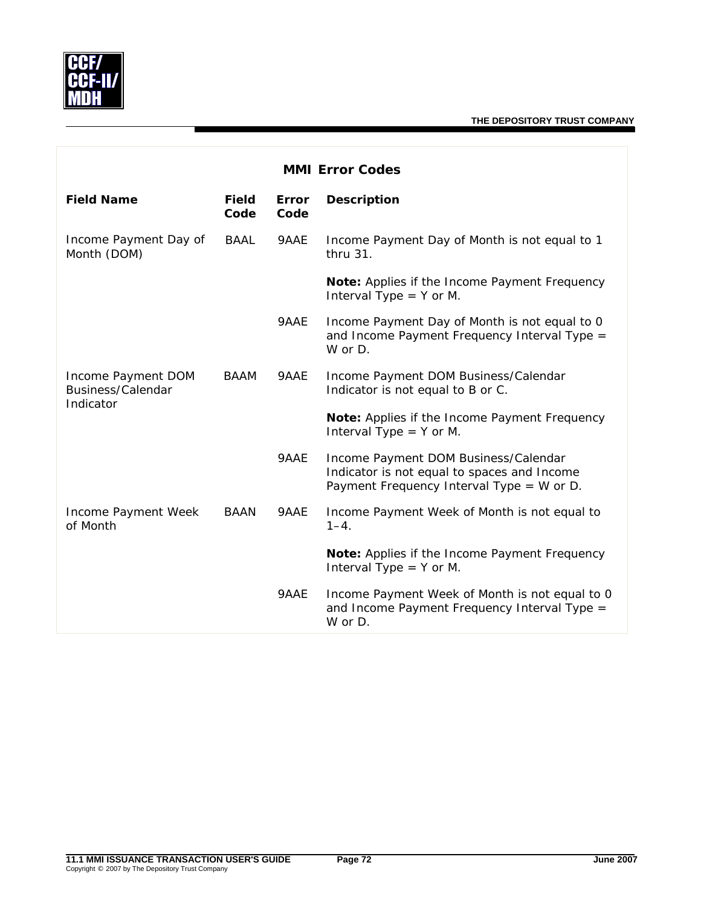## MMI Error Codes

| Field Name | Field Code | Error Code | Description |
|---|---|---|---|
| Income Payment Day of Month (DOM) | BAAL | 9AAE | Income Payment Day of Month is not equal to 1 thru 31.<br><br>**Note:** Applies if the Income Payment Frequency Interval Type = Y or M. |
| | | 9AAE | Income Payment Day of Month is not equal to 0 and Income Payment Frequency Interval Type = W or D. |
| Income Payment DOM Business/Calendar Indicator | BAAM | 9AAE | Income Payment DOM Business/Calendar Indicator is not equal to B or C.<br><br>**Note:** Applies if the Income Payment Frequency Interval Type = Y or M. |
| | | 9AAE | Income Payment DOM Business/Calendar Indicator is not equal to spaces and Income Payment Frequency Interval Type = W or D. |
| Income Payment Week of Month | BAAN | 9AAE | Income Payment Week of Month is not equal to 1–4.<br><br>**Note:** Applies if the Income Payment Frequency Interval Type = Y or M. |
| | | 9AAE | Income Payment Week of Month is not equal to 0 and Income Payment Frequency Interval Type = W or D. |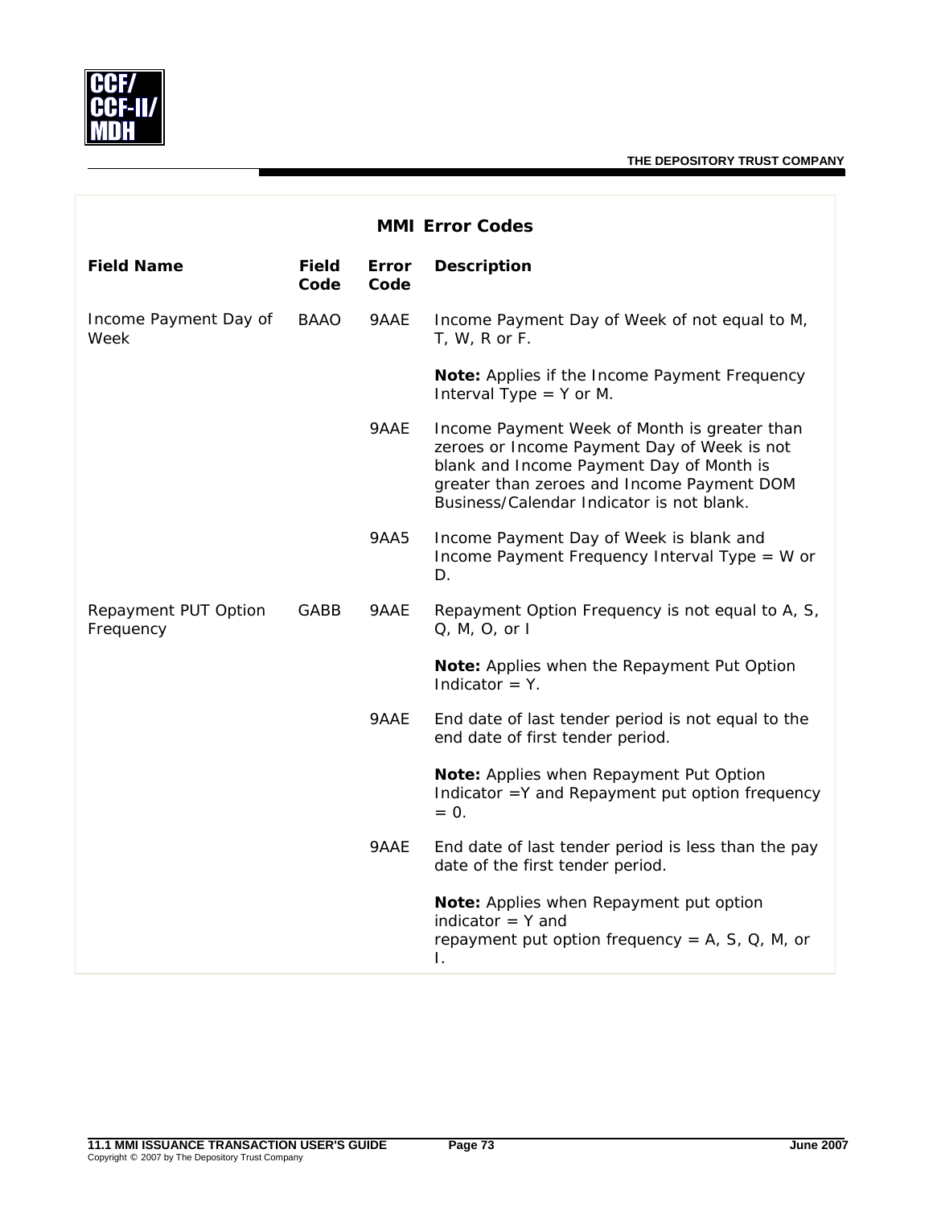## MMI Error Codes

| Field Name | Field Code | Error Code | Description |
|---|---|---|---|
| Income Payment Day of Week | BAAO | 9AAE | Income Payment Day of Week of not equal to M, T, W, R or F.<br><br>**Note:** Applies if the Income Payment Frequency Interval Type = Y or M. |
| | | 9AAE | Income Payment Week of Month is greater than zeroes or Income Payment Day of Week is not blank and Income Payment Day of Month is greater than zeroes and Income Payment DOM Business/Calendar Indicator is not blank. |
| | | 9AA5 | Income Payment Day of Week is blank and Income Payment Frequency Interval Type = W or D. |
| Repayment PUT Option Frequency | GABB | 9AAE | Repayment Option Frequency is not equal to A, S, Q, M, O, or I<br><br>**Note:** Applies when the Repayment Put Option Indicator = Y. |
| | | 9AAE | End date of last tender period is not equal to the end date of first tender period.<br><br>**Note:** Applies when Repayment Put Option Indicator =Y and Repayment put option frequency = 0. |
| | | 9AAE | End date of last tender period is less than the pay date of the first tender period.<br><br>**Note:** Applies when Repayment put option indicator = Y and repayment put option frequency = A, S, Q, M, or I. |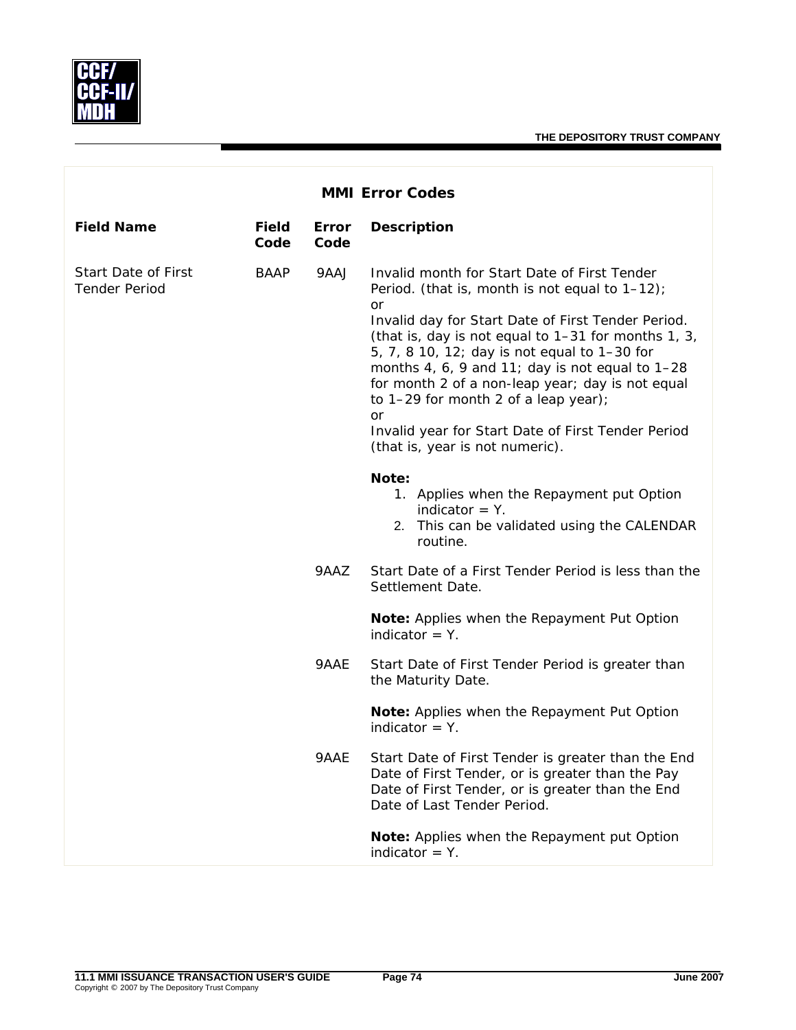## MMI Error Codes

| Field Name | Field Code | Error Code | Description |
|---|---|---|---|
| Start Date of First Tender Period | BAAP | 9AAJ | Invalid month for Start Date of First Tender Period. (that is, month is not equal to 1–12);<br>or<br>Invalid day for Start Date of First Tender Period. (that is, day is not equal to 1–31 for months 1, 3, 5, 7, 8 10, 12; day is not equal to 1–30 for months 4, 6, 9 and 11; day is not equal to 1–28 for month 2 of a non-leap year; day is not equal to 1–29 for month 2 of a leap year);<br>or<br>Invalid year for Start Date of First Tender Period (that is, year is not numeric).<br><br>**Note:**<br>1. Applies when the Repayment put Option indicator = Y.<br>2. This can be validated using the CALENDAR routine. |
| | | 9AAZ | Start Date of a First Tender Period is less than the Settlement Date.<br><br>**Note:** Applies when the Repayment Put Option indicator = Y. |
| | | 9AAE | Start Date of First Tender Period is greater than the Maturity Date.<br><br>**Note:** Applies when the Repayment Put Option indicator = Y. |
| | | 9AAE | Start Date of First Tender is greater than the End Date of First Tender, or is greater than the Pay Date of First Tender, or is greater than the End Date of Last Tender Period.<br><br>**Note:** Applies when the Repayment put Option indicator = Y. |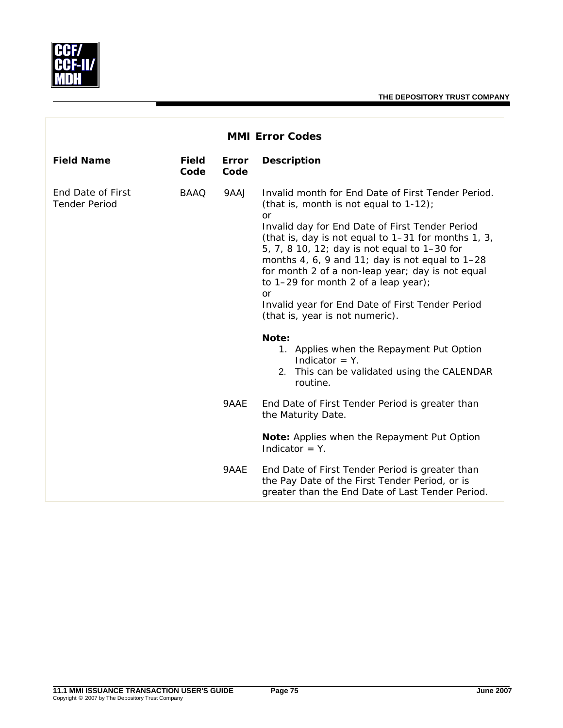## MMI Error Codes

| Field Name | Field Code | Error Code | Description |
|---|---|---|---|
| End Date of First Tender Period | BAAQ | 9AAJ | Invalid month for End Date of First Tender Period. (that is, month is not equal to 1-12);<br>or<br>Invalid day for End Date of First Tender Period (that is, day is not equal to 1–31 for months 1, 3, 5, 7, 8 10, 12; day is not equal to 1–30 for months 4, 6, 9 and 11; day is not equal to 1–28 for month 2 of a non-leap year; day is not equal to 1–29 for month 2 of a leap year);<br>or<br>Invalid year for End Date of First Tender Period (that is, year is not numeric).<br><br>**Note:**<br>1. Applies when the Repayment Put Option Indicator = Y.<br>2. This can be validated using the CALENDAR routine. |
| | | 9AAE | End Date of First Tender Period is greater than the Maturity Date.<br><br>**Note:** Applies when the Repayment Put Option Indicator = Y. |
| | | 9AAE | End Date of First Tender Period is greater than the Pay Date of the First Tender Period, or is greater than the End Date of Last Tender Period. |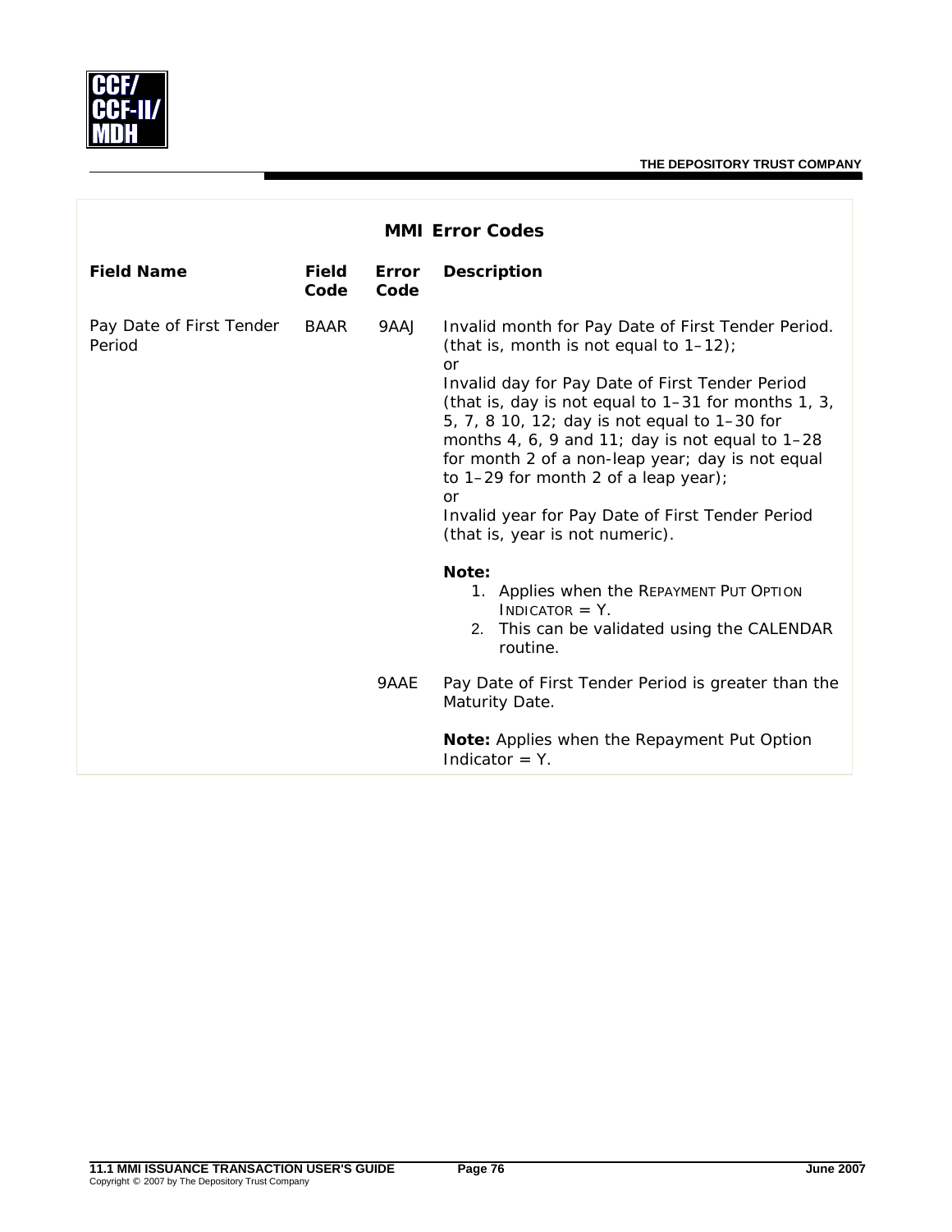## MMI Error Codes

| Field Name | Field Code | Error Code | Description |
|---|---|---|---|
| Pay Date of First Tender Period | BAAR | 9AAJ | Invalid month for Pay Date of First Tender Period. (that is, month is not equal to 1–12); <br>or <br>Invalid day for Pay Date of First Tender Period (that is, day is not equal to 1–31 for months 1, 3, 5, 7, 8 10, 12; day is not equal to 1–30 for months 4, 6, 9 and 11; day is not equal to 1–28 for month 2 of a non-leap year; day is not equal to 1–29 for month 2 of a leap year); <br>or <br>Invalid year for Pay Date of First Tender Period (that is, year is not numeric). <br><br>**Note:** <br>1. Applies when the REPAYMENT PUT OPTION INDICATOR = Y. <br>2. This can be validated using the CALENDAR routine. |
| | | 9AAE | Pay Date of First Tender Period is greater than the Maturity Date. <br><br>**Note:** Applies when the Repayment Put Option Indicator = Y. |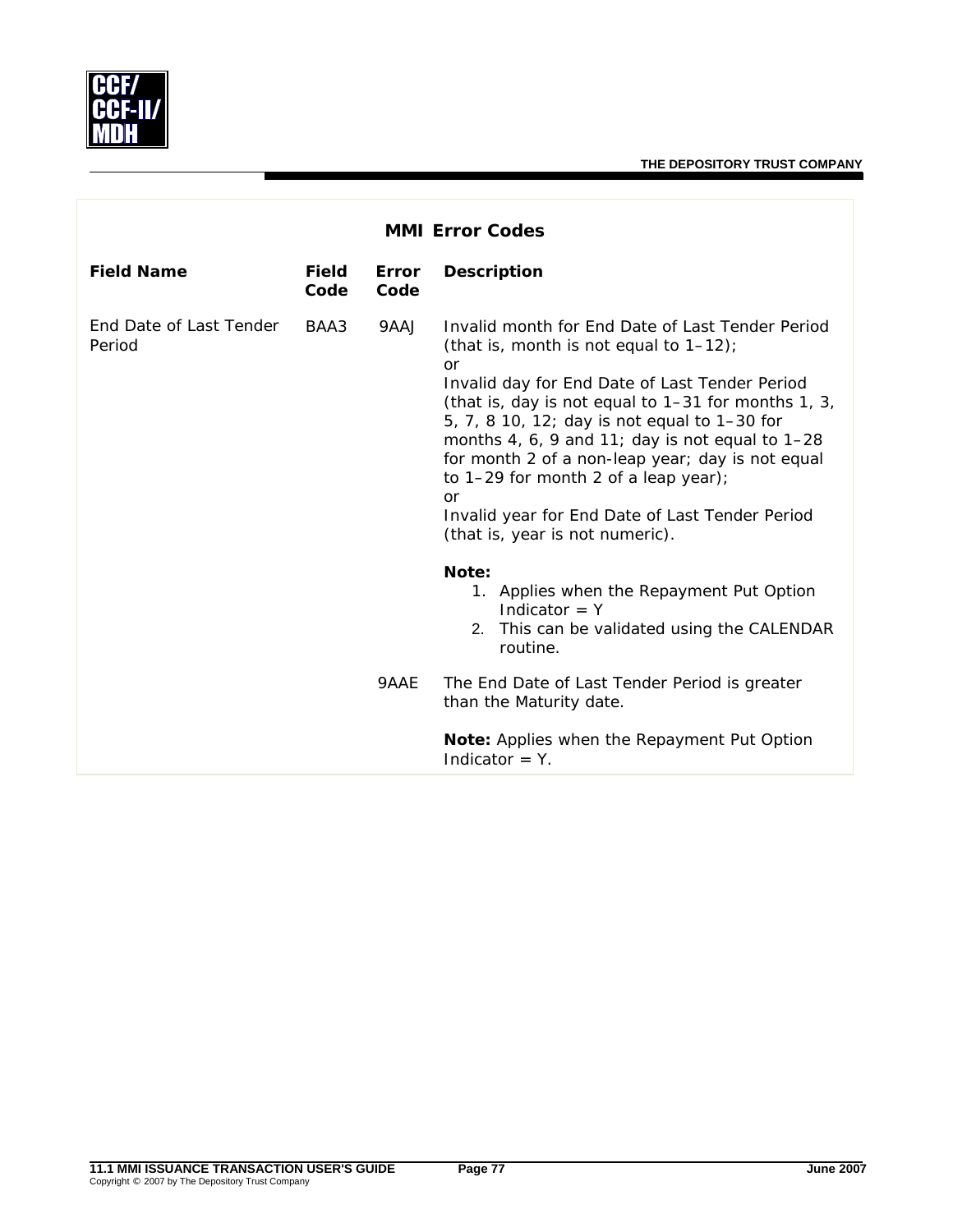## MMI Error Codes

| Field Name | Field Code | Error Code | Description |
|---|---|---|---|
| End Date of Last Tender Period | BAA3 | 9AAJ | Invalid month for End Date of Last Tender Period (that is, month is not equal to 1–12); or Invalid day for End Date of Last Tender Period (that is, day is not equal to 1–31 for months 1, 3, 5, 7, 8 10, 12; day is not equal to 1–30 for months 4, 6, 9 and 11; day is not equal to 1–28 for month 2 of a non-leap year; day is not equal to 1–29 for month 2 of a leap year); or Invalid year for End Date of Last Tender Period (that is, year is not numeric).<br><br>**Note:**<br>1. Applies when the Repayment Put Option Indicator = Y<br>2. This can be validated using the CALENDAR routine. |
| | | 9AAE | The End Date of Last Tender Period is greater than the Maturity date.<br><br>**Note:** Applies when the Repayment Put Option Indicator = Y. |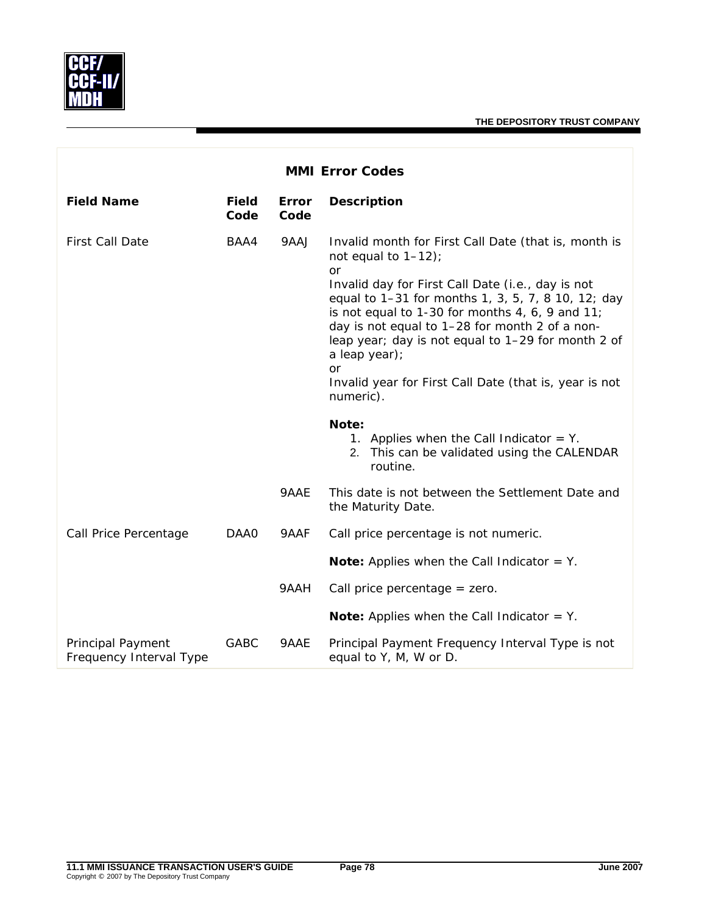## MMI Error Codes

| Field Name | Field Code | Error Code | Description |
|---|---|---|---|
| First Call Date | BAA4 | 9AAJ | Invalid month for First Call Date (that is, month is not equal to 1–12);<br>or<br>Invalid day for First Call Date (i.e., day is not equal to 1–31 for months 1, 3, 5, 7, 8 10, 12; day is not equal to 1-30 for months 4, 6, 9 and 11; day is not equal to 1–28 for month 2 of a non-leap year; day is not equal to 1–29 for month 2 of a leap year);<br>or<br>Invalid year for First Call Date (that is, year is not numeric).<br><br>**Note:**<br>1. Applies when the Call Indicator = Y.<br>2. This can be validated using the CALENDAR routine. |
| | | 9AAE | This date is not between the Settlement Date and the Maturity Date. |
| Call Price Percentage | DAA0 | 9AAF | Call price percentage is not numeric.<br><br>**Note:** Applies when the Call Indicator = Y. |
| | | 9AAH | Call price percentage = zero.<br><br>**Note:** Applies when the Call Indicator = Y. |
| Principal Payment Frequency Interval Type | GABC | 9AAE | Principal Payment Frequency Interval Type is not equal to Y, M, W or D. |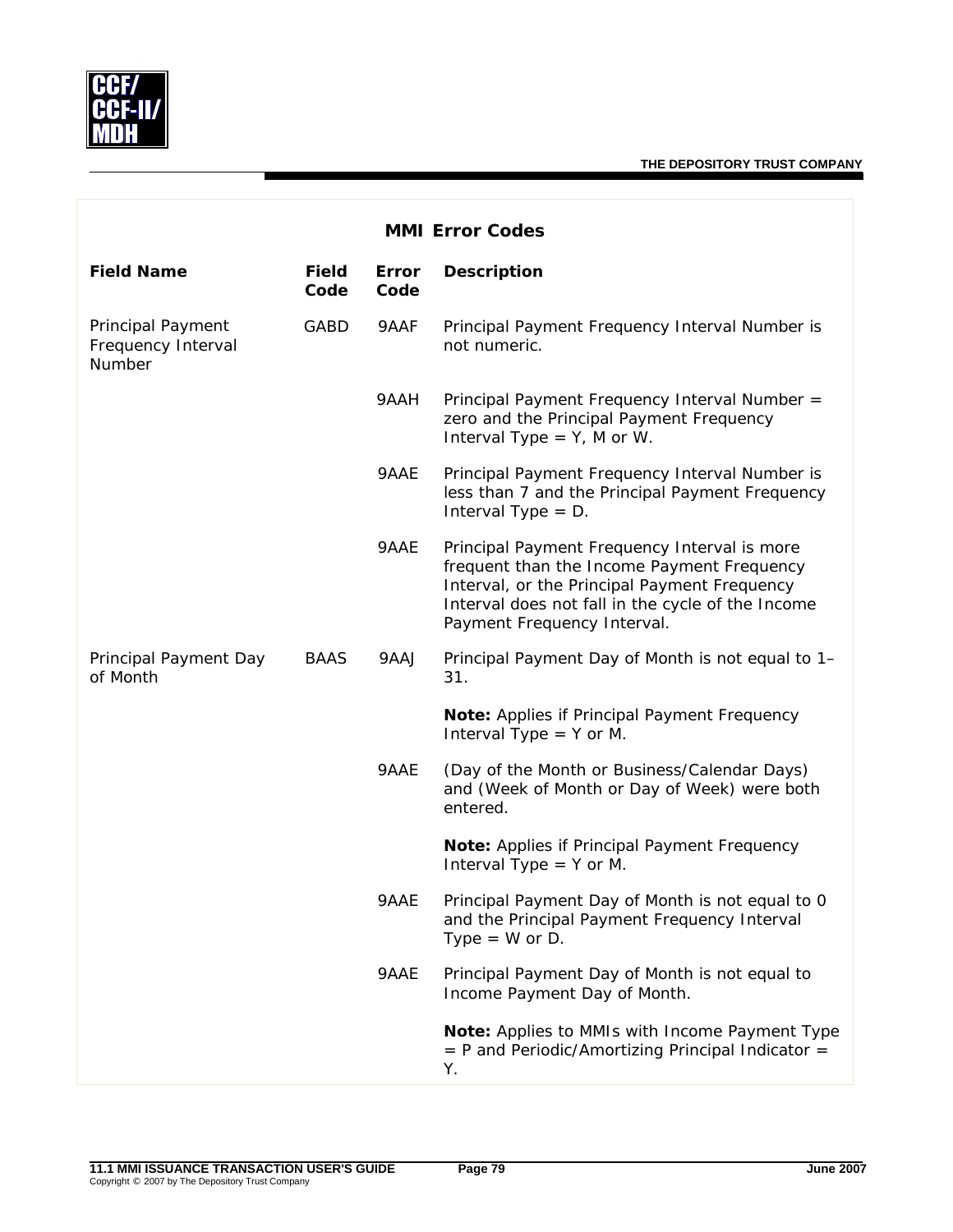## MMI Error Codes

| Field Name | Field Code | Error Code | Description |
|---|---|---|---|
| Principal Payment Frequency Interval Number | GABD | 9AAF | Principal Payment Frequency Interval Number is not numeric. |
| | | 9AAH | Principal Payment Frequency Interval Number = zero and the Principal Payment Frequency Interval Type = Y, M or W. |
| | | 9AAE | Principal Payment Frequency Interval Number is less than 7 and the Principal Payment Frequency Interval Type = D. |
| | | 9AAE | Principal Payment Frequency Interval is more frequent than the Income Payment Frequency Interval, or the Principal Payment Frequency Interval does not fall in the cycle of the Income Payment Frequency Interval. |
| Principal Payment Day of Month | BAAS | 9AAJ | Principal Payment Day of Month is not equal to 1–31.<br><br>**Note:** Applies if Principal Payment Frequency Interval Type = Y or M. |
| | | 9AAE | (Day of the Month or Business/Calendar Days) and (Week of Month or Day of Week) were both entered.<br><br>**Note:** Applies if Principal Payment Frequency Interval Type = Y or M. |
| | | 9AAE | Principal Payment Day of Month is not equal to 0 and the Principal Payment Frequency Interval Type = W or D. |
| | | 9AAE | Principal Payment Day of Month is not equal to Income Payment Day of Month.<br><br>**Note:** Applies to MMIs with Income Payment Type = P and Periodic/Amortizing Principal Indicator = Y. |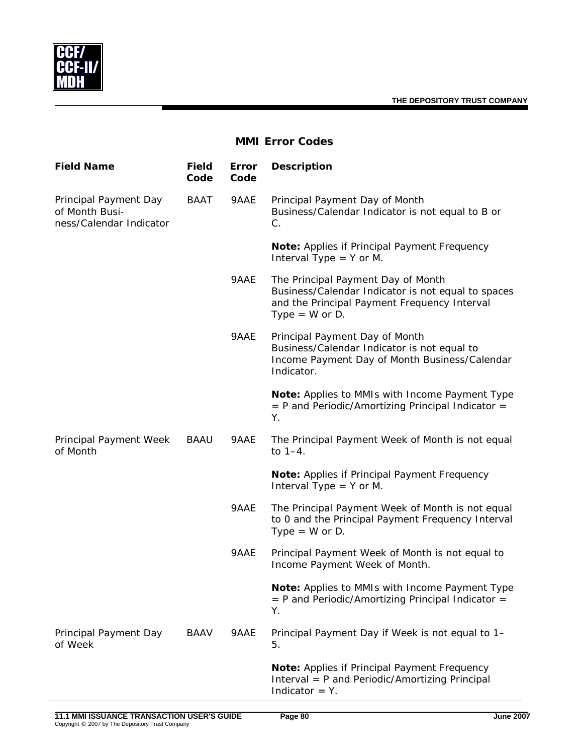## MMI Error Codes

| Field Name | Field Code | Error Code | Description |
|---|---|---|---|
| Principal Payment Day of Month Business/Calendar Indicator | BAAT | 9AAE | Principal Payment Day of Month Business/Calendar Indicator is not equal to B or C.<br><br>**Note:** Applies if Principal Payment Frequency Interval Type = Y or M. |
| | | 9AAE | The Principal Payment Day of Month Business/Calendar Indicator is not equal to spaces and the Principal Payment Frequency Interval Type = W or D. |
| | | 9AAE | Principal Payment Day of Month Business/Calendar Indicator is not equal to Income Payment Day of Month Business/Calendar Indicator.<br><br>**Note:** Applies to MMIs with Income Payment Type = P and Periodic/Amortizing Principal Indicator = Y. |
| Principal Payment Week of Month | BAAU | 9AAE | The Principal Payment Week of Month is not equal to 1–4.<br><br>**Note:** Applies if Principal Payment Frequency Interval Type = Y or M. |
| | | 9AAE | The Principal Payment Week of Month is not equal to 0 and the Principal Payment Frequency Interval Type = W or D. |
| | | 9AAE | Principal Payment Week of Month is not equal to Income Payment Week of Month.<br><br>**Note:** Applies to MMIs with Income Payment Type = P and Periodic/Amortizing Principal Indicator = Y. |
| Principal Payment Day of Week | BAAV | 9AAE | Principal Payment Day if Week is not equal to 1–5.<br><br>**Note:** Applies if Principal Payment Frequency Interval = P and Periodic/Amortizing Principal Indicator = Y. |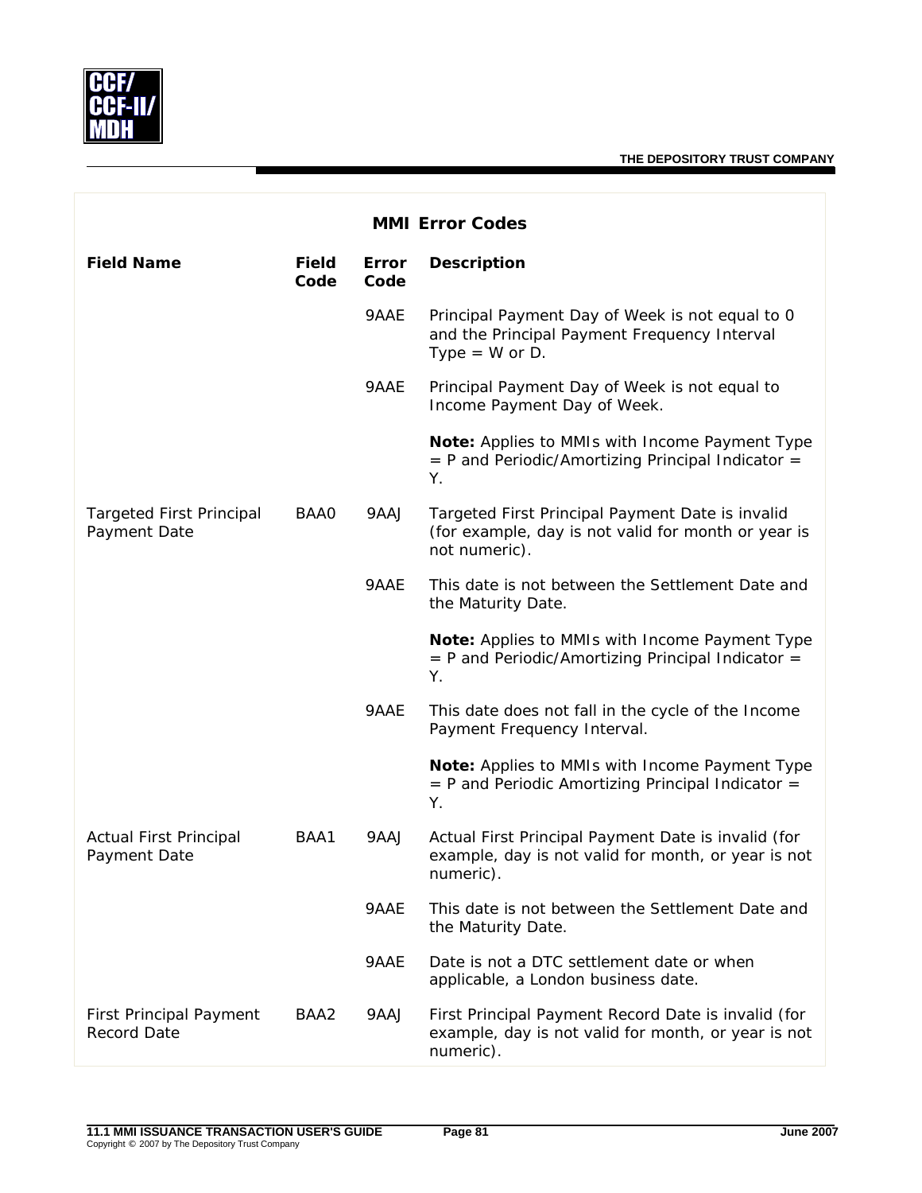## MMI Error Codes

| Field Name | Field Code | Error Code | Description |
|---|---|---|---|
| | | 9AAE | Principal Payment Day of Week is not equal to 0 and the Principal Payment Frequency Interval Type = W or D. |
| | | 9AAE | Principal Payment Day of Week is not equal to Income Payment Day of Week.<br><br>**Note:** Applies to MMIs with Income Payment Type = P and Periodic/Amortizing Principal Indicator = Y. |
| Targeted First Principal Payment Date | BAA0 | 9AAJ | Targeted First Principal Payment Date is invalid (for example, day is not valid for month or year is not numeric). |
| | | 9AAE | This date is not between the Settlement Date and the Maturity Date.<br><br>**Note:** Applies to MMIs with Income Payment Type = P and Periodic/Amortizing Principal Indicator = Y. |
| | | 9AAE | This date does not fall in the cycle of the Income Payment Frequency Interval.<br><br>**Note:** Applies to MMIs with Income Payment Type = P and Periodic Amortizing Principal Indicator = Y. |
| Actual First Principal Payment Date | BAA1 | 9AAJ | Actual First Principal Payment Date is invalid (for example, day is not valid for month, or year is not numeric). |
| | | 9AAE | This date is not between the Settlement Date and the Maturity Date. |
| | | 9AAE | Date is not a DTC settlement date or when applicable, a London business date. |
| First Principal Payment Record Date | BAA2 | 9AAJ | First Principal Payment Record Date is invalid (for example, day is not valid for month, or year is not numeric). |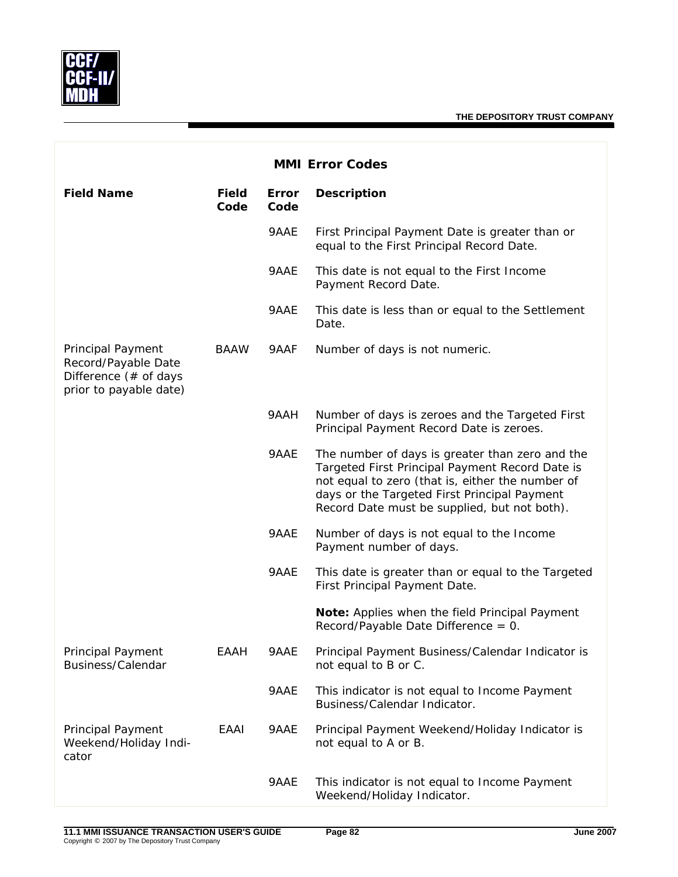## MMI Error Codes

| Field Name | Field Code | Error Code | Description |
|---|---|---|---|
| | | 9AAE | First Principal Payment Date is greater than or equal to the First Principal Record Date. |
| | | 9AAE | This date is not equal to the First Income Payment Record Date. |
| | | 9AAE | This date is less than or equal to the Settlement Date. |
| Principal Payment Record/Payable Date Difference (# of days prior to payable date) | BAAW | 9AAF | Number of days is not numeric. |
| | | 9AAH | Number of days is zeroes and the Targeted First Principal Payment Record Date is zeroes. |
| | | 9AAE | The number of days is greater than zero and the Targeted First Principal Payment Record Date is not equal to zero (that is, either the number of days or the Targeted First Principal Payment Record Date must be supplied, but not both). |
| | | 9AAE | Number of days is not equal to the Income Payment number of days. |
| | | 9AAE | This date is greater than or equal to the Targeted First Principal Payment Date.<br><br>**Note:** Applies when the field Principal Payment Record/Payable Date Difference = 0. |
| Principal Payment Business/Calendar | EAAH | 9AAE | Principal Payment Business/Calendar Indicator is not equal to B or C. |
| | | 9AAE | This indicator is not equal to Income Payment Business/Calendar Indicator. |
| Principal Payment Weekend/Holiday Indicator | EAAI | 9AAE | Principal Payment Weekend/Holiday Indicator is not equal to A or B. |
| | | 9AAE | This indicator is not equal to Income Payment Weekend/Holiday Indicator. |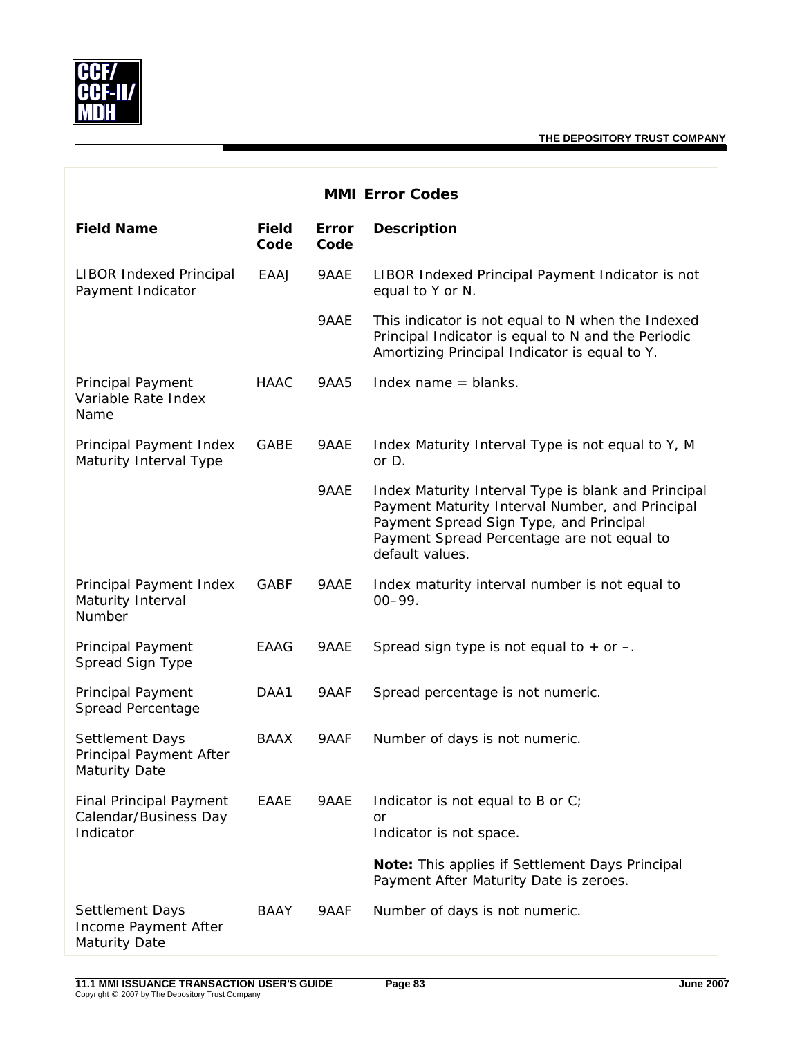## MMI Error Codes

| Field Name | Field Code | Error Code | Description |
|---|---|---|---|
| LIBOR Indexed Principal Payment Indicator | EAAJ | 9AAE | LIBOR Indexed Principal Payment Indicator is not equal to Y or N. |
| | | 9AAE | This indicator is not equal to N when the Indexed Principal Indicator is equal to N and the Periodic Amortizing Principal Indicator is equal to Y. |
| Principal Payment Variable Rate Index Name | HAAC | 9AA5 | Index name = blanks. |
| Principal Payment Index Maturity Interval Type | GABE | 9AAE | Index Maturity Interval Type is not equal to Y, M or D. |
| | | 9AAE | Index Maturity Interval Type is blank and Principal Payment Maturity Interval Number, and Principal Payment Spread Sign Type, and Principal Payment Spread Percentage are not equal to default values. |
| Principal Payment Index Maturity Interval Number | GABF | 9AAE | Index maturity interval number is not equal to 00–99. |
| Principal Payment Spread Sign Type | EAAG | 9AAE | Spread sign type is not equal to + or –. |
| Principal Payment Spread Percentage | DAA1 | 9AAF | Spread percentage is not numeric. |
| Settlement Days Principal Payment After Maturity Date | BAAX | 9AAF | Number of days is not numeric. |
| Final Principal Payment Calendar/Business Day Indicator | EAAE | 9AAE | Indicator is not equal to B or C; or Indicator is not space. **Note:** This applies if Settlement Days Principal Payment After Maturity Date is zeroes. |
| Settlement Days Income Payment After Maturity Date | BAAY | 9AAF | Number of days is not numeric. |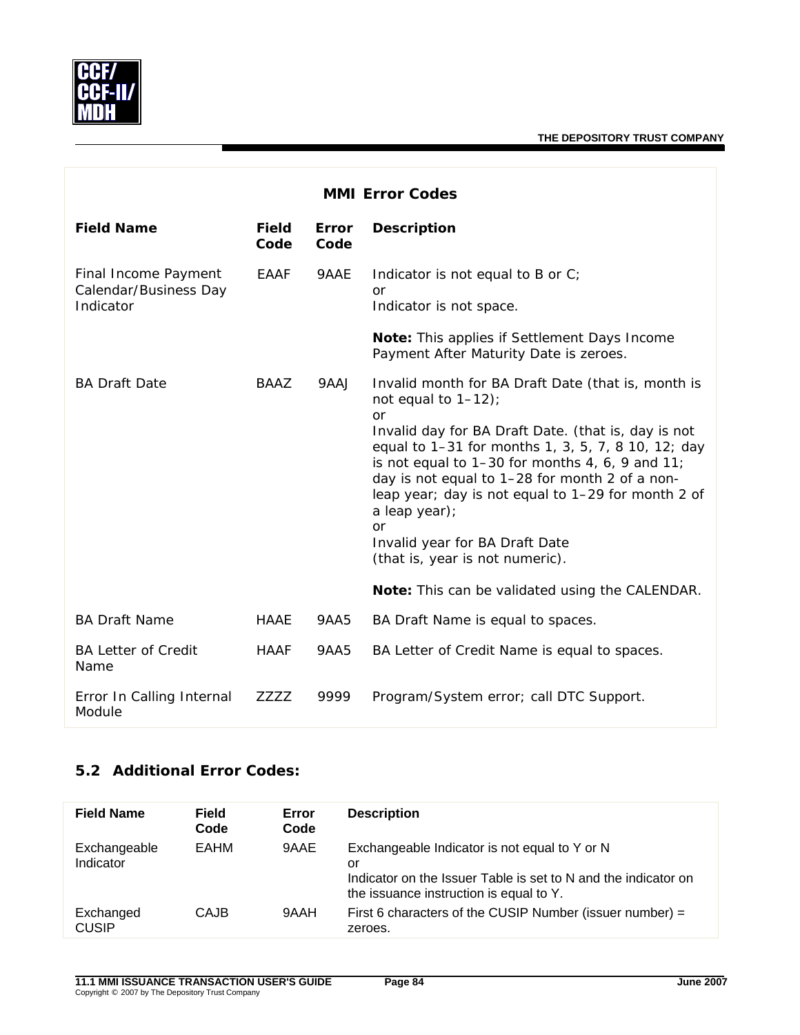**MMI Error Codes**

| Field Name | Field Code | Error Code | Description |
|---|---|---|---|
| Final Income Payment Calendar/Business Day Indicator | EAAF | 9AAE | Indicator is not equal to B or C; or Indicator is not space. **Note:** This applies if Settlement Days Income Payment After Maturity Date is zeroes. |
| BA Draft Date | BAAZ | 9AAJ | Invalid month for BA Draft Date (that is, month is not equal to 1–12); or Invalid day for BA Draft Date. (that is, day is not equal to 1–31 for months 1, 3, 5, 7, 8 10, 12; day is not equal to 1–30 for months 4, 6, 9 and 11; day is not equal to 1–28 for month 2 of a non-leap year; day is not equal to 1–29 for month 2 of a leap year); or Invalid year for BA Draft Date (that is, year is not numeric). **Note:** This can be validated using the CALENDAR. |
| BA Draft Name | HAAE | 9AA5 | BA Draft Name is equal to spaces. |
| BA Letter of Credit Name | HAAF | 9AA5 | BA Letter of Credit Name is equal to spaces. |
| Error In Calling Internal Module | ZZZZ | 9999 | Program/System error; call DTC Support. |

## 5.2 Additional Error Codes:

| Field Name | Field Code | Error Code | Description |
|---|---|---|---|
| Exchangeable Indicator | EAHM | 9AAE | Exchangeable Indicator is not equal to Y or N or Indicator on the Issuer Table is set to N and the indicator on the issuance instruction is equal to Y. |
| Exchanged CUSIP | CAJB | 9AAH | First 6 characters of the CUSIP Number (issuer number) = zeroes. |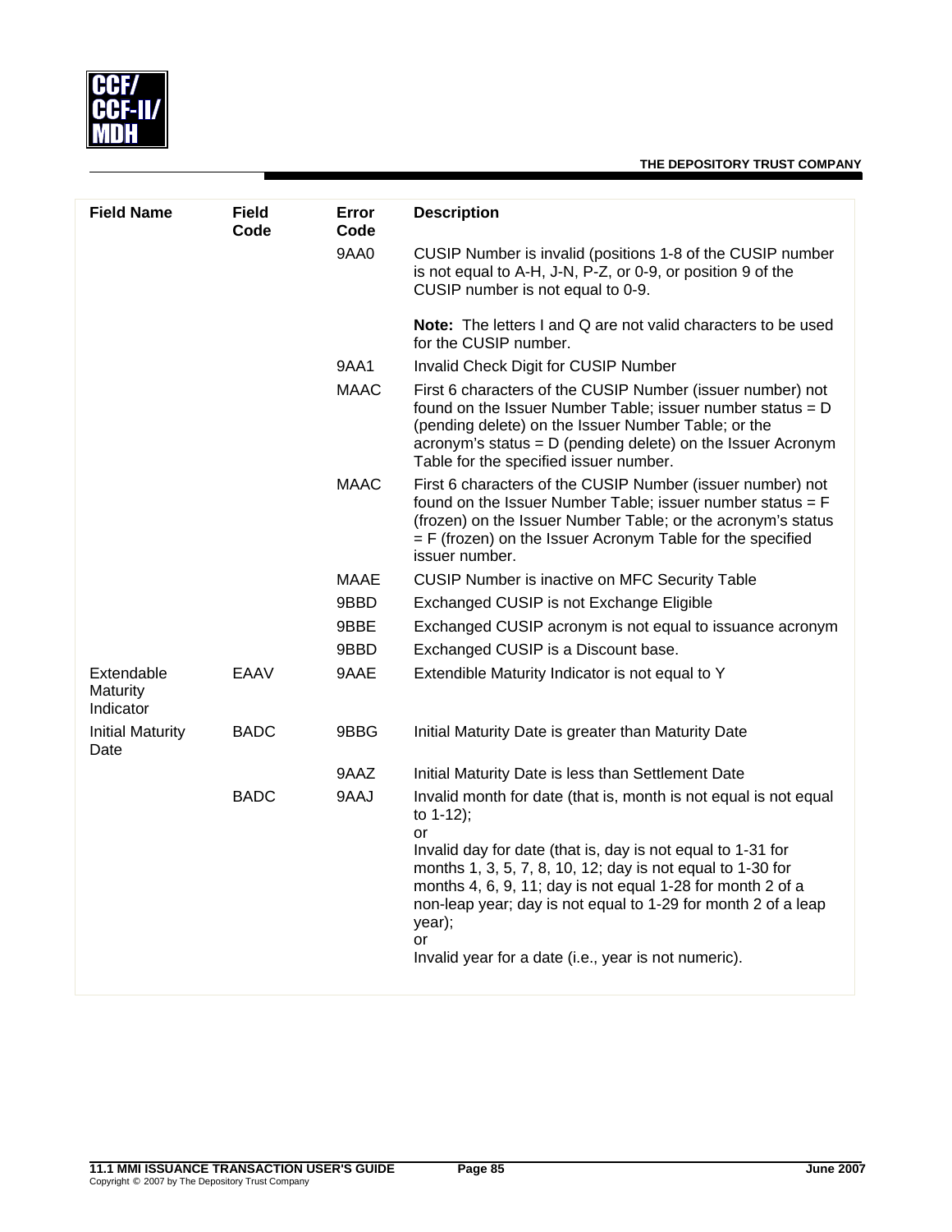| Field Name | Field Code | Error Code | Description |
|---|---|---|---|
| | | 9AA0 | CUSIP Number is invalid (positions 1-8 of the CUSIP number is not equal to A-H, J-N, P-Z, or 0-9, or position 9 of the CUSIP number is not equal to 0-9.<br><br>**Note:** The letters I and Q are not valid characters to be used for the CUSIP number. |
| | | 9AA1 | Invalid Check Digit for CUSIP Number |
| | | MAAC | First 6 characters of the CUSIP Number (issuer number) not found on the Issuer Number Table; issuer number status = D (pending delete) on the Issuer Number Table; or the acronym's status = D (pending delete) on the Issuer Acronym Table for the specified issuer number. |
| | | MAAC | First 6 characters of the CUSIP Number (issuer number) not found on the Issuer Number Table; issuer number status = F (frozen) on the Issuer Number Table; or the acronym's status = F (frozen) on the Issuer Acronym Table for the specified issuer number. |
| | | MAAE | CUSIP Number is inactive on MFC Security Table |
| | | 9BBD | Exchanged CUSIP is not Exchange Eligible |
| | | 9BBE | Exchanged CUSIP acronym is not equal to issuance acronym |
| | | 9BBD | Exchanged CUSIP is a Discount base. |
| Extendable Maturity Indicator | EAAV | 9AAE | Extendible Maturity Indicator is not equal to Y |
| Initial Maturity Date | BADC | 9BBG | Initial Maturity Date is greater than Maturity Date |
| | | 9AAZ | Initial Maturity Date is less than Settlement Date |
| | BADC | 9AAJ | Invalid month for date (that is, month is not equal is not equal to 1-12);<br>or<br>Invalid day for date (that is, day is not equal to 1-31 for months 1, 3, 5, 7, 8, 10, 12; day is not equal to 1-30 for months 4, 6, 9, 11; day is not equal 1-28 for month 2 of a non-leap year; day is not equal to 1-29 for month 2 of a leap year);<br>or<br>Invalid year for a date (i.e., year is not numeric). |